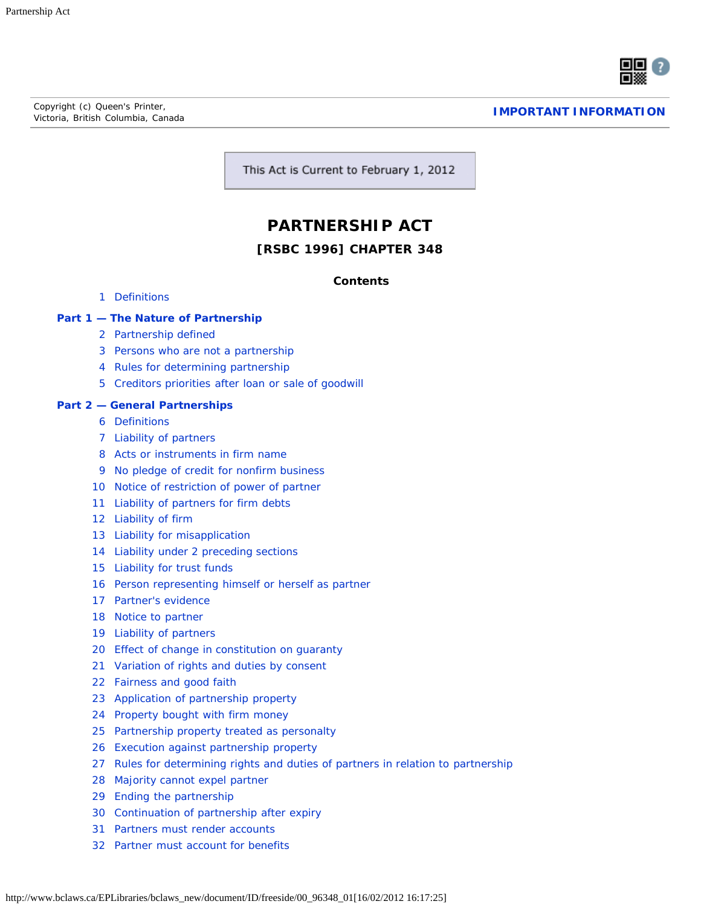Copyright (c) Queen's Printer,
Victoria, British Columbia, Canada

**IMPORTANT INFORMATION**

This Act is Current to February 1, 2012

# PARTNERSHIP ACT

## [RSBC 1996] CHAPTER 348

### Contents

1 Definitions

**Part 1 — The Nature of Partnership**

2 Partnership defined
3 Persons who are not a partnership
4 Rules for determining partnership
5 Creditors priorities after loan or sale of goodwill

**Part 2 — General Partnerships**

6 Definitions
7 Liability of partners
8 Acts or instruments in firm name
9 No pledge of credit for nonfirm business
10 Notice of restriction of power of partner
11 Liability of partners for firm debts
12 Liability of firm
13 Liability for misapplication
14 Liability under 2 preceding sections
15 Liability for trust funds
16 Person representing himself or herself as partner
17 Partner's evidence
18 Notice to partner
19 Liability of partners
20 Effect of change in constitution on guaranty
21 Variation of rights and duties by consent
22 Fairness and good faith
23 Application of partnership property
24 Property bought with firm money
25 Partnership property treated as personalty
26 Execution against partnership property
27 Rules for determining rights and duties of partners in relation to partnership
28 Majority cannot expel partner
29 Ending the partnership
30 Continuation of partnership after expiry
31 Partners must render accounts
32 Partner must account for benefits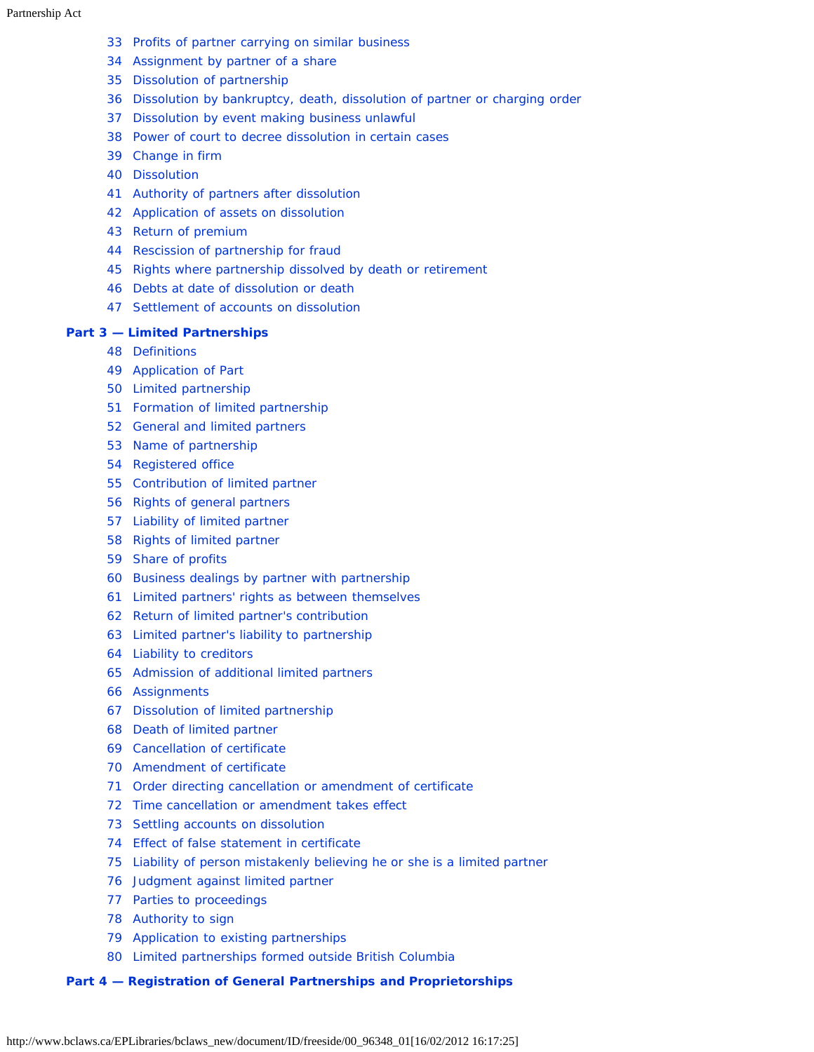33 Profits of partner carrying on similar business

34 Assignment by partner of a share

35 Dissolution of partnership

36 Dissolution by bankruptcy, death, dissolution of partner or charging order

37 Dissolution by event making business unlawful

38 Power of court to decree dissolution in certain cases

39 Change in firm

40 Dissolution

41 Authority of partners after dissolution

42 Application of assets on dissolution

43 Return of premium

44 Rescission of partnership for fraud

45 Rights where partnership dissolved by death or retirement

46 Debts at date of dissolution or death

47 Settlement of accounts on dissolution

**Part 3 — Limited Partnerships**

48 Definitions

49 Application of Part

50 Limited partnership

51 Formation of limited partnership

52 General and limited partners

53 Name of partnership

54 Registered office

55 Contribution of limited partner

56 Rights of general partners

57 Liability of limited partner

58 Rights of limited partner

59 Share of profits

60 Business dealings by partner with partnership

61 Limited partners' rights as between themselves

62 Return of limited partner's contribution

63 Limited partner's liability to partnership

64 Liability to creditors

65 Admission of additional limited partners

66 Assignments

67 Dissolution of limited partnership

68 Death of limited partner

69 Cancellation of certificate

70 Amendment of certificate

71 Order directing cancellation or amendment of certificate

72 Time cancellation or amendment takes effect

73 Settling accounts on dissolution

74 Effect of false statement in certificate

75 Liability of person mistakenly believing he or she is a limited partner

76 Judgment against limited partner

77 Parties to proceedings

78 Authority to sign

79 Application to existing partnerships

80 Limited partnerships formed outside British Columbia

**Part 4 — Registration of General Partnerships and Proprietorships**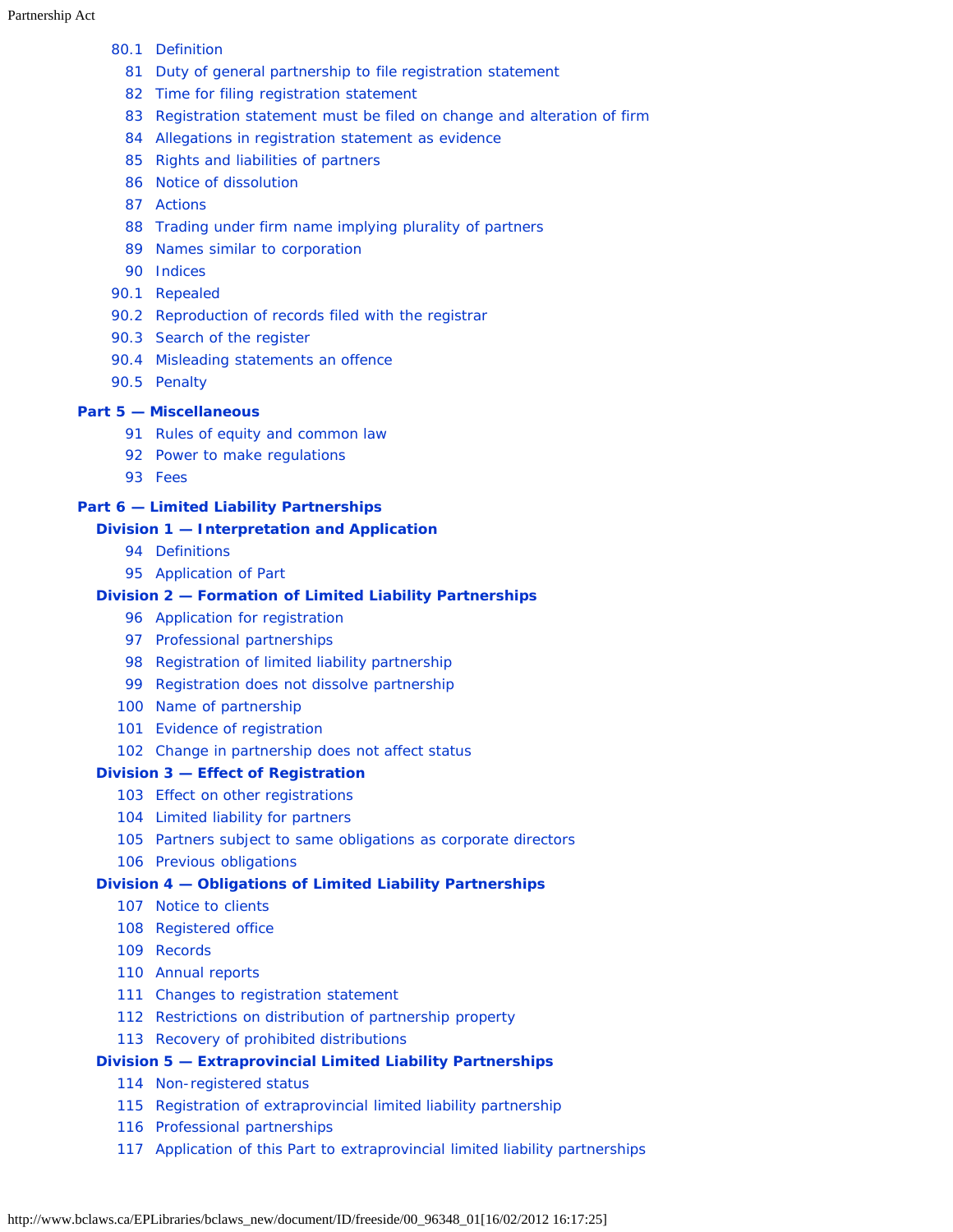80.1 Definition
81 Duty of general partnership to file registration statement
82 Time for filing registration statement
83 Registration statement must be filed on change and alteration of firm
84 Allegations in registration statement as evidence
85 Rights and liabilities of partners
86 Notice of dissolution
87 Actions
88 Trading under firm name implying plurality of partners
89 Names similar to corporation
90 Indices
90.1 Repealed
90.2 Reproduction of records filed with the registrar
90.3 Search of the register
90.4 Misleading statements an offence
90.5 Penalty

**Part 5 — Miscellaneous**

91 Rules of equity and common law
92 Power to make regulations
93 Fees

**Part 6 — Limited Liability Partnerships**

**Division 1 — Interpretation and Application**

94 Definitions
95 Application of Part

**Division 2 — Formation of Limited Liability Partnerships**

96 Application for registration
97 Professional partnerships
98 Registration of limited liability partnership
99 Registration does not dissolve partnership
100 Name of partnership
101 Evidence of registration
102 Change in partnership does not affect status

**Division 3 — Effect of Registration**

103 Effect on other registrations
104 Limited liability for partners
105 Partners subject to same obligations as corporate directors
106 Previous obligations

**Division 4 — Obligations of Limited Liability Partnerships**

107 Notice to clients
108 Registered office
109 Records
110 Annual reports
111 Changes to registration statement
112 Restrictions on distribution of partnership property
113 Recovery of prohibited distributions

**Division 5 — Extraprovincial Limited Liability Partnerships**

114 Non-registered status
115 Registration of extraprovincial limited liability partnership
116 Professional partnerships
117 Application of this Part to extraprovincial limited liability partnerships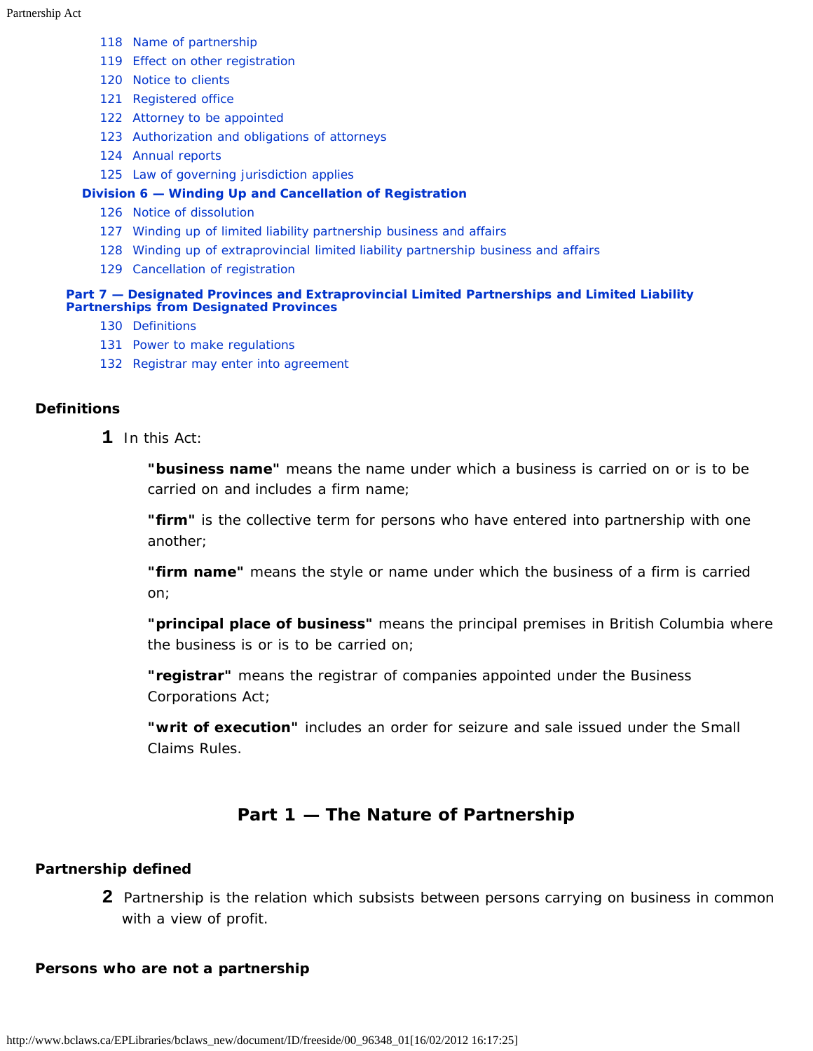118 Name of partnership

119 Effect on other registration

120 Notice to clients

121 Registered office

122 Attorney to be appointed

123 Authorization and obligations of attorneys

124 Annual reports

125 Law of governing jurisdiction applies

**Division 6 — Winding Up and Cancellation of Registration**

126 Notice of dissolution

127 Winding up of limited liability partnership business and affairs

128 Winding up of extraprovincial limited liability partnership business and affairs

129 Cancellation of registration

**Part 7 — Designated Provinces and Extraprovincial Limited Partnerships and Limited Liability Partnerships from Designated Provinces**

130 Definitions

131 Power to make regulations

132 Registrar may enter into agreement

### Definitions

**1** In this Act:

**"business name"** means the name under which a business is carried on or is to be carried on and includes a firm name;

**"firm"** is the collective term for persons who have entered into partnership with one another;

**"firm name"** means the style or name under which the business of a firm is carried on;

**"principal place of business"** means the principal premises in British Columbia where the business is or is to be carried on;

**"registrar"** means the registrar of companies appointed under the Business Corporations Act;

**"writ of execution"** includes an order for seizure and sale issued under the Small Claims Rules.

## Part 1 — The Nature of Partnership

### Partnership defined

**2** Partnership is the relation which subsists between persons carrying on business in common with a view of profit.

### Persons who are not a partnership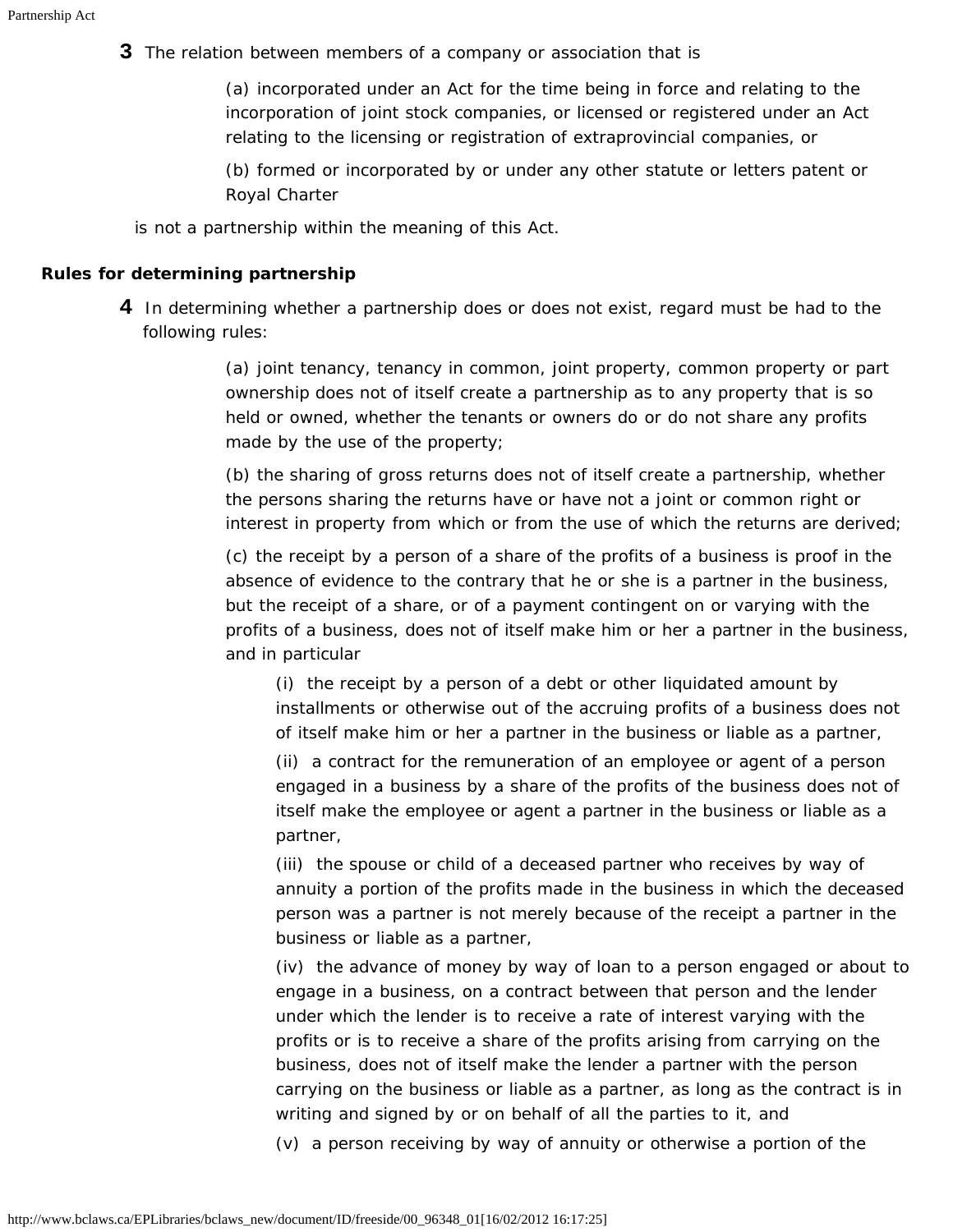**3** The relation between members of a company or association that is

(a) incorporated under an Act for the time being in force and relating to the incorporation of joint stock companies, or licensed or registered under an Act relating to the licensing or registration of extraprovincial companies, or

(b) formed or incorporated by or under any other statute or letters patent or Royal Charter

is not a partnership within the meaning of this Act.

**Rules for determining partnership**

**4** In determining whether a partnership does or does not exist, regard must be had to the following rules:

(a) joint tenancy, tenancy in common, joint property, common property or part ownership does not of itself create a partnership as to any property that is so held or owned, whether the tenants or owners do or do not share any profits made by the use of the property;

(b) the sharing of gross returns does not of itself create a partnership, whether the persons sharing the returns have or have not a joint or common right or interest in property from which or from the use of which the returns are derived;

(c) the receipt by a person of a share of the profits of a business is proof in the absence of evidence to the contrary that he or she is a partner in the business, but the receipt of a share, or of a payment contingent on or varying with the profits of a business, does not of itself make him or her a partner in the business, and in particular

(i) the receipt by a person of a debt or other liquidated amount by installments or otherwise out of the accruing profits of a business does not of itself make him or her a partner in the business or liable as a partner,

(ii) a contract for the remuneration of an employee or agent of a person engaged in a business by a share of the profits of the business does not of itself make the employee or agent a partner in the business or liable as a partner,

(iii) the spouse or child of a deceased partner who receives by way of annuity a portion of the profits made in the business in which the deceased person was a partner is not merely because of the receipt a partner in the business or liable as a partner,

(iv) the advance of money by way of loan to a person engaged or about to engage in a business, on a contract between that person and the lender under which the lender is to receive a rate of interest varying with the profits or is to receive a share of the profits arising from carrying on the business, does not of itself make the lender a partner with the person carrying on the business or liable as a partner, as long as the contract is in writing and signed by or on behalf of all the parties to it, and

(v) a person receiving by way of annuity or otherwise a portion of the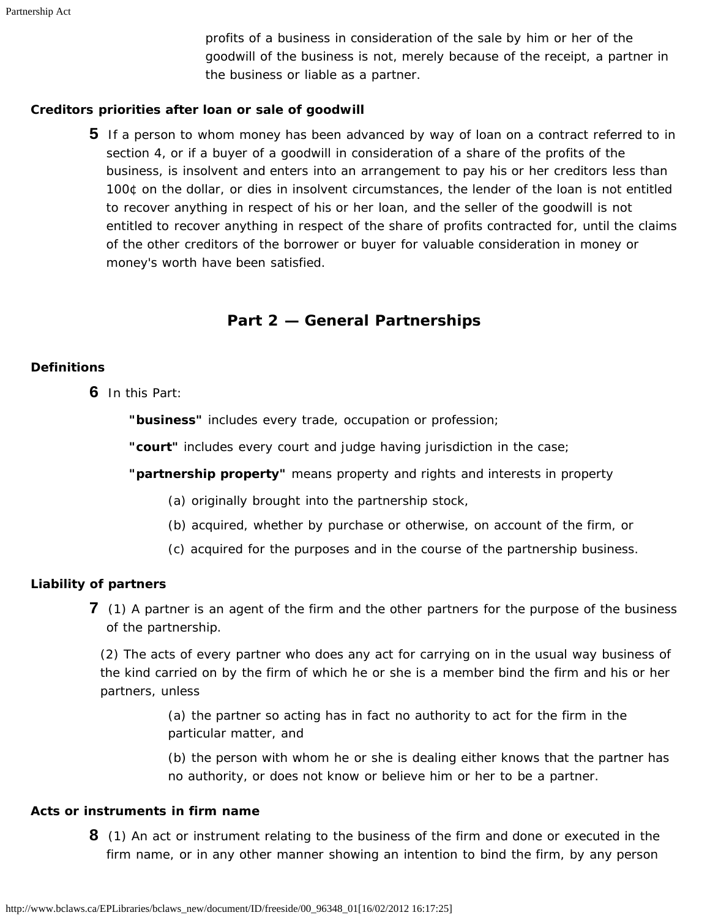profits of a business in consideration of the sale by him or her of the goodwill of the business is not, merely because of the receipt, a partner in the business or liable as a partner.

**Creditors priorities after loan or sale of goodwill**

**5** If a person to whom money has been advanced by way of loan on a contract referred to in section 4, or if a buyer of a goodwill in consideration of a share of the profits of the business, is insolvent and enters into an arrangement to pay his or her creditors less than 100¢ on the dollar, or dies in insolvent circumstances, the lender of the loan is not entitled to recover anything in respect of his or her loan, and the seller of the goodwill is not entitled to recover anything in respect of the share of profits contracted for, until the claims of the other creditors of the borrower or buyer for valuable consideration in money or money's worth have been satisfied.

## Part 2 — General Partnerships

**Definitions**

**6** In this Part:

**"business"** includes every trade, occupation or profession;

**"court"** includes every court and judge having jurisdiction in the case;

**"partnership property"** means property and rights and interests in property

(a) originally brought into the partnership stock,

(b) acquired, whether by purchase or otherwise, on account of the firm, or

(c) acquired for the purposes and in the course of the partnership business.

**Liability of partners**

**7** (1) A partner is an agent of the firm and the other partners for the purpose of the business of the partnership.

(2) The acts of every partner who does any act for carrying on in the usual way business of the kind carried on by the firm of which he or she is a member bind the firm and his or her partners, unless

(a) the partner so acting has in fact no authority to act for the firm in the particular matter, and

(b) the person with whom he or she is dealing either knows that the partner has no authority, or does not know or believe him or her to be a partner.

**Acts or instruments in firm name**

**8** (1) An act or instrument relating to the business of the firm and done or executed in the firm name, or in any other manner showing an intention to bind the firm, by any person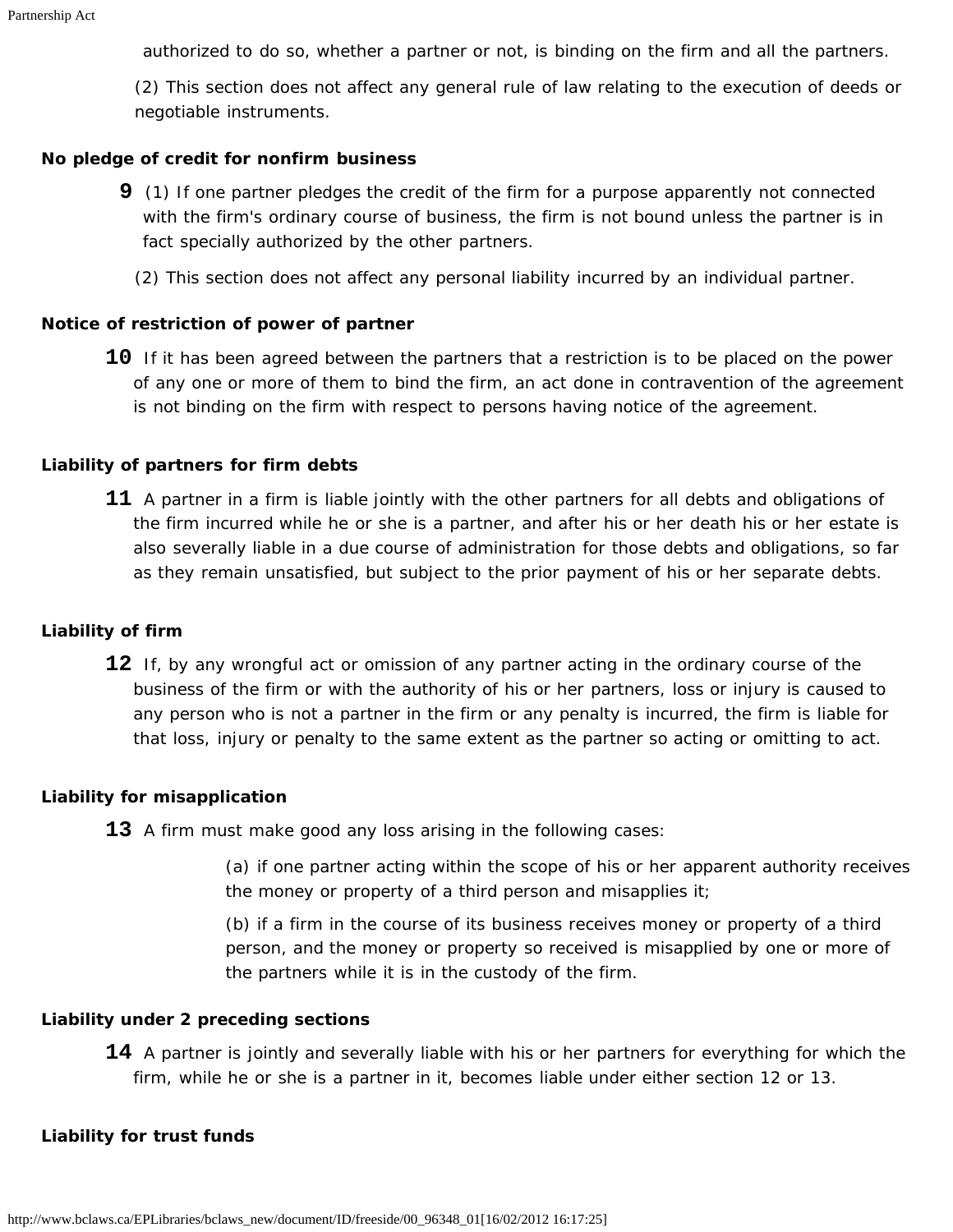authorized to do so, whether a partner or not, is binding on the firm and all the partners.

(2) This section does not affect any general rule of law relating to the execution of deeds or negotiable instruments.

**No pledge of credit for nonfirm business**

**9** (1) If one partner pledges the credit of the firm for a purpose apparently not connected with the firm's ordinary course of business, the firm is not bound unless the partner is in fact specially authorized by the other partners.

(2) This section does not affect any personal liability incurred by an individual partner.

**Notice of restriction of power of partner**

**10** If it has been agreed between the partners that a restriction is to be placed on the power of any one or more of them to bind the firm, an act done in contravention of the agreement is not binding on the firm with respect to persons having notice of the agreement.

**Liability of partners for firm debts**

**11** A partner in a firm is liable jointly with the other partners for all debts and obligations of the firm incurred while he or she is a partner, and after his or her death his or her estate is also severally liable in a due course of administration for those debts and obligations, so far as they remain unsatisfied, but subject to the prior payment of his or her separate debts.

**Liability of firm**

**12** If, by any wrongful act or omission of any partner acting in the ordinary course of the business of the firm or with the authority of his or her partners, loss or injury is caused to any person who is not a partner in the firm or any penalty is incurred, the firm is liable for that loss, injury or penalty to the same extent as the partner so acting or omitting to act.

**Liability for misapplication**

**13** A firm must make good any loss arising in the following cases:

(a) if one partner acting within the scope of his or her apparent authority receives the money or property of a third person and misapplies it;

(b) if a firm in the course of its business receives money or property of a third person, and the money or property so received is misapplied by one or more of the partners while it is in the custody of the firm.

**Liability under 2 preceding sections**

**14** A partner is jointly and severally liable with his or her partners for everything for which the firm, while he or she is a partner in it, becomes liable under either section 12 or 13.

**Liability for trust funds**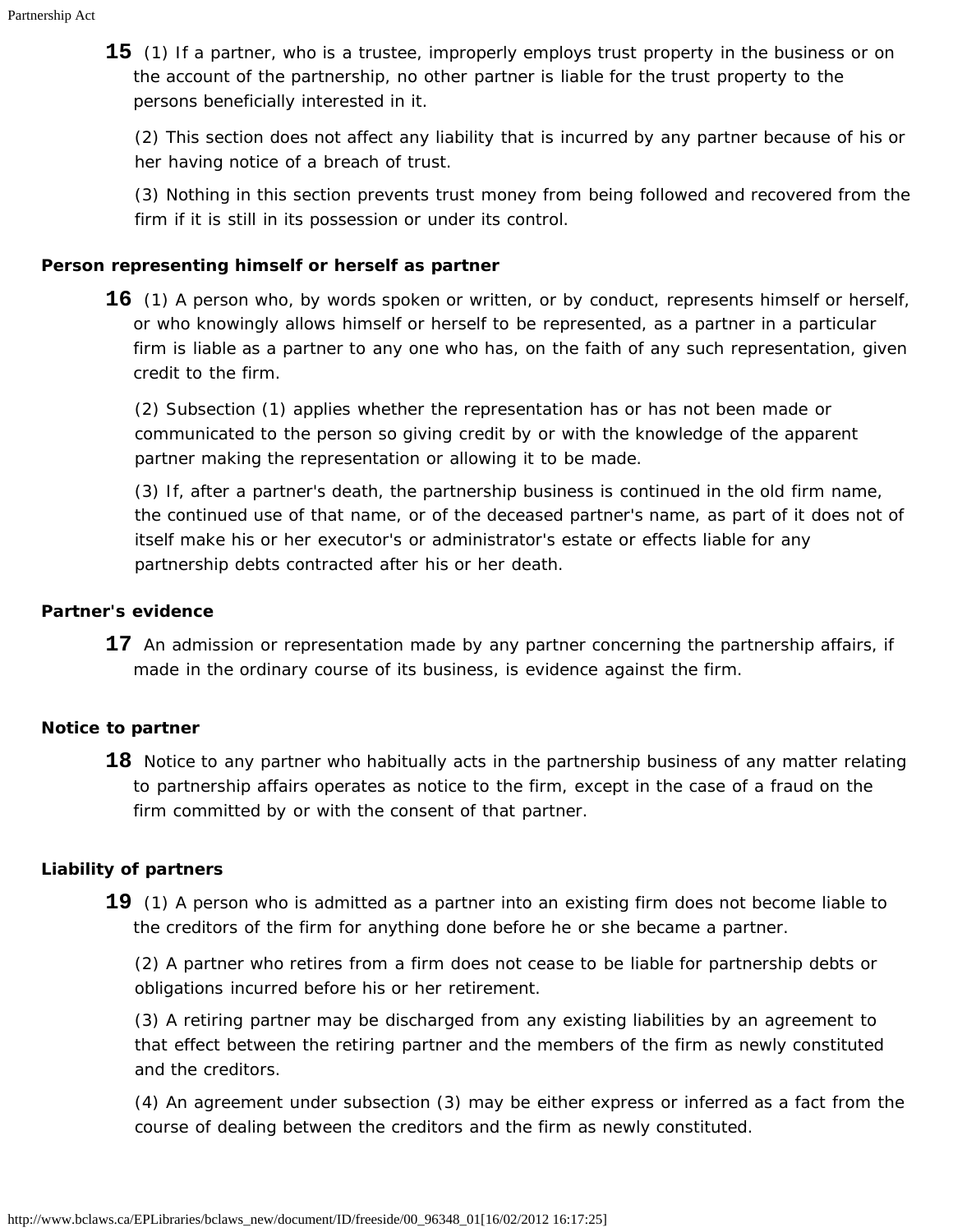**15** (1) If a partner, who is a trustee, improperly employs trust property in the business or on the account of the partnership, no other partner is liable for the trust property to the persons beneficially interested in it.

(2) This section does not affect any liability that is incurred by any partner because of his or her having notice of a breach of trust.

(3) Nothing in this section prevents trust money from being followed and recovered from the firm if it is still in its possession or under its control.

### Person representing himself or herself as partner

**16** (1) A person who, by words spoken or written, or by conduct, represents himself or herself, or who knowingly allows himself or herself to be represented, as a partner in a particular firm is liable as a partner to any one who has, on the faith of any such representation, given credit to the firm.

(2) Subsection (1) applies whether the representation has or has not been made or communicated to the person so giving credit by or with the knowledge of the apparent partner making the representation or allowing it to be made.

(3) If, after a partner's death, the partnership business is continued in the old firm name, the continued use of that name, or of the deceased partner's name, as part of it does not of itself make his or her executor's or administrator's estate or effects liable for any partnership debts contracted after his or her death.

### Partner's evidence

**17** An admission or representation made by any partner concerning the partnership affairs, if made in the ordinary course of its business, is evidence against the firm.

### Notice to partner

**18** Notice to any partner who habitually acts in the partnership business of any matter relating to partnership affairs operates as notice to the firm, except in the case of a fraud on the firm committed by or with the consent of that partner.

### Liability of partners

**19** (1) A person who is admitted as a partner into an existing firm does not become liable to the creditors of the firm for anything done before he or she became a partner.

(2) A partner who retires from a firm does not cease to be liable for partnership debts or obligations incurred before his or her retirement.

(3) A retiring partner may be discharged from any existing liabilities by an agreement to that effect between the retiring partner and the members of the firm as newly constituted and the creditors.

(4) An agreement under subsection (3) may be either express or inferred as a fact from the course of dealing between the creditors and the firm as newly constituted.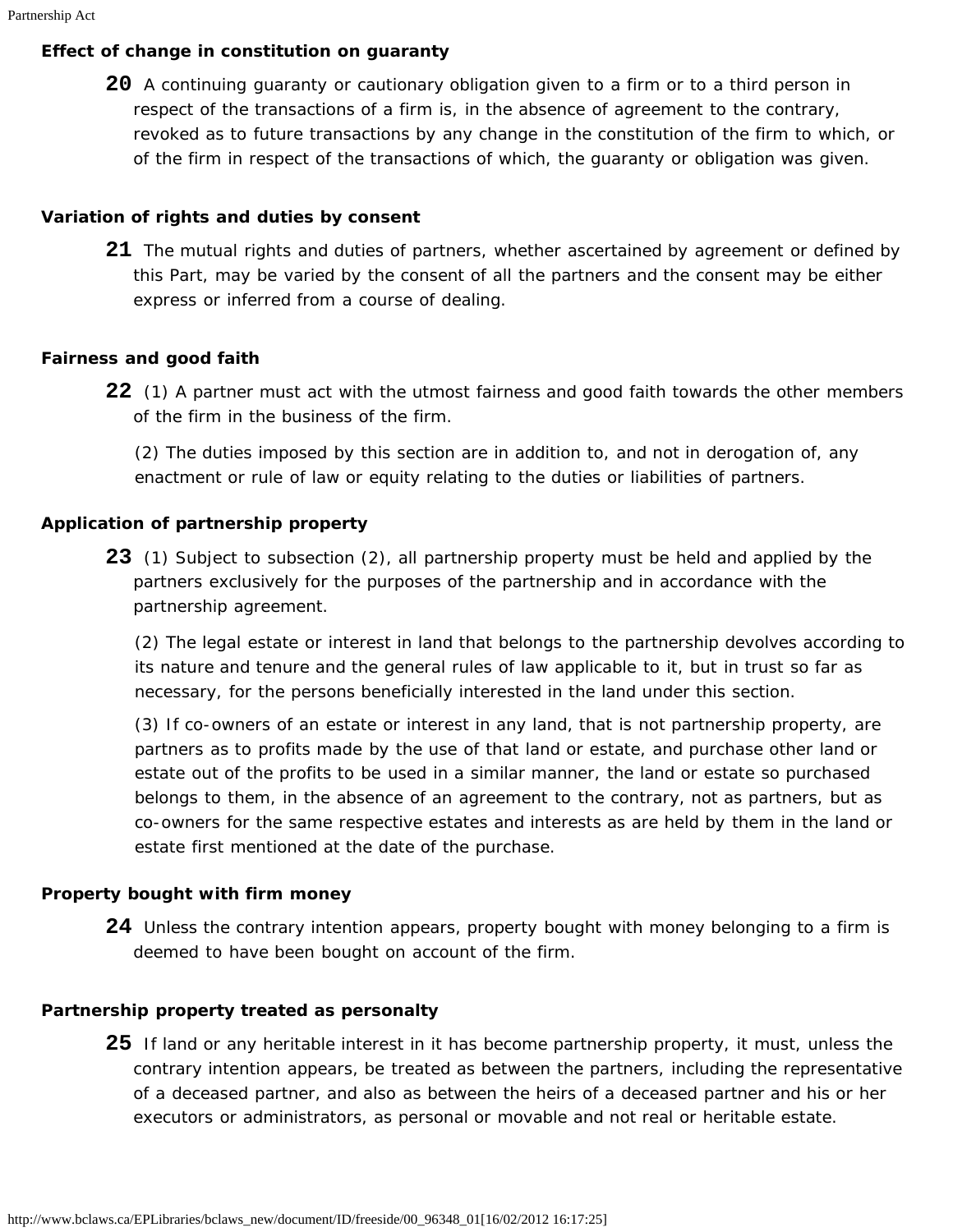### Effect of change in constitution on guaranty

**20** A continuing guaranty or cautionary obligation given to a firm or to a third person in respect of the transactions of a firm is, in the absence of agreement to the contrary, revoked as to future transactions by any change in the constitution of the firm to which, or of the firm in respect of the transactions of which, the guaranty or obligation was given.

### Variation of rights and duties by consent

**21** The mutual rights and duties of partners, whether ascertained by agreement or defined by this Part, may be varied by the consent of all the partners and the consent may be either express or inferred from a course of dealing.

### Fairness and good faith

**22** (1) A partner must act with the utmost fairness and good faith towards the other members of the firm in the business of the firm.

(2) The duties imposed by this section are in addition to, and not in derogation of, any enactment or rule of law or equity relating to the duties or liabilities of partners.

### Application of partnership property

**23** (1) Subject to subsection (2), all partnership property must be held and applied by the partners exclusively for the purposes of the partnership and in accordance with the partnership agreement.

(2) The legal estate or interest in land that belongs to the partnership devolves according to its nature and tenure and the general rules of law applicable to it, but in trust so far as necessary, for the persons beneficially interested in the land under this section.

(3) If co-owners of an estate or interest in any land, that is not partnership property, are partners as to profits made by the use of that land or estate, and purchase other land or estate out of the profits to be used in a similar manner, the land or estate so purchased belongs to them, in the absence of an agreement to the contrary, not as partners, but as co-owners for the same respective estates and interests as are held by them in the land or estate first mentioned at the date of the purchase.

### Property bought with firm money

**24** Unless the contrary intention appears, property bought with money belonging to a firm is deemed to have been bought on account of the firm.

### Partnership property treated as personalty

**25** If land or any heritable interest in it has become partnership property, it must, unless the contrary intention appears, be treated as between the partners, including the representative of a deceased partner, and also as between the heirs of a deceased partner and his or her executors or administrators, as personal or movable and not real or heritable estate.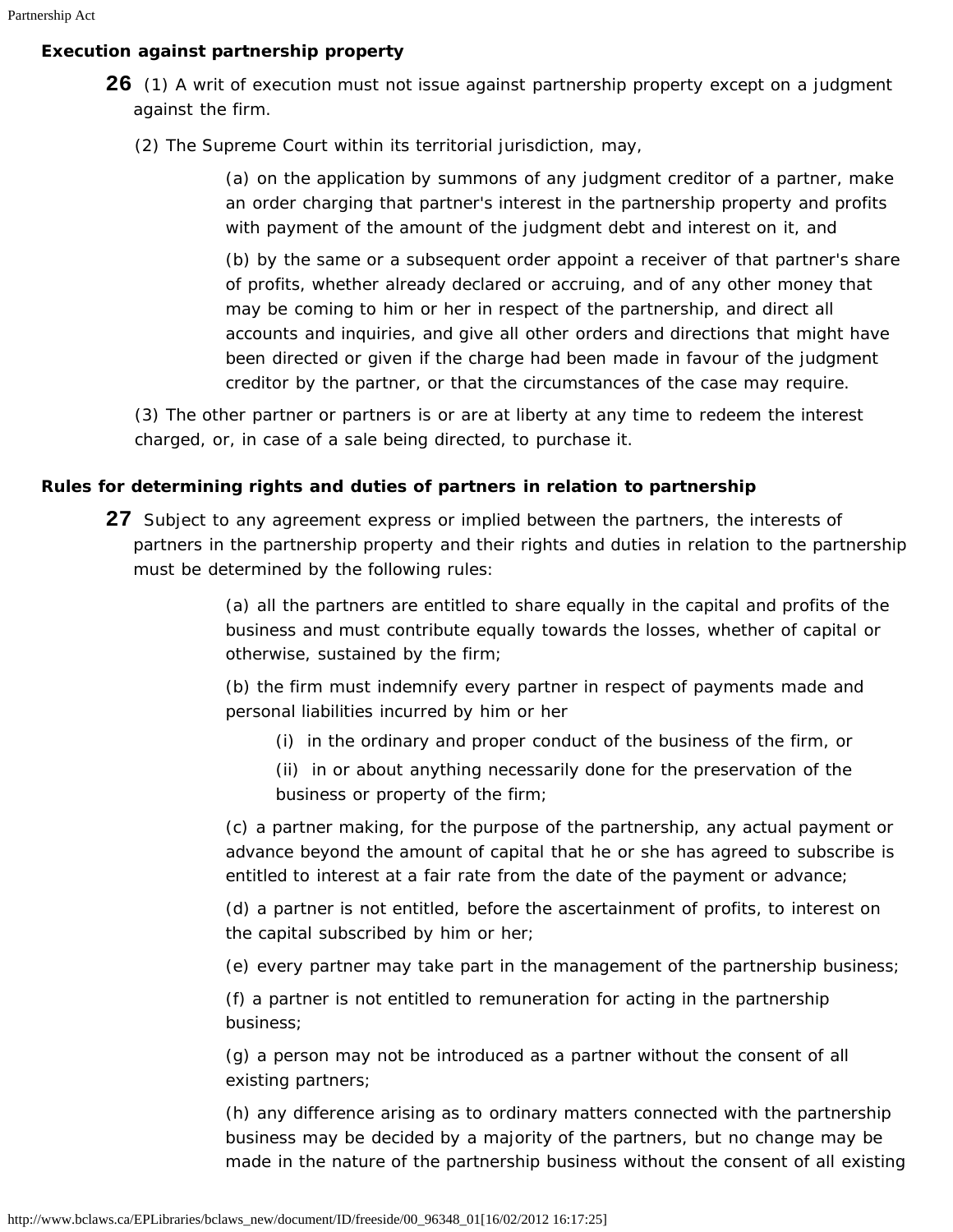### Execution against partnership property

**26** (1) A writ of execution must not issue against partnership property except on a judgment against the firm.

(2) The Supreme Court within its territorial jurisdiction, may,

(a) on the application by summons of any judgment creditor of a partner, make an order charging that partner's interest in the partnership property and profits with payment of the amount of the judgment debt and interest on it, and

(b) by the same or a subsequent order appoint a receiver of that partner's share of profits, whether already declared or accruing, and of any other money that may be coming to him or her in respect of the partnership, and direct all accounts and inquiries, and give all other orders and directions that might have been directed or given if the charge had been made in favour of the judgment creditor by the partner, or that the circumstances of the case may require.

(3) The other partner or partners is or are at liberty at any time to redeem the interest charged, or, in case of a sale being directed, to purchase it.

### Rules for determining rights and duties of partners in relation to partnership

**27** Subject to any agreement express or implied between the partners, the interests of partners in the partnership property and their rights and duties in relation to the partnership must be determined by the following rules:

(a) all the partners are entitled to share equally in the capital and profits of the business and must contribute equally towards the losses, whether of capital or otherwise, sustained by the firm;

(b) the firm must indemnify every partner in respect of payments made and personal liabilities incurred by him or her

(i) in the ordinary and proper conduct of the business of the firm, or

(ii) in or about anything necessarily done for the preservation of the business or property of the firm;

(c) a partner making, for the purpose of the partnership, any actual payment or advance beyond the amount of capital that he or she has agreed to subscribe is entitled to interest at a fair rate from the date of the payment or advance;

(d) a partner is not entitled, before the ascertainment of profits, to interest on the capital subscribed by him or her;

(e) every partner may take part in the management of the partnership business;

(f) a partner is not entitled to remuneration for acting in the partnership business;

(g) a person may not be introduced as a partner without the consent of all existing partners;

(h) any difference arising as to ordinary matters connected with the partnership business may be decided by a majority of the partners, but no change may be made in the nature of the partnership business without the consent of all existing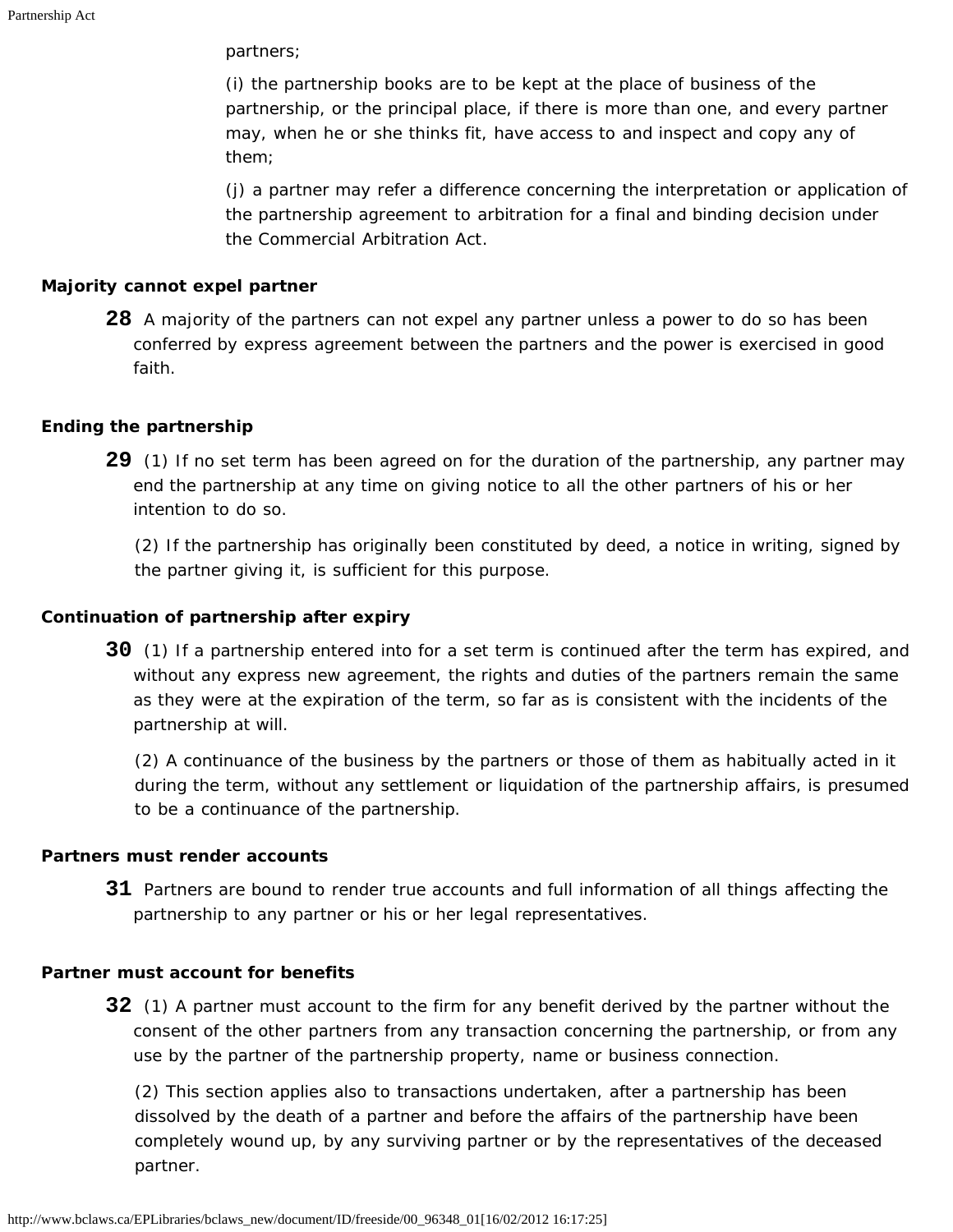partners;

(i) the partnership books are to be kept at the place of business of the partnership, or the principal place, if there is more than one, and every partner may, when he or she thinks fit, have access to and inspect and copy any of them;

(j) a partner may refer a difference concerning the interpretation or application of the partnership agreement to arbitration for a final and binding decision under the Commercial Arbitration Act.

**Majority cannot expel partner**

**28** A majority of the partners can not expel any partner unless a power to do so has been conferred by express agreement between the partners and the power is exercised in good faith.

**Ending the partnership**

**29** (1) If no set term has been agreed on for the duration of the partnership, any partner may end the partnership at any time on giving notice to all the other partners of his or her intention to do so.

(2) If the partnership has originally been constituted by deed, a notice in writing, signed by the partner giving it, is sufficient for this purpose.

**Continuation of partnership after expiry**

**30** (1) If a partnership entered into for a set term is continued after the term has expired, and without any express new agreement, the rights and duties of the partners remain the same as they were at the expiration of the term, so far as is consistent with the incidents of the partnership at will.

(2) A continuance of the business by the partners or those of them as habitually acted in it during the term, without any settlement or liquidation of the partnership affairs, is presumed to be a continuance of the partnership.

**Partners must render accounts**

**31** Partners are bound to render true accounts and full information of all things affecting the partnership to any partner or his or her legal representatives.

**Partner must account for benefits**

**32** (1) A partner must account to the firm for any benefit derived by the partner without the consent of the other partners from any transaction concerning the partnership, or from any use by the partner of the partnership property, name or business connection.

(2) This section applies also to transactions undertaken, after a partnership has been dissolved by the death of a partner and before the affairs of the partnership have been completely wound up, by any surviving partner or by the representatives of the deceased partner.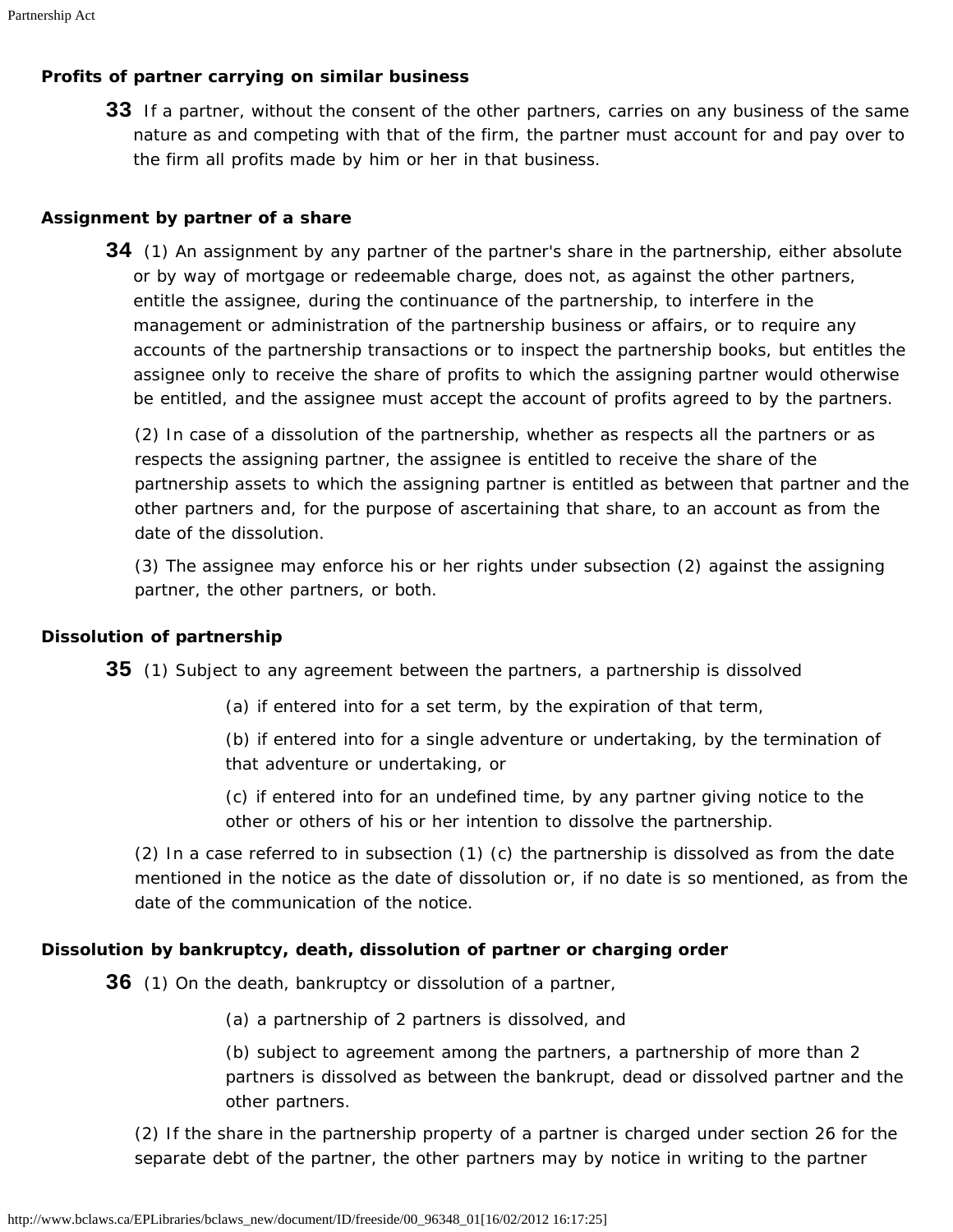### Profits of partner carrying on similar business

**33** If a partner, without the consent of the other partners, carries on any business of the same nature as and competing with that of the firm, the partner must account for and pay over to the firm all profits made by him or her in that business.

### Assignment by partner of a share

**34** (1) An assignment by any partner of the partner's share in the partnership, either absolute or by way of mortgage or redeemable charge, does not, as against the other partners, entitle the assignee, during the continuance of the partnership, to interfere in the management or administration of the partnership business or affairs, or to require any accounts of the partnership transactions or to inspect the partnership books, but entitles the assignee only to receive the share of profits to which the assigning partner would otherwise be entitled, and the assignee must accept the account of profits agreed to by the partners.

(2) In case of a dissolution of the partnership, whether as respects all the partners or as respects the assigning partner, the assignee is entitled to receive the share of the partnership assets to which the assigning partner is entitled as between that partner and the other partners and, for the purpose of ascertaining that share, to an account as from the date of the dissolution.

(3) The assignee may enforce his or her rights under subsection (2) against the assigning partner, the other partners, or both.

### Dissolution of partnership

**35** (1) Subject to any agreement between the partners, a partnership is dissolved

(a) if entered into for a set term, by the expiration of that term,

(b) if entered into for a single adventure or undertaking, by the termination of that adventure or undertaking, or

(c) if entered into for an undefined time, by any partner giving notice to the other or others of his or her intention to dissolve the partnership.

(2) In a case referred to in subsection (1) (c) the partnership is dissolved as from the date mentioned in the notice as the date of dissolution or, if no date is so mentioned, as from the date of the communication of the notice.

### Dissolution by bankruptcy, death, dissolution of partner or charging order

**36** (1) On the death, bankruptcy or dissolution of a partner,

(a) a partnership of 2 partners is dissolved, and

(b) subject to agreement among the partners, a partnership of more than 2 partners is dissolved as between the bankrupt, dead or dissolved partner and the other partners.

(2) If the share in the partnership property of a partner is charged under section 26 for the separate debt of the partner, the other partners may by notice in writing to the partner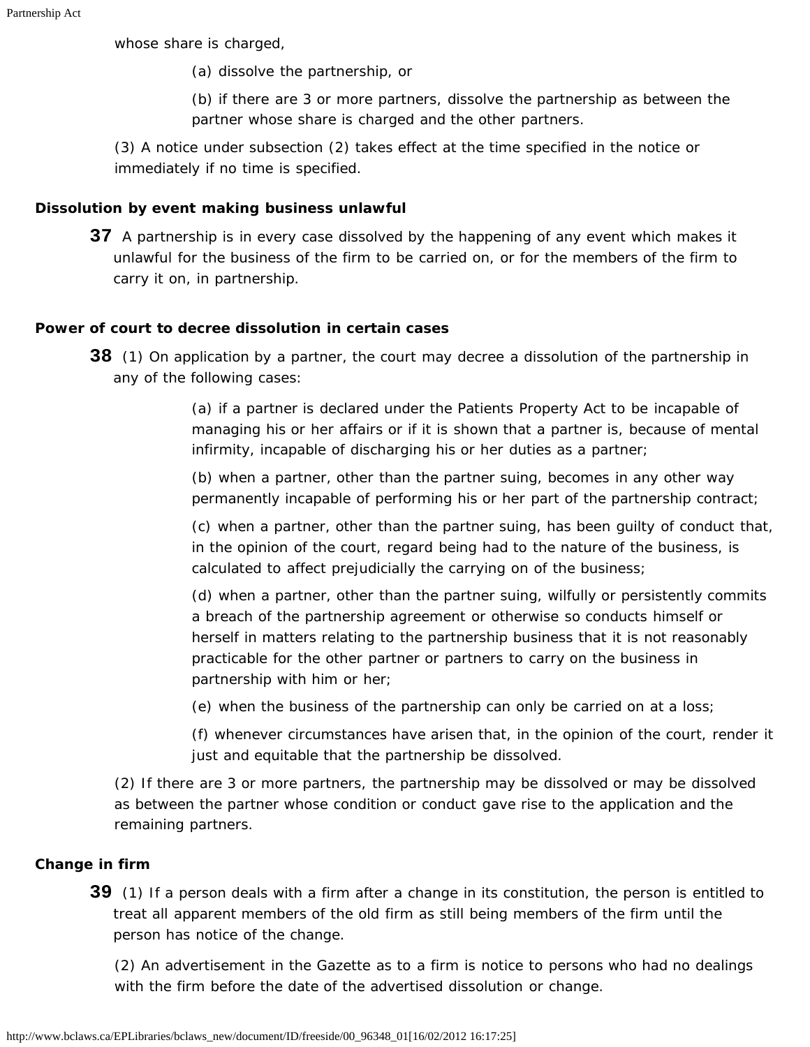whose share is charged,

(a) dissolve the partnership, or

(b) if there are 3 or more partners, dissolve the partnership as between the partner whose share is charged and the other partners.

(3) A notice under subsection (2) takes effect at the time specified in the notice or immediately if no time is specified.

**Dissolution by event making business unlawful**

**37** A partnership is in every case dissolved by the happening of any event which makes it unlawful for the business of the firm to be carried on, or for the members of the firm to carry it on, in partnership.

**Power of court to decree dissolution in certain cases**

**38** (1) On application by a partner, the court may decree a dissolution of the partnership in any of the following cases:

(a) if a partner is declared under the Patients Property Act to be incapable of managing his or her affairs or if it is shown that a partner is, because of mental infirmity, incapable of discharging his or her duties as a partner;

(b) when a partner, other than the partner suing, becomes in any other way permanently incapable of performing his or her part of the partnership contract;

(c) when a partner, other than the partner suing, has been guilty of conduct that, in the opinion of the court, regard being had to the nature of the business, is calculated to affect prejudicially the carrying on of the business;

(d) when a partner, other than the partner suing, wilfully or persistently commits a breach of the partnership agreement or otherwise so conducts himself or herself in matters relating to the partnership business that it is not reasonably practicable for the other partner or partners to carry on the business in partnership with him or her;

(e) when the business of the partnership can only be carried on at a loss;

(f) whenever circumstances have arisen that, in the opinion of the court, render it just and equitable that the partnership be dissolved.

(2) If there are 3 or more partners, the partnership may be dissolved or may be dissolved as between the partner whose condition or conduct gave rise to the application and the remaining partners.

**Change in firm**

**39** (1) If a person deals with a firm after a change in its constitution, the person is entitled to treat all apparent members of the old firm as still being members of the firm until the person has notice of the change.

(2) An advertisement in the Gazette as to a firm is notice to persons who had no dealings with the firm before the date of the advertised dissolution or change.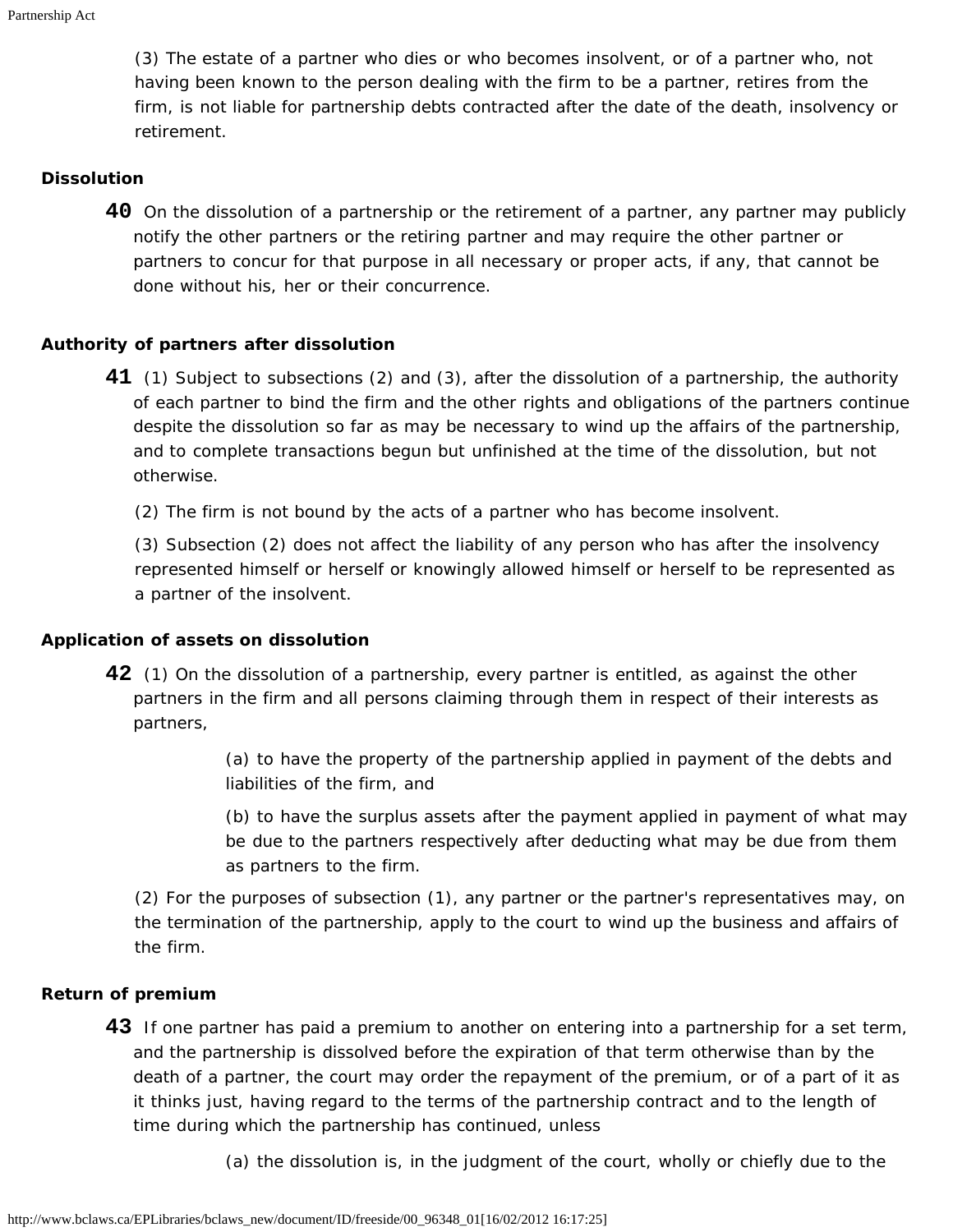(3) The estate of a partner who dies or who becomes insolvent, or of a partner who, not having been known to the person dealing with the firm to be a partner, retires from the firm, is not liable for partnership debts contracted after the date of the death, insolvency or retirement.

**Dissolution**

**40** On the dissolution of a partnership or the retirement of a partner, any partner may publicly notify the other partners or the retiring partner and may require the other partner or partners to concur for that purpose in all necessary or proper acts, if any, that cannot be done without his, her or their concurrence.

**Authority of partners after dissolution**

**41** (1) Subject to subsections (2) and (3), after the dissolution of a partnership, the authority of each partner to bind the firm and the other rights and obligations of the partners continue despite the dissolution so far as may be necessary to wind up the affairs of the partnership, and to complete transactions begun but unfinished at the time of the dissolution, but not otherwise.

(2) The firm is not bound by the acts of a partner who has become insolvent.

(3) Subsection (2) does not affect the liability of any person who has after the insolvency represented himself or herself or knowingly allowed himself or herself to be represented as a partner of the insolvent.

**Application of assets on dissolution**

**42** (1) On the dissolution of a partnership, every partner is entitled, as against the other partners in the firm and all persons claiming through them in respect of their interests as partners,

(a) to have the property of the partnership applied in payment of the debts and liabilities of the firm, and

(b) to have the surplus assets after the payment applied in payment of what may be due to the partners respectively after deducting what may be due from them as partners to the firm.

(2) For the purposes of subsection (1), any partner or the partner's representatives may, on the termination of the partnership, apply to the court to wind up the business and affairs of the firm.

**Return of premium**

**43** If one partner has paid a premium to another on entering into a partnership for a set term, and the partnership is dissolved before the expiration of that term otherwise than by the death of a partner, the court may order the repayment of the premium, or of a part of it as it thinks just, having regard to the terms of the partnership contract and to the length of time during which the partnership has continued, unless

(a) the dissolution is, in the judgment of the court, wholly or chiefly due to the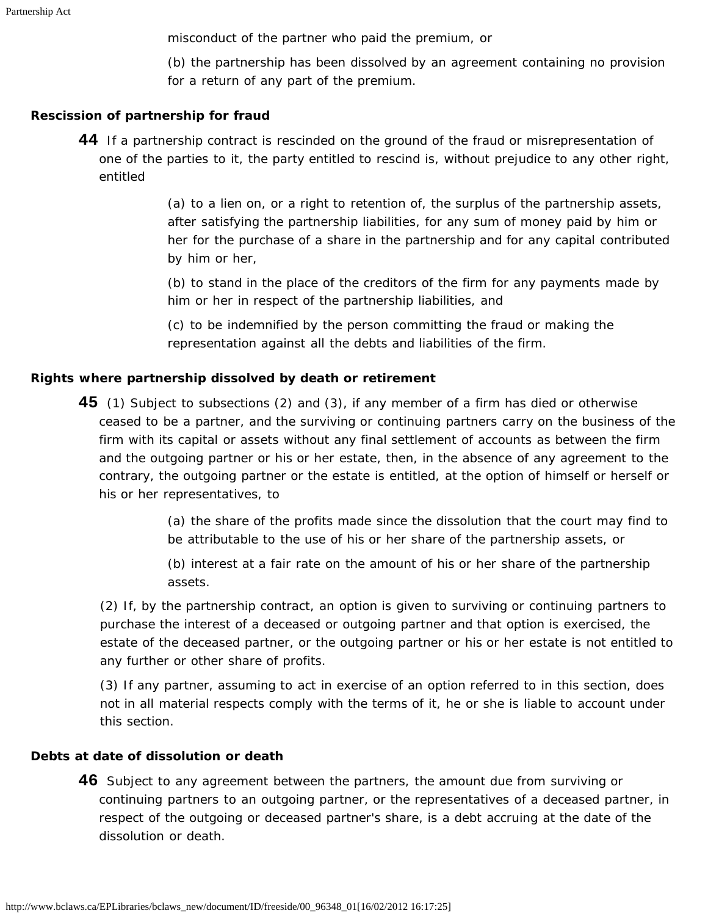misconduct of the partner who paid the premium, or

(b) the partnership has been dissolved by an agreement containing no provision for a return of any part of the premium.

### Rescission of partnership for fraud

**44** If a partnership contract is rescinded on the ground of the fraud or misrepresentation of one of the parties to it, the party entitled to rescind is, without prejudice to any other right, entitled

(a) to a lien on, or a right to retention of, the surplus of the partnership assets, after satisfying the partnership liabilities, for any sum of money paid by him or her for the purchase of a share in the partnership and for any capital contributed by him or her,

(b) to stand in the place of the creditors of the firm for any payments made by him or her in respect of the partnership liabilities, and

(c) to be indemnified by the person committing the fraud or making the representation against all the debts and liabilities of the firm.

### Rights where partnership dissolved by death or retirement

**45** (1) Subject to subsections (2) and (3), if any member of a firm has died or otherwise ceased to be a partner, and the surviving or continuing partners carry on the business of the firm with its capital or assets without any final settlement of accounts as between the firm and the outgoing partner or his or her estate, then, in the absence of any agreement to the contrary, the outgoing partner or the estate is entitled, at the option of himself or herself or his or her representatives, to

(a) the share of the profits made since the dissolution that the court may find to be attributable to the use of his or her share of the partnership assets, or

(b) interest at a fair rate on the amount of his or her share of the partnership assets.

(2) If, by the partnership contract, an option is given to surviving or continuing partners to purchase the interest of a deceased or outgoing partner and that option is exercised, the estate of the deceased partner, or the outgoing partner or his or her estate is not entitled to any further or other share of profits.

(3) If any partner, assuming to act in exercise of an option referred to in this section, does not in all material respects comply with the terms of it, he or she is liable to account under this section.

### Debts at date of dissolution or death

**46** Subject to any agreement between the partners, the amount due from surviving or continuing partners to an outgoing partner, or the representatives of a deceased partner, in respect of the outgoing or deceased partner's share, is a debt accruing at the date of the dissolution or death.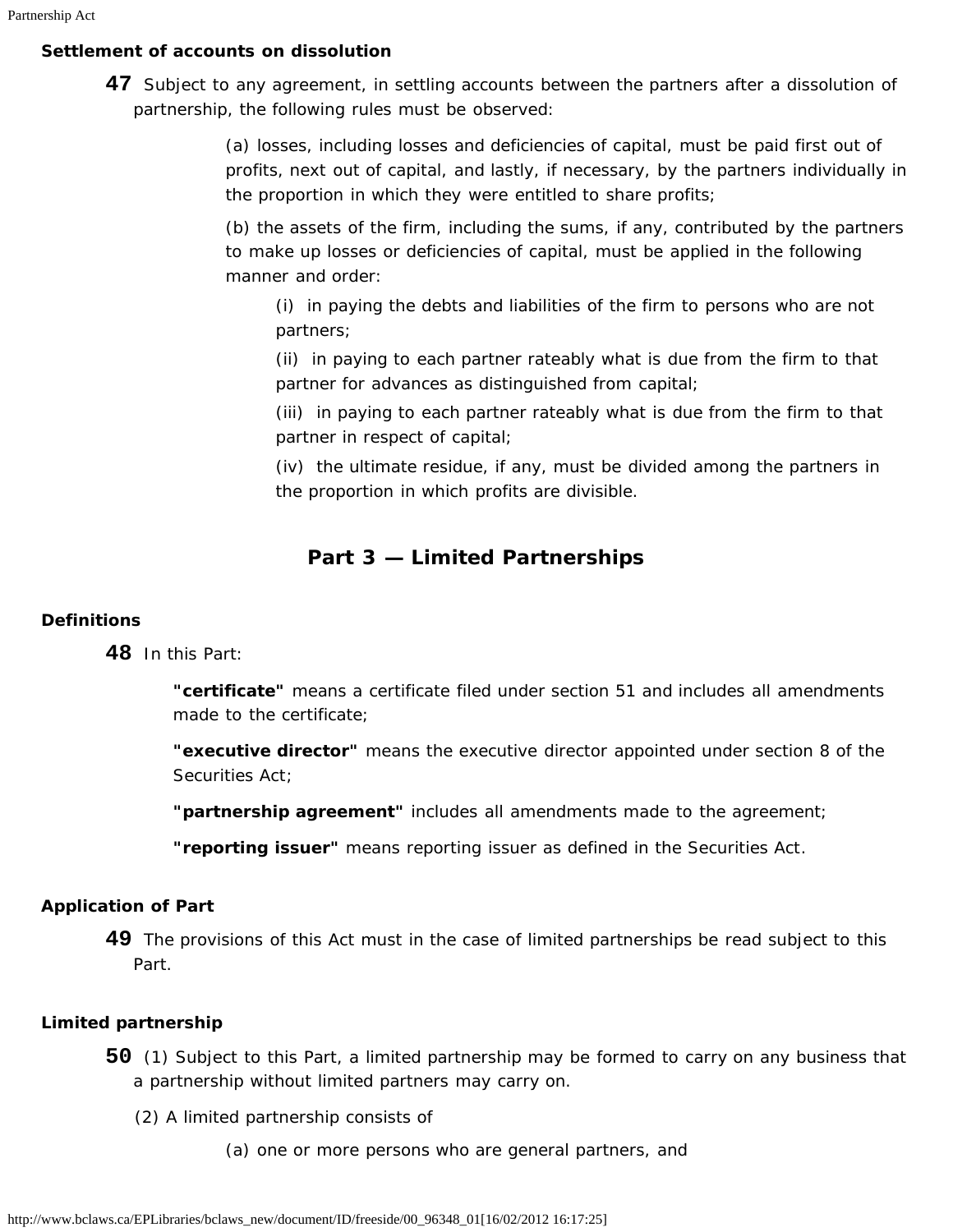**Settlement of accounts on dissolution**

**47** Subject to any agreement, in settling accounts between the partners after a dissolution of partnership, the following rules must be observed:

(a) losses, including losses and deficiencies of capital, must be paid first out of profits, next out of capital, and lastly, if necessary, by the partners individually in the proportion in which they were entitled to share profits;

(b) the assets of the firm, including the sums, if any, contributed by the partners to make up losses or deficiencies of capital, must be applied in the following manner and order:

(i) in paying the debts and liabilities of the firm to persons who are not partners;

(ii) in paying to each partner rateably what is due from the firm to that partner for advances as distinguished from capital;

(iii) in paying to each partner rateably what is due from the firm to that partner in respect of capital;

(iv) the ultimate residue, if any, must be divided among the partners in the proportion in which profits are divisible.

## Part 3 — Limited Partnerships

**Definitions**

**48** In this Part:

**"certificate"** means a certificate filed under section 51 and includes all amendments made to the certificate;

**"executive director"** means the executive director appointed under section 8 of the Securities Act;

**"partnership agreement"** includes all amendments made to the agreement;

**"reporting issuer"** means reporting issuer as defined in the Securities Act.

**Application of Part**

**49** The provisions of this Act must in the case of limited partnerships be read subject to this Part.

**Limited partnership**

**50** (1) Subject to this Part, a limited partnership may be formed to carry on any business that a partnership without limited partners may carry on.

(2) A limited partnership consists of

(a) one or more persons who are general partners, and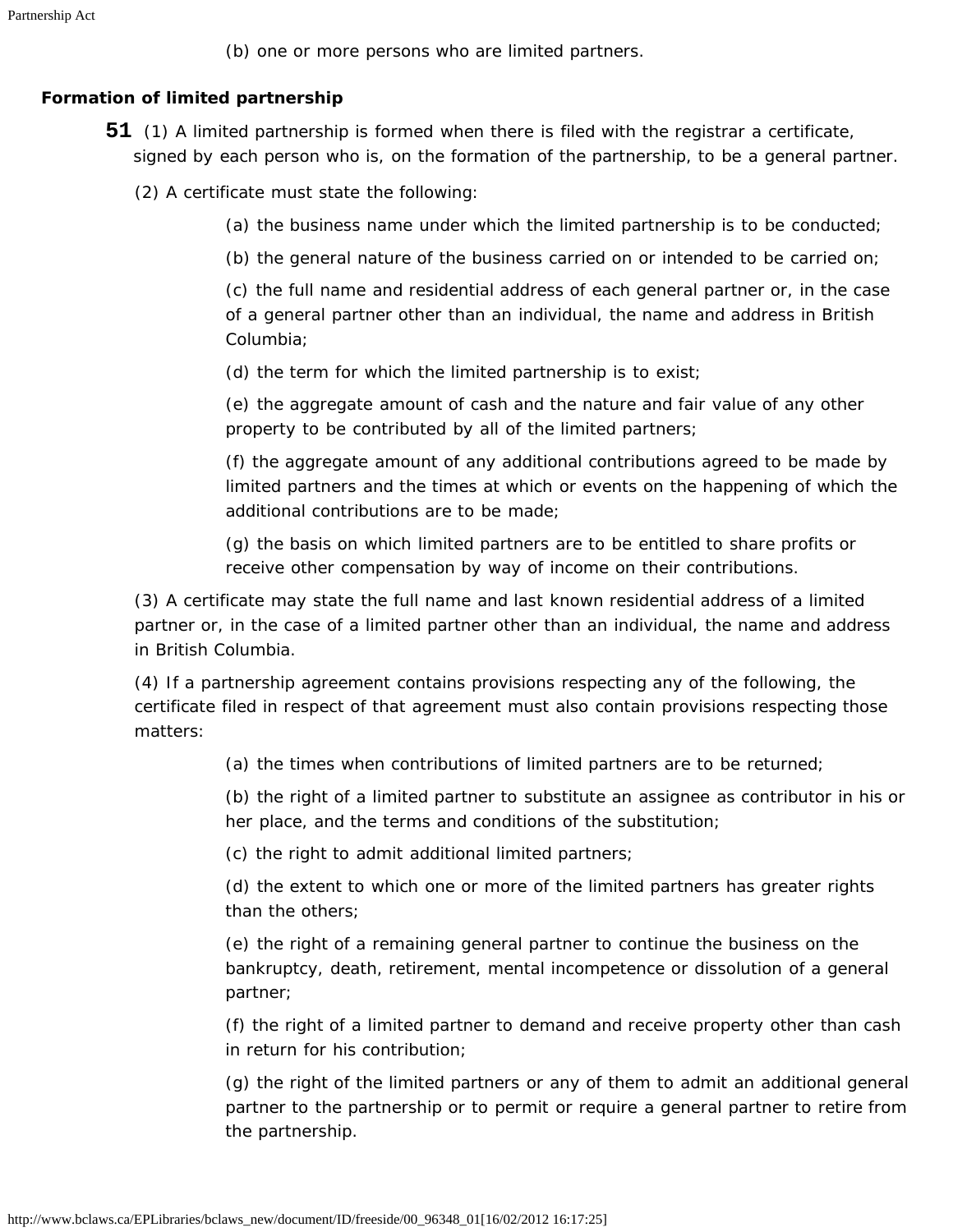(b) one or more persons who are limited partners.

**Formation of limited partnership**

**51** (1) A limited partnership is formed when there is filed with the registrar a certificate, signed by each person who is, on the formation of the partnership, to be a general partner.

(2) A certificate must state the following:

(a) the business name under which the limited partnership is to be conducted;

(b) the general nature of the business carried on or intended to be carried on;

(c) the full name and residential address of each general partner or, in the case of a general partner other than an individual, the name and address in British Columbia;

(d) the term for which the limited partnership is to exist;

(e) the aggregate amount of cash and the nature and fair value of any other property to be contributed by all of the limited partners;

(f) the aggregate amount of any additional contributions agreed to be made by limited partners and the times at which or events on the happening of which the additional contributions are to be made;

(g) the basis on which limited partners are to be entitled to share profits or receive other compensation by way of income on their contributions.

(3) A certificate may state the full name and last known residential address of a limited partner or, in the case of a limited partner other than an individual, the name and address in British Columbia.

(4) If a partnership agreement contains provisions respecting any of the following, the certificate filed in respect of that agreement must also contain provisions respecting those matters:

(a) the times when contributions of limited partners are to be returned;

(b) the right of a limited partner to substitute an assignee as contributor in his or her place, and the terms and conditions of the substitution;

(c) the right to admit additional limited partners;

(d) the extent to which one or more of the limited partners has greater rights than the others;

(e) the right of a remaining general partner to continue the business on the bankruptcy, death, retirement, mental incompetence or dissolution of a general partner;

(f) the right of a limited partner to demand and receive property other than cash in return for his contribution;

(g) the right of the limited partners or any of them to admit an additional general partner to the partnership or to permit or require a general partner to retire from the partnership.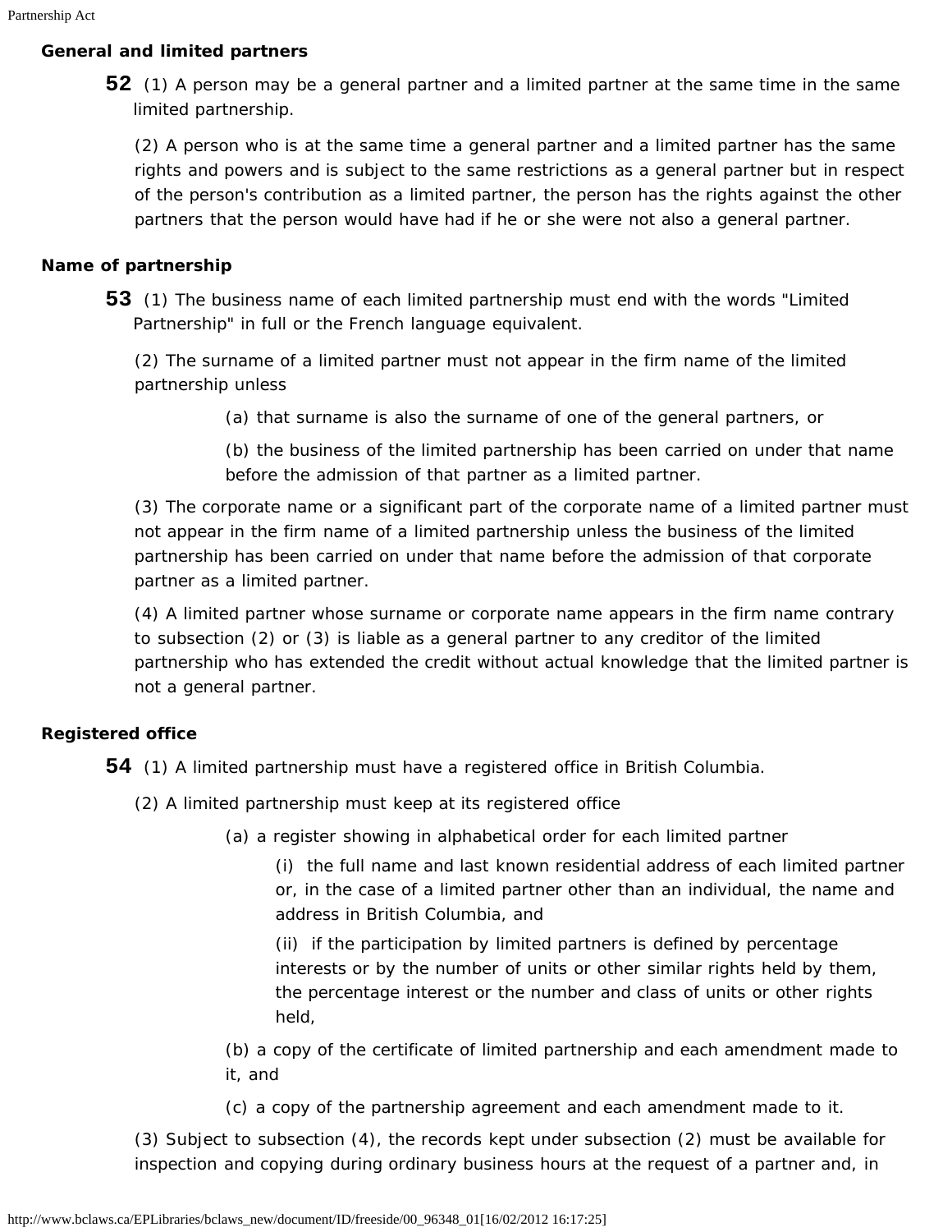**General and limited partners**

**52** (1) A person may be a general partner and a limited partner at the same time in the same limited partnership.

(2) A person who is at the same time a general partner and a limited partner has the same rights and powers and is subject to the same restrictions as a general partner but in respect of the person's contribution as a limited partner, the person has the rights against the other partners that the person would have had if he or she were not also a general partner.

**Name of partnership**

**53** (1) The business name of each limited partnership must end with the words "Limited Partnership" in full or the French language equivalent.

(2) The surname of a limited partner must not appear in the firm name of the limited partnership unless

(a) that surname is also the surname of one of the general partners, or

(b) the business of the limited partnership has been carried on under that name before the admission of that partner as a limited partner.

(3) The corporate name or a significant part of the corporate name of a limited partner must not appear in the firm name of a limited partnership unless the business of the limited partnership has been carried on under that name before the admission of that corporate partner as a limited partner.

(4) A limited partner whose surname or corporate name appears in the firm name contrary to subsection (2) or (3) is liable as a general partner to any creditor of the limited partnership who has extended the credit without actual knowledge that the limited partner is not a general partner.

**Registered office**

**54** (1) A limited partnership must have a registered office in British Columbia.

(2) A limited partnership must keep at its registered office

(a) a register showing in alphabetical order for each limited partner

(i) the full name and last known residential address of each limited partner or, in the case of a limited partner other than an individual, the name and address in British Columbia, and

(ii) if the participation by limited partners is defined by percentage interests or by the number of units or other similar rights held by them, the percentage interest or the number and class of units or other rights held,

(b) a copy of the certificate of limited partnership and each amendment made to it, and

(c) a copy of the partnership agreement and each amendment made to it.

(3) Subject to subsection (4), the records kept under subsection (2) must be available for inspection and copying during ordinary business hours at the request of a partner and, in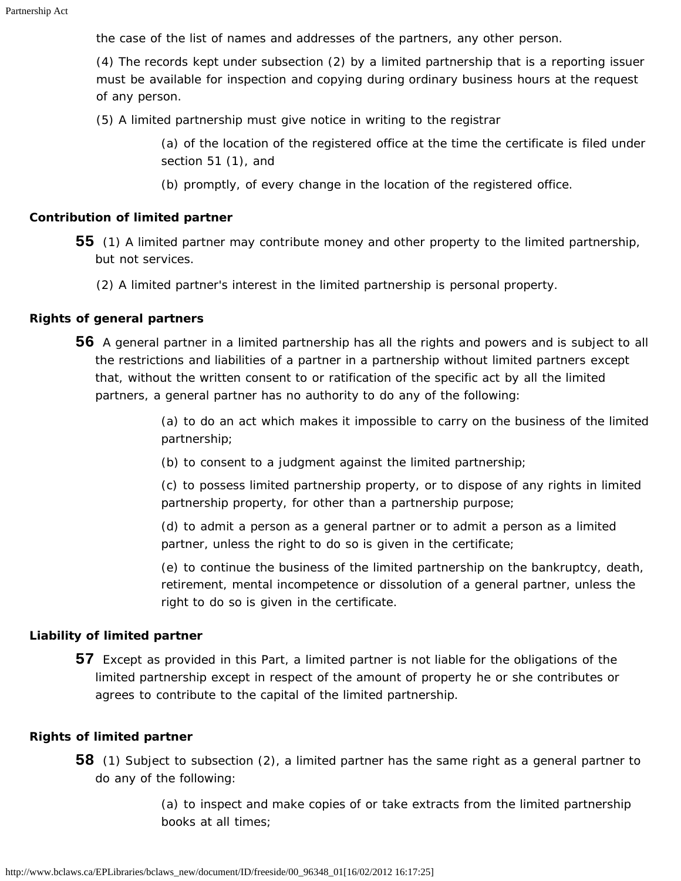the case of the list of names and addresses of the partners, any other person.

(4) The records kept under subsection (2) by a limited partnership that is a reporting issuer must be available for inspection and copying during ordinary business hours at the request of any person.

(5) A limited partnership must give notice in writing to the registrar

(a) of the location of the registered office at the time the certificate is filed under section 51 (1), and

(b) promptly, of every change in the location of the registered office.

**Contribution of limited partner**

**55** (1) A limited partner may contribute money and other property to the limited partnership, but not services.

(2) A limited partner's interest in the limited partnership is personal property.

**Rights of general partners**

**56** A general partner in a limited partnership has all the rights and powers and is subject to all the restrictions and liabilities of a partner in a partnership without limited partners except that, without the written consent to or ratification of the specific act by all the limited partners, a general partner has no authority to do any of the following:

(a) to do an act which makes it impossible to carry on the business of the limited partnership;

(b) to consent to a judgment against the limited partnership;

(c) to possess limited partnership property, or to dispose of any rights in limited partnership property, for other than a partnership purpose;

(d) to admit a person as a general partner or to admit a person as a limited partner, unless the right to do so is given in the certificate;

(e) to continue the business of the limited partnership on the bankruptcy, death, retirement, mental incompetence or dissolution of a general partner, unless the right to do so is given in the certificate.

**Liability of limited partner**

**57** Except as provided in this Part, a limited partner is not liable for the obligations of the limited partnership except in respect of the amount of property he or she contributes or agrees to contribute to the capital of the limited partnership.

**Rights of limited partner**

**58** (1) Subject to subsection (2), a limited partner has the same right as a general partner to do any of the following:

(a) to inspect and make copies of or take extracts from the limited partnership books at all times;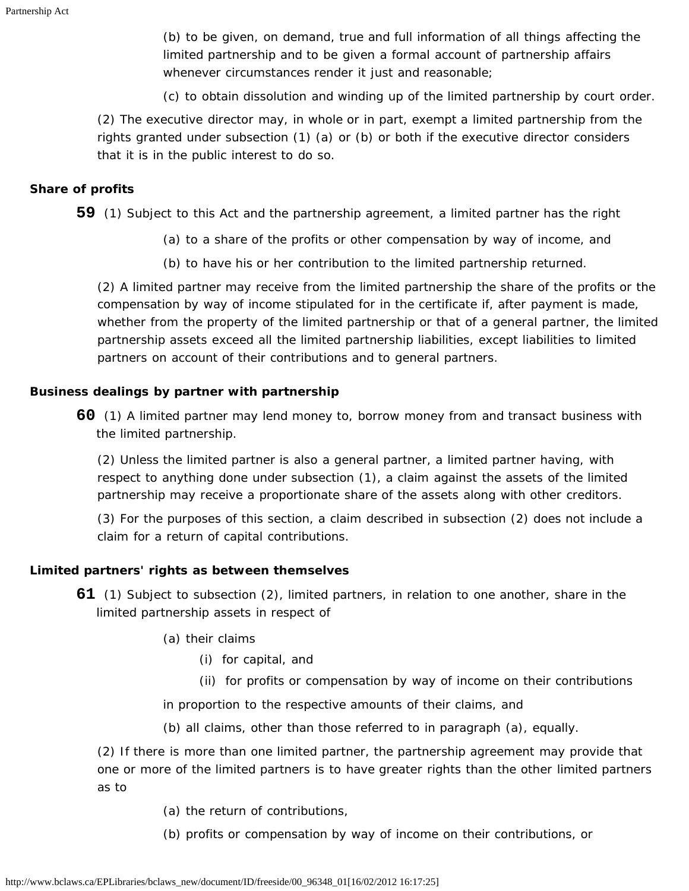(b) to be given, on demand, true and full information of all things affecting the limited partnership and to be given a formal account of partnership affairs whenever circumstances render it just and reasonable;

(c) to obtain dissolution and winding up of the limited partnership by court order.

(2) The executive director may, in whole or in part, exempt a limited partnership from the rights granted under subsection (1) (a) or (b) or both if the executive director considers that it is in the public interest to do so.

**Share of profits**

**59** (1) Subject to this Act and the partnership agreement, a limited partner has the right

(a) to a share of the profits or other compensation by way of income, and

(b) to have his or her contribution to the limited partnership returned.

(2) A limited partner may receive from the limited partnership the share of the profits or the compensation by way of income stipulated for in the certificate if, after payment is made, whether from the property of the limited partnership or that of a general partner, the limited partnership assets exceed all the limited partnership liabilities, except liabilities to limited partners on account of their contributions and to general partners.

**Business dealings by partner with partnership**

**60** (1) A limited partner may lend money to, borrow money from and transact business with the limited partnership.

(2) Unless the limited partner is also a general partner, a limited partner having, with respect to anything done under subsection (1), a claim against the assets of the limited partnership may receive a proportionate share of the assets along with other creditors.

(3) For the purposes of this section, a claim described in subsection (2) does not include a claim for a return of capital contributions.

**Limited partners' rights as between themselves**

**61** (1) Subject to subsection (2), limited partners, in relation to one another, share in the limited partnership assets in respect of

(a) their claims

(i) for capital, and

(ii) for profits or compensation by way of income on their contributions

in proportion to the respective amounts of their claims, and

(b) all claims, other than those referred to in paragraph (a), equally.

(2) If there is more than one limited partner, the partnership agreement may provide that one or more of the limited partners is to have greater rights than the other limited partners as to

(a) the return of contributions,

(b) profits or compensation by way of income on their contributions, or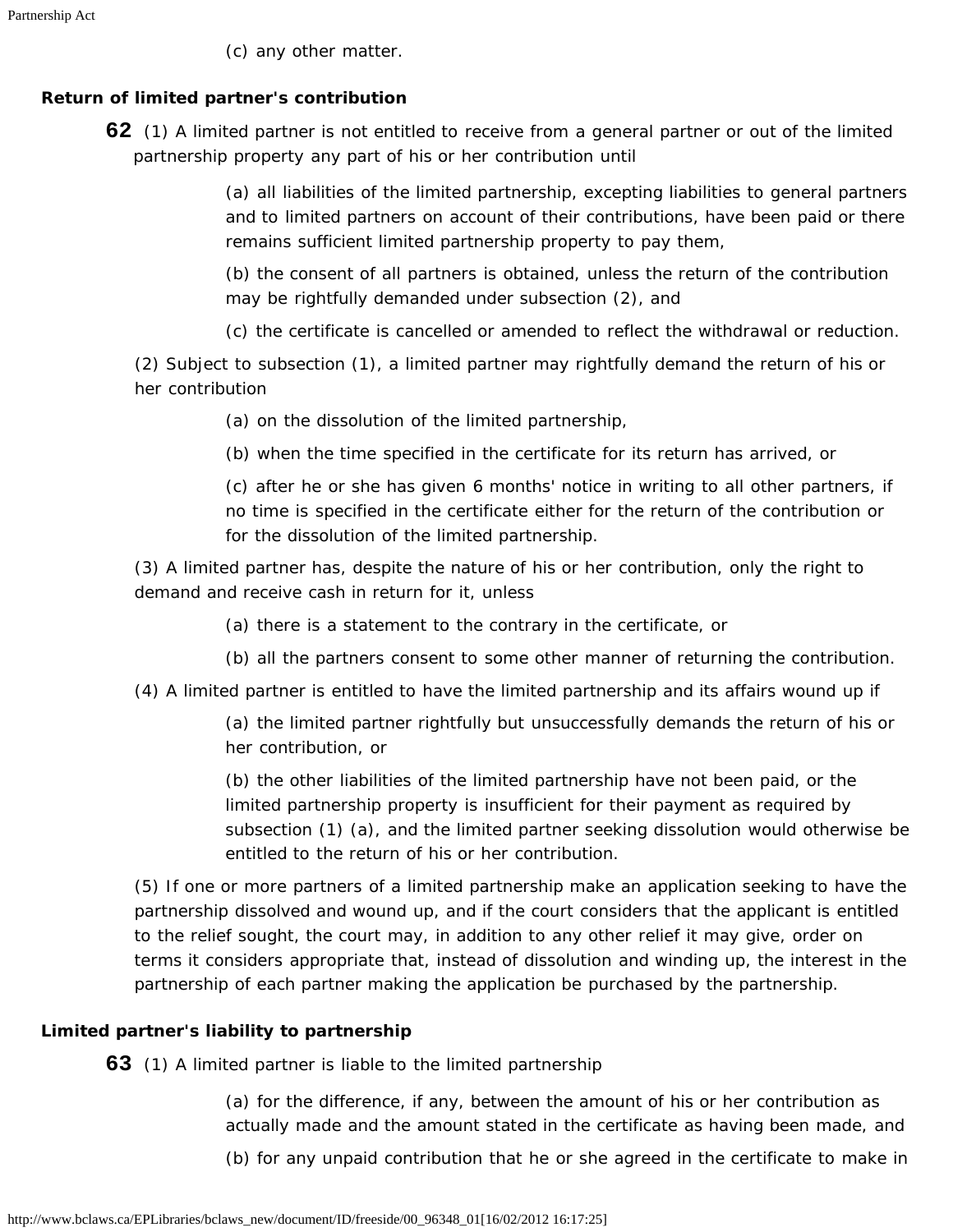(c) any other matter.

**Return of limited partner's contribution**

**62** (1) A limited partner is not entitled to receive from a general partner or out of the limited partnership property any part of his or her contribution until

(a) all liabilities of the limited partnership, excepting liabilities to general partners and to limited partners on account of their contributions, have been paid or there remains sufficient limited partnership property to pay them,

(b) the consent of all partners is obtained, unless the return of the contribution may be rightfully demanded under subsection (2), and

(c) the certificate is cancelled or amended to reflect the withdrawal or reduction.

(2) Subject to subsection (1), a limited partner may rightfully demand the return of his or her contribution

(a) on the dissolution of the limited partnership,

(b) when the time specified in the certificate for its return has arrived, or

(c) after he or she has given 6 months' notice in writing to all other partners, if no time is specified in the certificate either for the return of the contribution or for the dissolution of the limited partnership.

(3) A limited partner has, despite the nature of his or her contribution, only the right to demand and receive cash in return for it, unless

(a) there is a statement to the contrary in the certificate, or

(b) all the partners consent to some other manner of returning the contribution.

(4) A limited partner is entitled to have the limited partnership and its affairs wound up if

(a) the limited partner rightfully but unsuccessfully demands the return of his or her contribution, or

(b) the other liabilities of the limited partnership have not been paid, or the limited partnership property is insufficient for their payment as required by subsection (1) (a), and the limited partner seeking dissolution would otherwise be entitled to the return of his or her contribution.

(5) If one or more partners of a limited partnership make an application seeking to have the partnership dissolved and wound up, and if the court considers that the applicant is entitled to the relief sought, the court may, in addition to any other relief it may give, order on terms it considers appropriate that, instead of dissolution and winding up, the interest in the partnership of each partner making the application be purchased by the partnership.

**Limited partner's liability to partnership**

**63** (1) A limited partner is liable to the limited partnership

(a) for the difference, if any, between the amount of his or her contribution as actually made and the amount stated in the certificate as having been made, and

(b) for any unpaid contribution that he or she agreed in the certificate to make in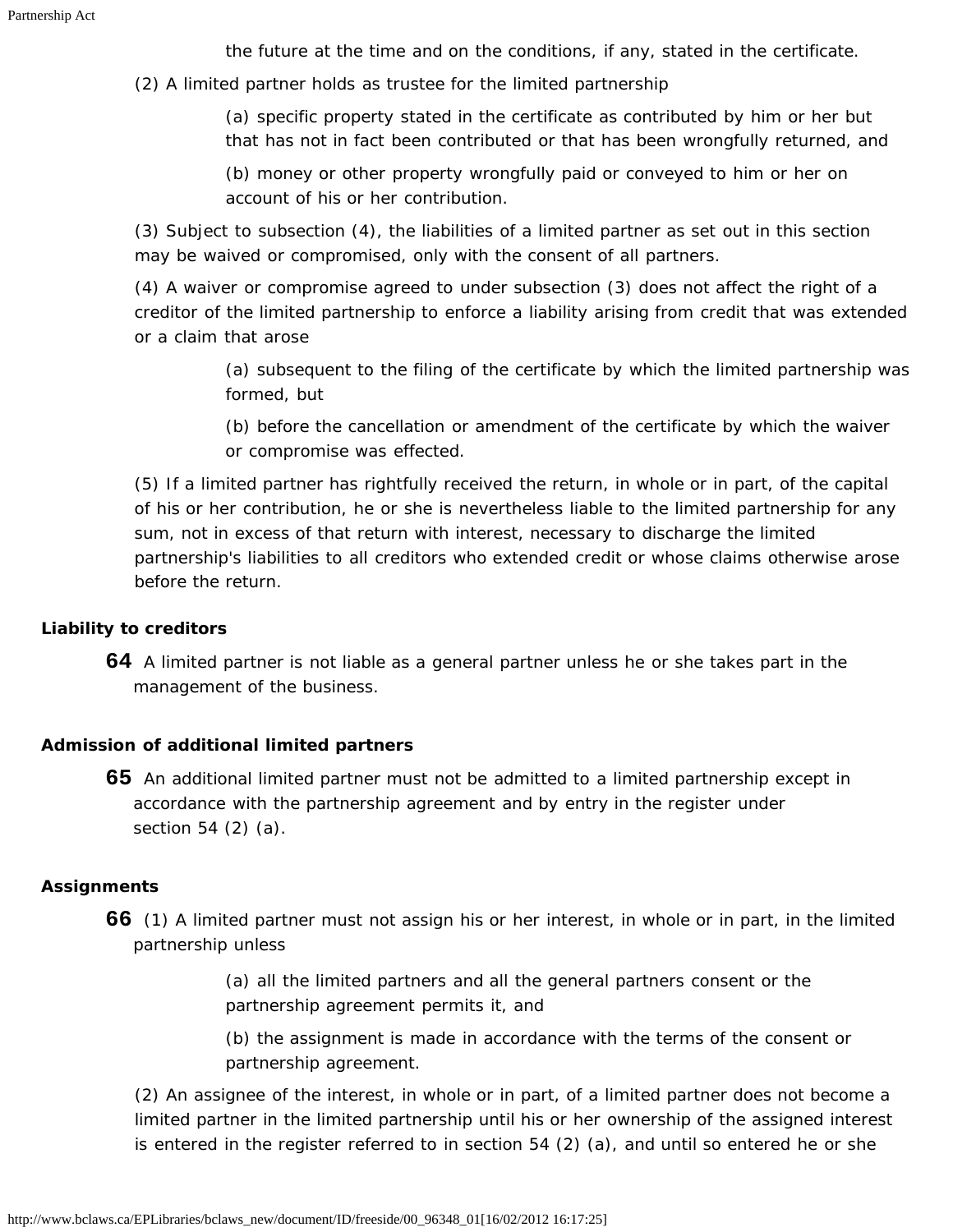the future at the time and on the conditions, if any, stated in the certificate.

(2) A limited partner holds as trustee for the limited partnership

(a) specific property stated in the certificate as contributed by him or her but that has not in fact been contributed or that has been wrongfully returned, and

(b) money or other property wrongfully paid or conveyed to him or her on account of his or her contribution.

(3) Subject to subsection (4), the liabilities of a limited partner as set out in this section may be waived or compromised, only with the consent of all partners.

(4) A waiver or compromise agreed to under subsection (3) does not affect the right of a creditor of the limited partnership to enforce a liability arising from credit that was extended or a claim that arose

(a) subsequent to the filing of the certificate by which the limited partnership was formed, but

(b) before the cancellation or amendment of the certificate by which the waiver or compromise was effected.

(5) If a limited partner has rightfully received the return, in whole or in part, of the capital of his or her contribution, he or she is nevertheless liable to the limited partnership for any sum, not in excess of that return with interest, necessary to discharge the limited partnership's liabilities to all creditors who extended credit or whose claims otherwise arose before the return.

**Liability to creditors**

**64** A limited partner is not liable as a general partner unless he or she takes part in the management of the business.

**Admission of additional limited partners**

**65** An additional limited partner must not be admitted to a limited partnership except in accordance with the partnership agreement and by entry in the register under section 54 (2) (a).

**Assignments**

**66** (1) A limited partner must not assign his or her interest, in whole or in part, in the limited partnership unless

(a) all the limited partners and all the general partners consent or the partnership agreement permits it, and

(b) the assignment is made in accordance with the terms of the consent or partnership agreement.

(2) An assignee of the interest, in whole or in part, of a limited partner does not become a limited partner in the limited partnership until his or her ownership of the assigned interest is entered in the register referred to in section 54 (2) (a), and until so entered he or she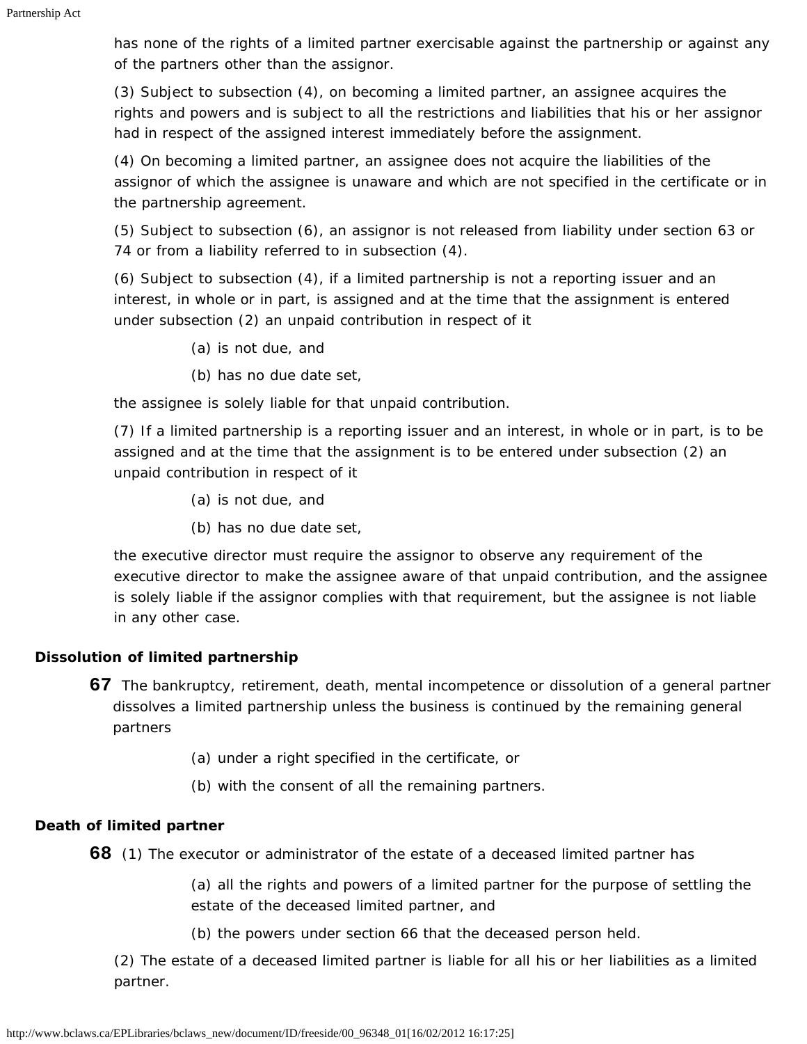has none of the rights of a limited partner exercisable against the partnership or against any of the partners other than the assignor.

(3) Subject to subsection (4), on becoming a limited partner, an assignee acquires the rights and powers and is subject to all the restrictions and liabilities that his or her assignor had in respect of the assigned interest immediately before the assignment.

(4) On becoming a limited partner, an assignee does not acquire the liabilities of the assignor of which the assignee is unaware and which are not specified in the certificate or in the partnership agreement.

(5) Subject to subsection (6), an assignor is not released from liability under section 63 or 74 or from a liability referred to in subsection (4).

(6) Subject to subsection (4), if a limited partnership is not a reporting issuer and an interest, in whole or in part, is assigned and at the time that the assignment is entered under subsection (2) an unpaid contribution in respect of it

(a) is not due, and

(b) has no due date set,

the assignee is solely liable for that unpaid contribution.

(7) If a limited partnership is a reporting issuer and an interest, in whole or in part, is to be assigned and at the time that the assignment is to be entered under subsection (2) an unpaid contribution in respect of it

(a) is not due, and

(b) has no due date set,

the executive director must require the assignor to observe any requirement of the executive director to make the assignee aware of that unpaid contribution, and the assignee is solely liable if the assignor complies with that requirement, but the assignee is not liable in any other case.

### Dissolution of limited partnership

**67** The bankruptcy, retirement, death, mental incompetence or dissolution of a general partner dissolves a limited partnership unless the business is continued by the remaining general partners

(a) under a right specified in the certificate, or

(b) with the consent of all the remaining partners.

### Death of limited partner

**68** (1) The executor or administrator of the estate of a deceased limited partner has

(a) all the rights and powers of a limited partner for the purpose of settling the estate of the deceased limited partner, and

(b) the powers under section 66 that the deceased person held.

(2) The estate of a deceased limited partner is liable for all his or her liabilities as a limited partner.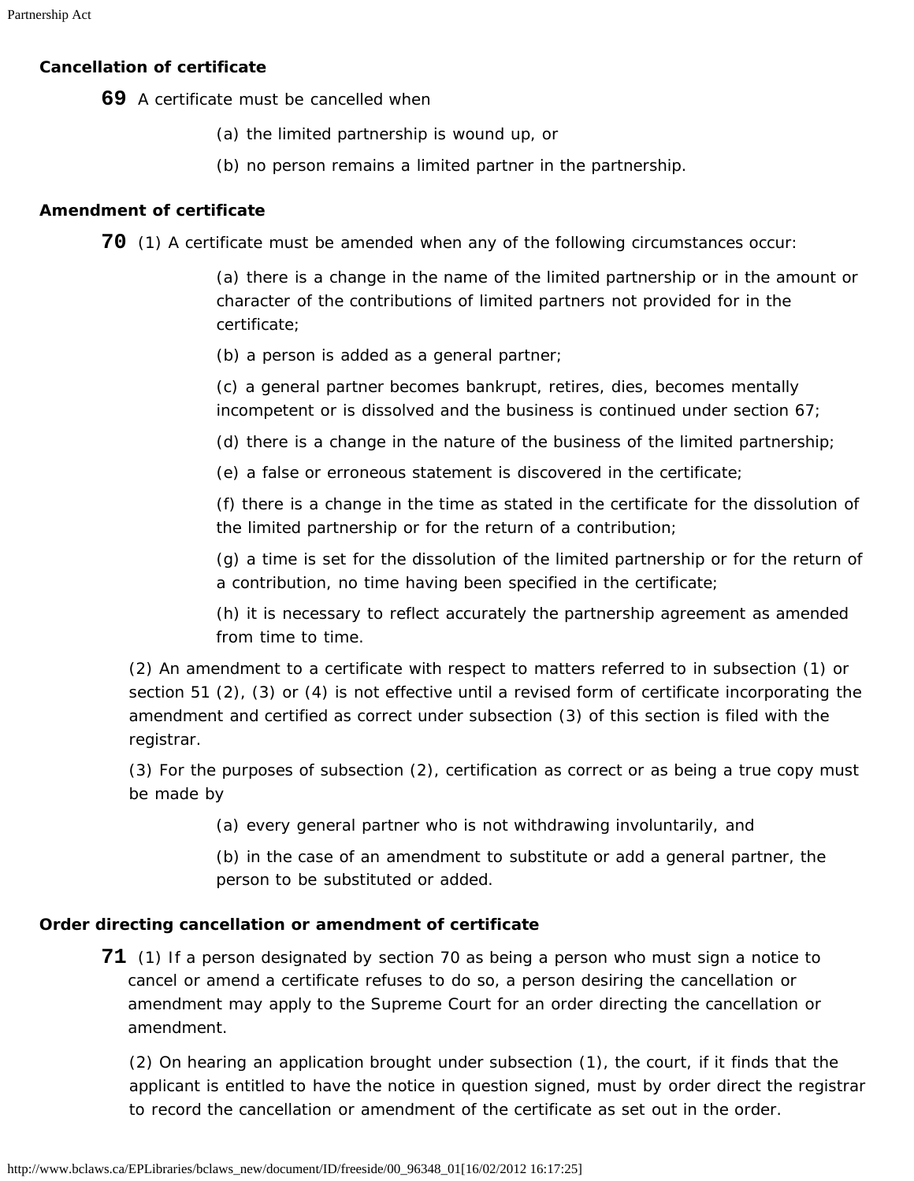**Cancellation of certificate**

**69** A certificate must be cancelled when

(a) the limited partnership is wound up, or

(b) no person remains a limited partner in the partnership.

**Amendment of certificate**

**70** (1) A certificate must be amended when any of the following circumstances occur:

(a) there is a change in the name of the limited partnership or in the amount or character of the contributions of limited partners not provided for in the certificate;

(b) a person is added as a general partner;

(c) a general partner becomes bankrupt, retires, dies, becomes mentally incompetent or is dissolved and the business is continued under section 67;

(d) there is a change in the nature of the business of the limited partnership;

(e) a false or erroneous statement is discovered in the certificate;

(f) there is a change in the time as stated in the certificate for the dissolution of the limited partnership or for the return of a contribution;

(g) a time is set for the dissolution of the limited partnership or for the return of a contribution, no time having been specified in the certificate;

(h) it is necessary to reflect accurately the partnership agreement as amended from time to time.

(2) An amendment to a certificate with respect to matters referred to in subsection (1) or section 51 (2), (3) or (4) is not effective until a revised form of certificate incorporating the amendment and certified as correct under subsection (3) of this section is filed with the registrar.

(3) For the purposes of subsection (2), certification as correct or as being a true copy must be made by

(a) every general partner who is not withdrawing involuntarily, and

(b) in the case of an amendment to substitute or add a general partner, the person to be substituted or added.

**Order directing cancellation or amendment of certificate**

**71** (1) If a person designated by section 70 as being a person who must sign a notice to cancel or amend a certificate refuses to do so, a person desiring the cancellation or amendment may apply to the Supreme Court for an order directing the cancellation or amendment.

(2) On hearing an application brought under subsection (1), the court, if it finds that the applicant is entitled to have the notice in question signed, must by order direct the registrar to record the cancellation or amendment of the certificate as set out in the order.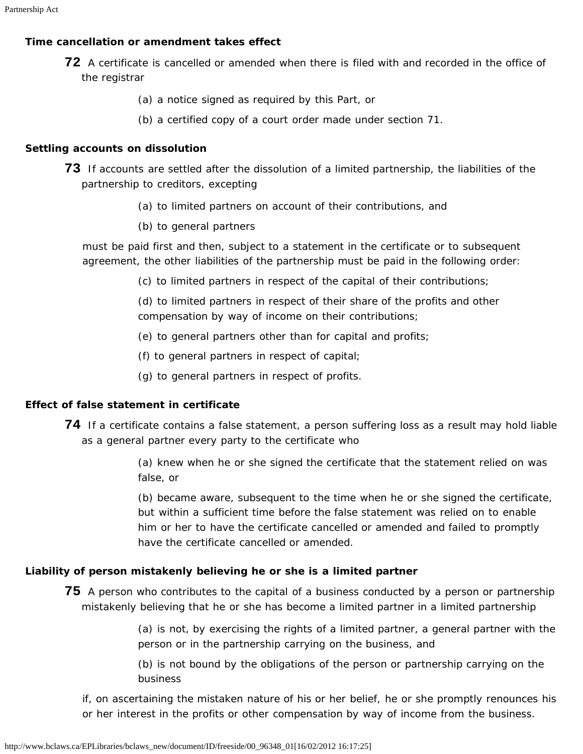**Time cancellation or amendment takes effect**

**72** A certificate is cancelled or amended when there is filed with and recorded in the office of the registrar

(a) a notice signed as required by this Part, or

(b) a certified copy of a court order made under section 71.

**Settling accounts on dissolution**

**73** If accounts are settled after the dissolution of a limited partnership, the liabilities of the partnership to creditors, excepting

(a) to limited partners on account of their contributions, and

(b) to general partners

must be paid first and then, subject to a statement in the certificate or to subsequent agreement, the other liabilities of the partnership must be paid in the following order:

(c) to limited partners in respect of the capital of their contributions;

(d) to limited partners in respect of their share of the profits and other compensation by way of income on their contributions;

(e) to general partners other than for capital and profits;

(f) to general partners in respect of capital;

(g) to general partners in respect of profits.

**Effect of false statement in certificate**

**74** If a certificate contains a false statement, a person suffering loss as a result may hold liable as a general partner every party to the certificate who

(a) knew when he or she signed the certificate that the statement relied on was false, or

(b) became aware, subsequent to the time when he or she signed the certificate, but within a sufficient time before the false statement was relied on to enable him or her to have the certificate cancelled or amended and failed to promptly have the certificate cancelled or amended.

**Liability of person mistakenly believing he or she is a limited partner**

**75** A person who contributes to the capital of a business conducted by a person or partnership mistakenly believing that he or she has become a limited partner in a limited partnership

(a) is not, by exercising the rights of a limited partner, a general partner with the person or in the partnership carrying on the business, and

(b) is not bound by the obligations of the person or partnership carrying on the business

if, on ascertaining the mistaken nature of his or her belief, he or she promptly renounces his or her interest in the profits or other compensation by way of income from the business.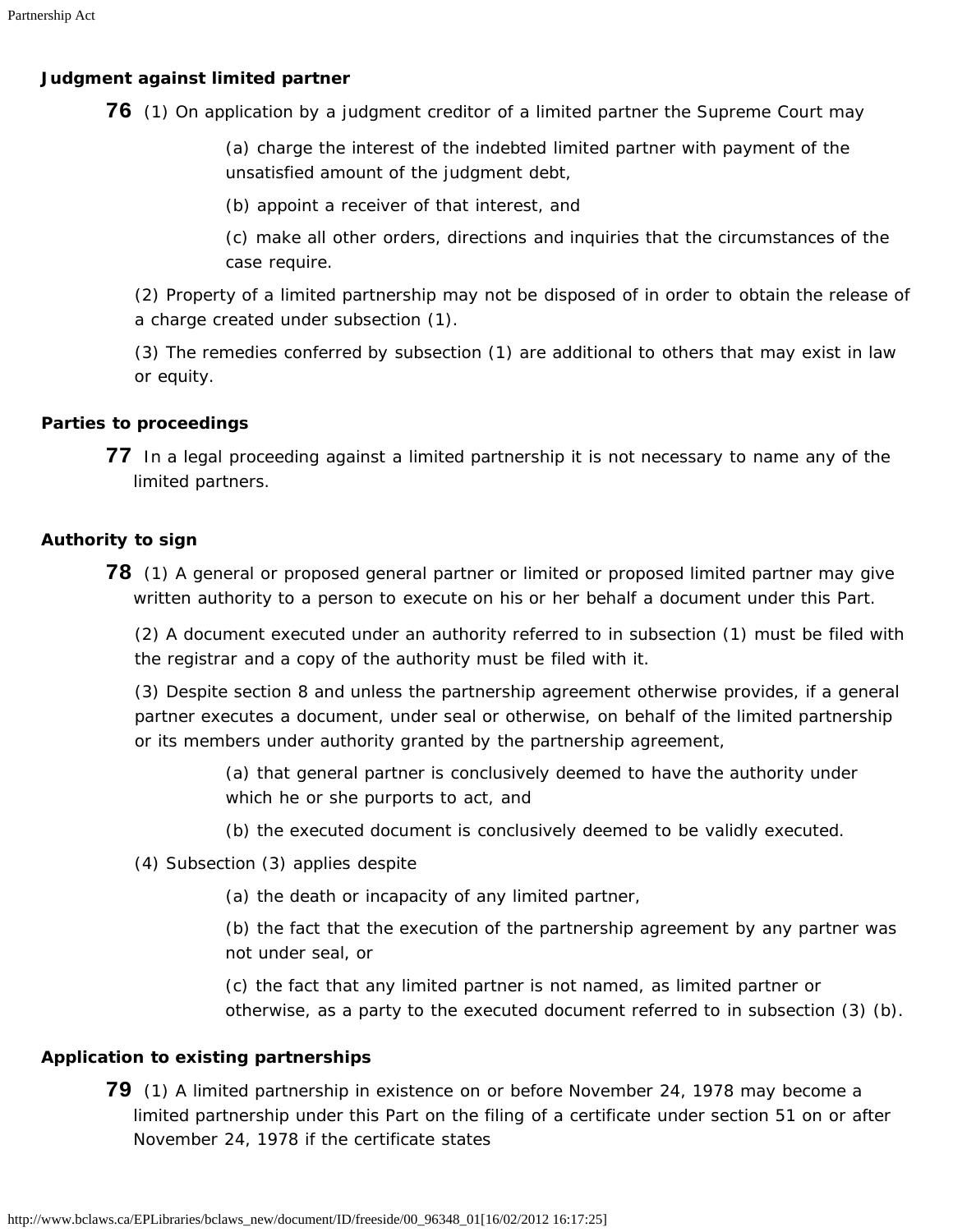### Judgment against limited partner

**76** (1) On application by a judgment creditor of a limited partner the Supreme Court may

(a) charge the interest of the indebted limited partner with payment of the unsatisfied amount of the judgment debt,

(b) appoint a receiver of that interest, and

(c) make all other orders, directions and inquiries that the circumstances of the case require.

(2) Property of a limited partnership may not be disposed of in order to obtain the release of a charge created under subsection (1).

(3) The remedies conferred by subsection (1) are additional to others that may exist in law or equity.

### Parties to proceedings

**77** In a legal proceeding against a limited partnership it is not necessary to name any of the limited partners.

### Authority to sign

**78** (1) A general or proposed general partner or limited or proposed limited partner may give written authority to a person to execute on his or her behalf a document under this Part.

(2) A document executed under an authority referred to in subsection (1) must be filed with the registrar and a copy of the authority must be filed with it.

(3) Despite section 8 and unless the partnership agreement otherwise provides, if a general partner executes a document, under seal or otherwise, on behalf of the limited partnership or its members under authority granted by the partnership agreement,

(a) that general partner is conclusively deemed to have the authority under which he or she purports to act, and

(b) the executed document is conclusively deemed to be validly executed.

(4) Subsection (3) applies despite

(a) the death or incapacity of any limited partner,

(b) the fact that the execution of the partnership agreement by any partner was not under seal, or

(c) the fact that any limited partner is not named, as limited partner or otherwise, as a party to the executed document referred to in subsection (3) (b).

### Application to existing partnerships

**79** (1) A limited partnership in existence on or before November 24, 1978 may become a limited partnership under this Part on the filing of a certificate under section 51 on or after November 24, 1978 if the certificate states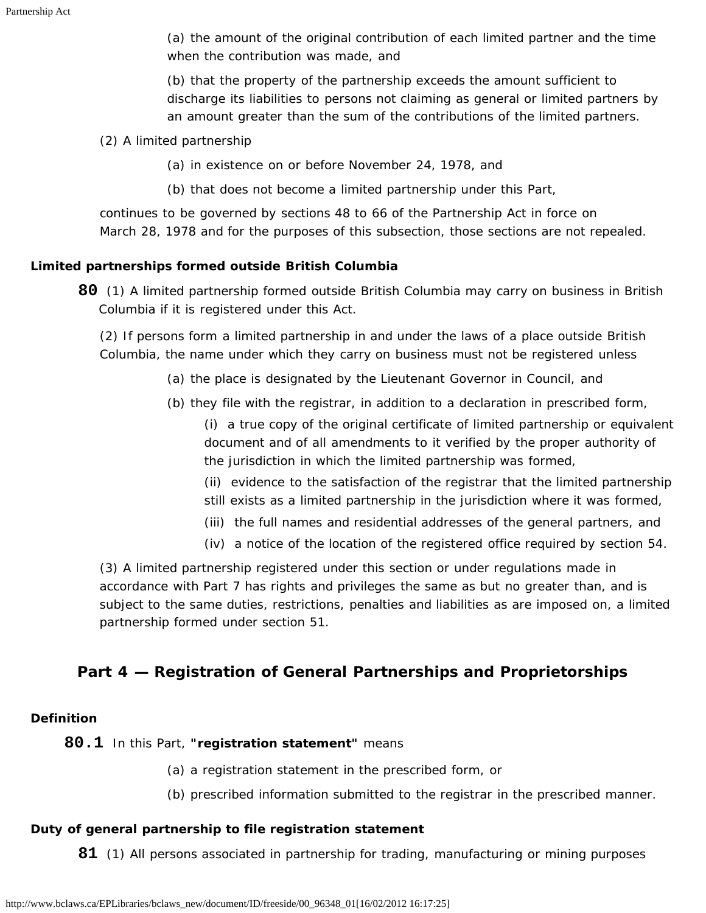(a) the amount of the original contribution of each limited partner and the time when the contribution was made, and

(b) that the property of the partnership exceeds the amount sufficient to discharge its liabilities to persons not claiming as general or limited partners by an amount greater than the sum of the contributions of the limited partners.

(2) A limited partnership

(a) in existence on or before November 24, 1978, and

(b) that does not become a limited partnership under this Part,

continues to be governed by sections 48 to 66 of the Partnership Act in force on March 28, 1978 and for the purposes of this subsection, those sections are not repealed.

**Limited partnerships formed outside British Columbia**

**80** (1) A limited partnership formed outside British Columbia may carry on business in British Columbia if it is registered under this Act.

(2) If persons form a limited partnership in and under the laws of a place outside British Columbia, the name under which they carry on business must not be registered unless

(a) the place is designated by the Lieutenant Governor in Council, and

(b) they file with the registrar, in addition to a declaration in prescribed form,

(i) a true copy of the original certificate of limited partnership or equivalent document and of all amendments to it verified by the proper authority of the jurisdiction in which the limited partnership was formed,

(ii) evidence to the satisfaction of the registrar that the limited partnership still exists as a limited partnership in the jurisdiction where it was formed,

(iii) the full names and residential addresses of the general partners, and

(iv) a notice of the location of the registered office required by section 54.

(3) A limited partnership registered under this section or under regulations made in accordance with Part 7 has rights and privileges the same as but no greater than, and is subject to the same duties, restrictions, penalties and liabilities as are imposed on, a limited partnership formed under section 51.

## Part 4 — Registration of General Partnerships and Proprietorships

**Definition**

**80.1** In this Part, **"registration statement"** means

(a) a registration statement in the prescribed form, or

(b) prescribed information submitted to the registrar in the prescribed manner.

**Duty of general partnership to file registration statement**

**81** (1) All persons associated in partnership for trading, manufacturing or mining purposes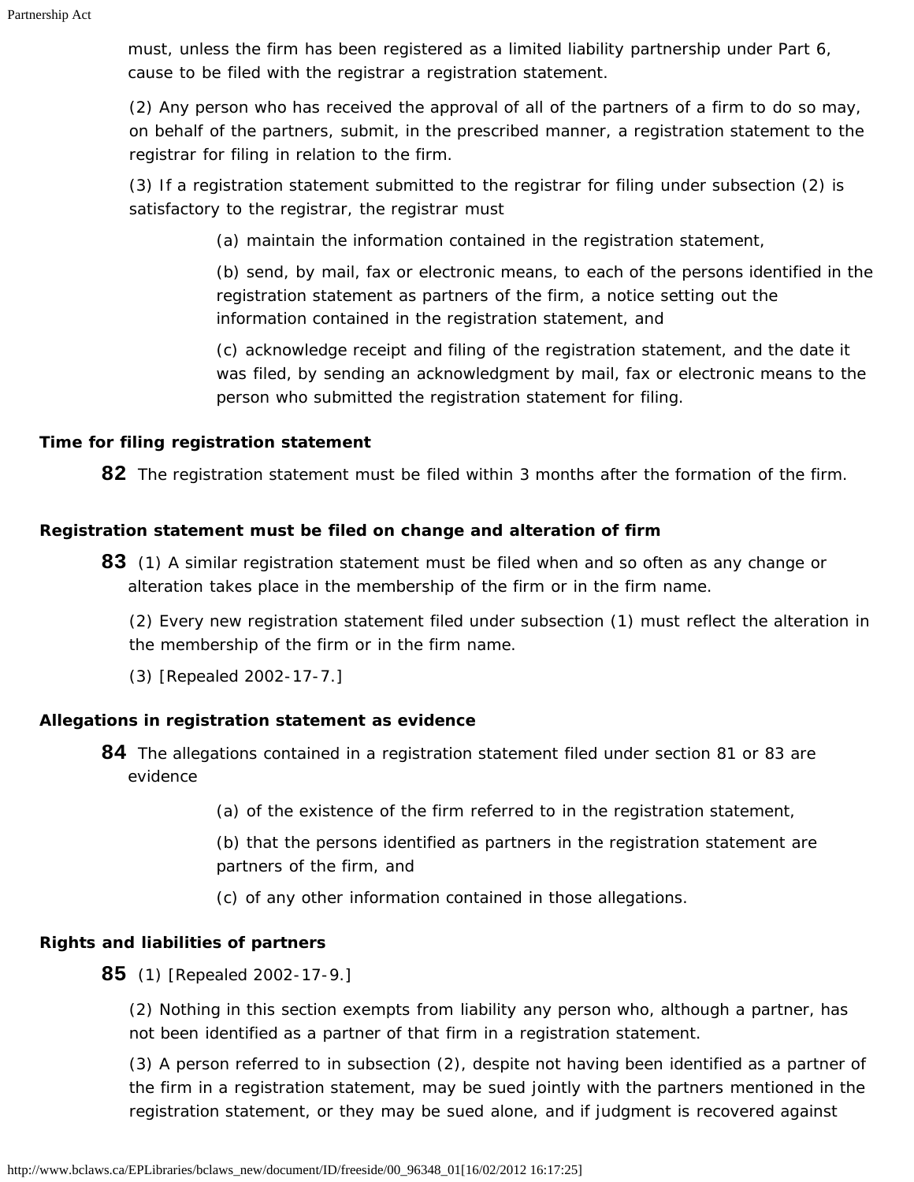must, unless the firm has been registered as a limited liability partnership under Part 6, cause to be filed with the registrar a registration statement.

(2) Any person who has received the approval of all of the partners of a firm to do so may, on behalf of the partners, submit, in the prescribed manner, a registration statement to the registrar for filing in relation to the firm.

(3) If a registration statement submitted to the registrar for filing under subsection (2) is satisfactory to the registrar, the registrar must

(a) maintain the information contained in the registration statement,

(b) send, by mail, fax or electronic means, to each of the persons identified in the registration statement as partners of the firm, a notice setting out the information contained in the registration statement, and

(c) acknowledge receipt and filing of the registration statement, and the date it was filed, by sending an acknowledgment by mail, fax or electronic means to the person who submitted the registration statement for filing.

**Time for filing registration statement**

**82** The registration statement must be filed within 3 months after the formation of the firm.

**Registration statement must be filed on change and alteration of firm**

**83** (1) A similar registration statement must be filed when and so often as any change or alteration takes place in the membership of the firm or in the firm name.

(2) Every new registration statement filed under subsection (1) must reflect the alteration in the membership of the firm or in the firm name.

(3) [Repealed 2002-17-7.]

**Allegations in registration statement as evidence**

**84** The allegations contained in a registration statement filed under section 81 or 83 are evidence

(a) of the existence of the firm referred to in the registration statement,

(b) that the persons identified as partners in the registration statement are partners of the firm, and

(c) of any other information contained in those allegations.

**Rights and liabilities of partners**

**85** (1) [Repealed 2002-17-9.]

(2) Nothing in this section exempts from liability any person who, although a partner, has not been identified as a partner of that firm in a registration statement.

(3) A person referred to in subsection (2), despite not having been identified as a partner of the firm in a registration statement, may be sued jointly with the partners mentioned in the registration statement, or they may be sued alone, and if judgment is recovered against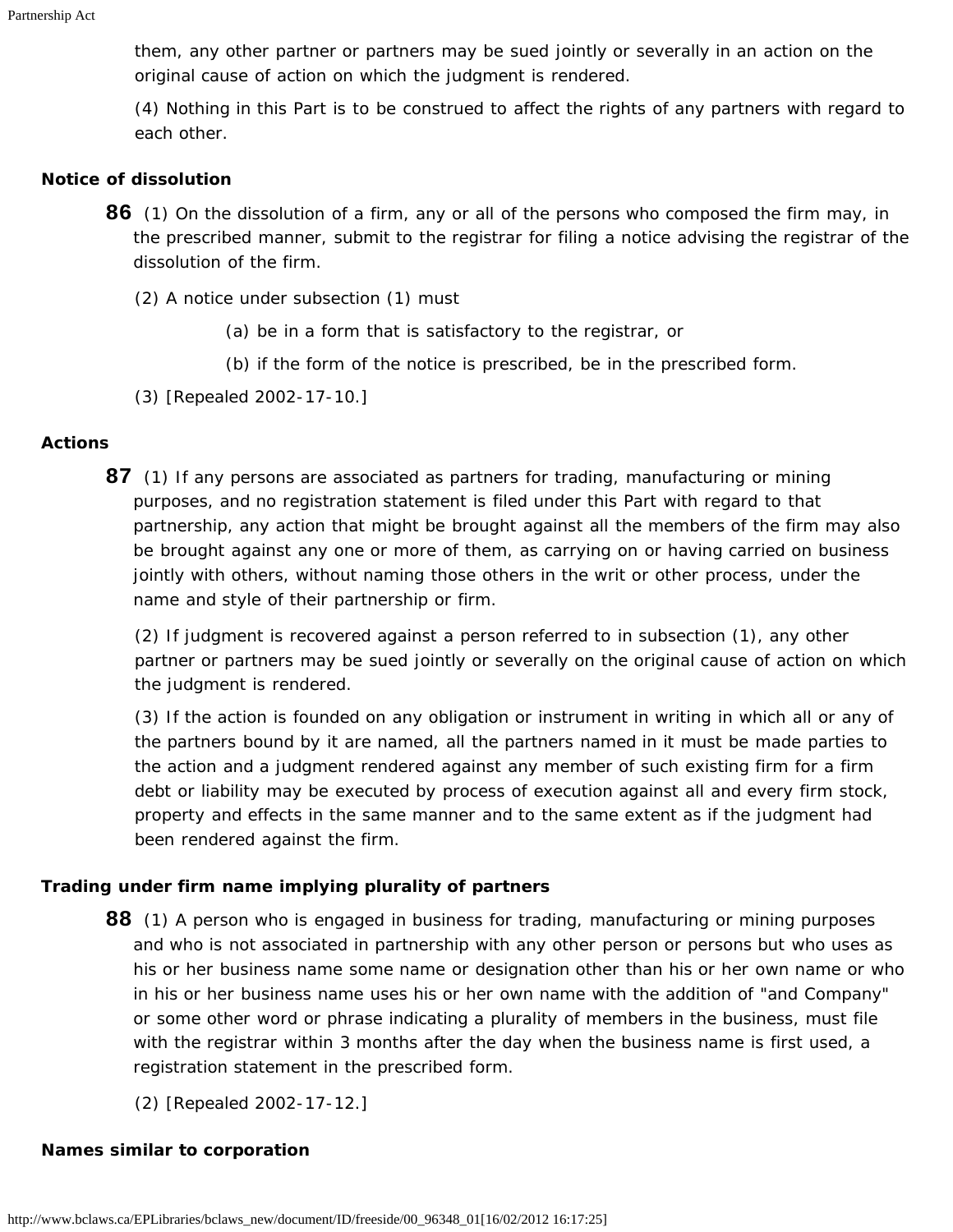them, any other partner or partners may be sued jointly or severally in an action on the original cause of action on which the judgment is rendered.

(4) Nothing in this Part is to be construed to affect the rights of any partners with regard to each other.

**Notice of dissolution**

**86** (1) On the dissolution of a firm, any or all of the persons who composed the firm may, in the prescribed manner, submit to the registrar for filing a notice advising the registrar of the dissolution of the firm.

(2) A notice under subsection (1) must

(a) be in a form that is satisfactory to the registrar, or

(b) if the form of the notice is prescribed, be in the prescribed form.

(3) [Repealed 2002-17-10.]

**Actions**

**87** (1) If any persons are associated as partners for trading, manufacturing or mining purposes, and no registration statement is filed under this Part with regard to that partnership, any action that might be brought against all the members of the firm may also be brought against any one or more of them, as carrying on or having carried on business jointly with others, without naming those others in the writ or other process, under the name and style of their partnership or firm.

(2) If judgment is recovered against a person referred to in subsection (1), any other partner or partners may be sued jointly or severally on the original cause of action on which the judgment is rendered.

(3) If the action is founded on any obligation or instrument in writing in which all or any of the partners bound by it are named, all the partners named in it must be made parties to the action and a judgment rendered against any member of such existing firm for a firm debt or liability may be executed by process of execution against all and every firm stock, property and effects in the same manner and to the same extent as if the judgment had been rendered against the firm.

**Trading under firm name implying plurality of partners**

**88** (1) A person who is engaged in business for trading, manufacturing or mining purposes and who is not associated in partnership with any other person or persons but who uses as his or her business name some name or designation other than his or her own name or who in his or her business name uses his or her own name with the addition of "and Company" or some other word or phrase indicating a plurality of members in the business, must file with the registrar within 3 months after the day when the business name is first used, a registration statement in the prescribed form.

(2) [Repealed 2002-17-12.]

**Names similar to corporation**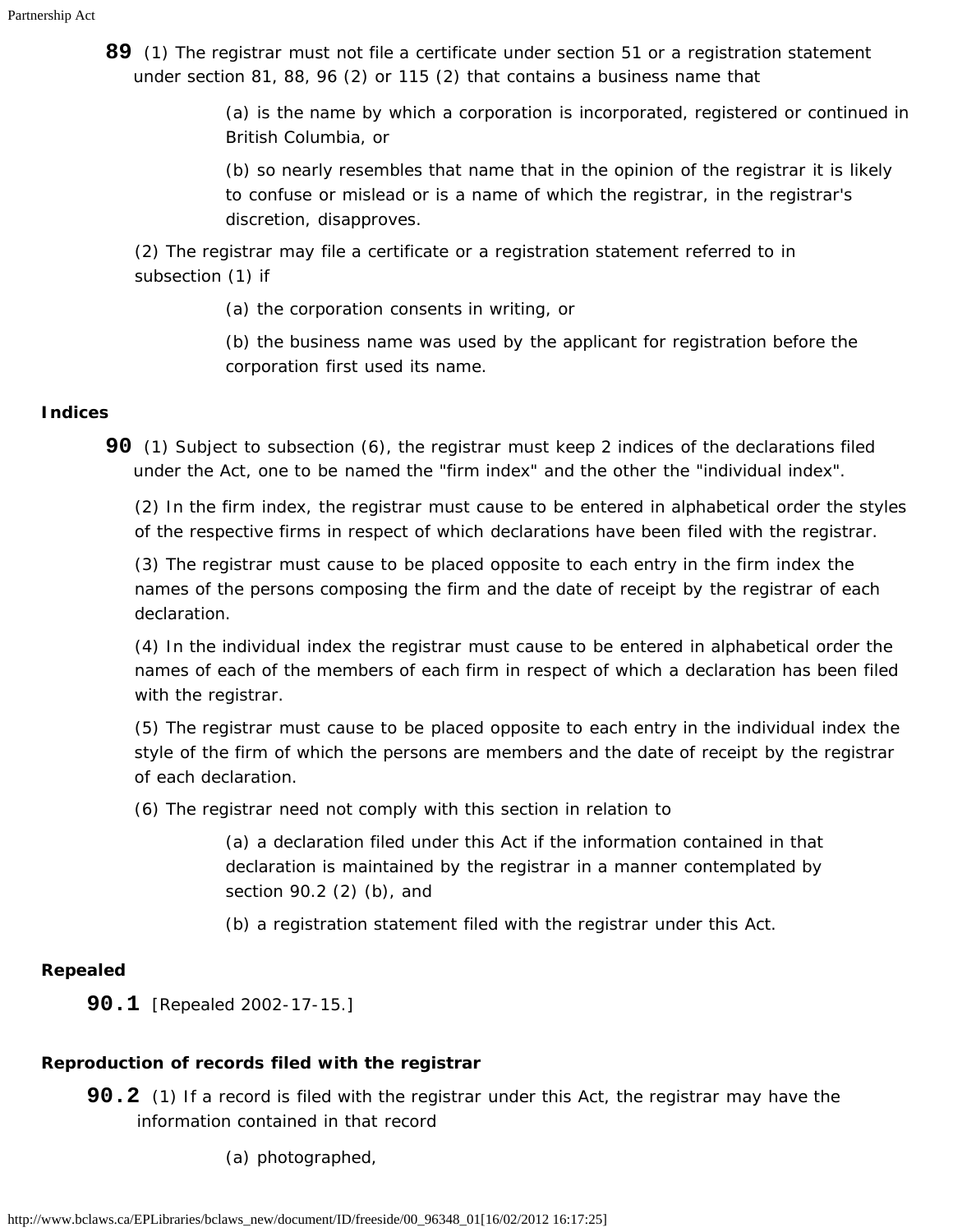**89** (1) The registrar must not file a certificate under section 51 or a registration statement under section 81, 88, 96 (2) or 115 (2) that contains a business name that

(a) is the name by which a corporation is incorporated, registered or continued in British Columbia, or

(b) so nearly resembles that name that in the opinion of the registrar it is likely to confuse or mislead or is a name of which the registrar, in the registrar's discretion, disapproves.

(2) The registrar may file a certificate or a registration statement referred to in subsection (1) if

(a) the corporation consents in writing, or

(b) the business name was used by the applicant for registration before the corporation first used its name.

### Indices

**90** (1) Subject to subsection (6), the registrar must keep 2 indices of the declarations filed under the Act, one to be named the "firm index" and the other the "individual index".

(2) In the firm index, the registrar must cause to be entered in alphabetical order the styles of the respective firms in respect of which declarations have been filed with the registrar.

(3) The registrar must cause to be placed opposite to each entry in the firm index the names of the persons composing the firm and the date of receipt by the registrar of each declaration.

(4) In the individual index the registrar must cause to be entered in alphabetical order the names of each of the members of each firm in respect of which a declaration has been filed with the registrar.

(5) The registrar must cause to be placed opposite to each entry in the individual index the style of the firm of which the persons are members and the date of receipt by the registrar of each declaration.

(6) The registrar need not comply with this section in relation to

(a) a declaration filed under this Act if the information contained in that declaration is maintained by the registrar in a manner contemplated by section 90.2 (2) (b), and

(b) a registration statement filed with the registrar under this Act.

### Repealed

**90.1** [Repealed 2002-17-15.]

### Reproduction of records filed with the registrar

**90.2** (1) If a record is filed with the registrar under this Act, the registrar may have the information contained in that record

(a) photographed,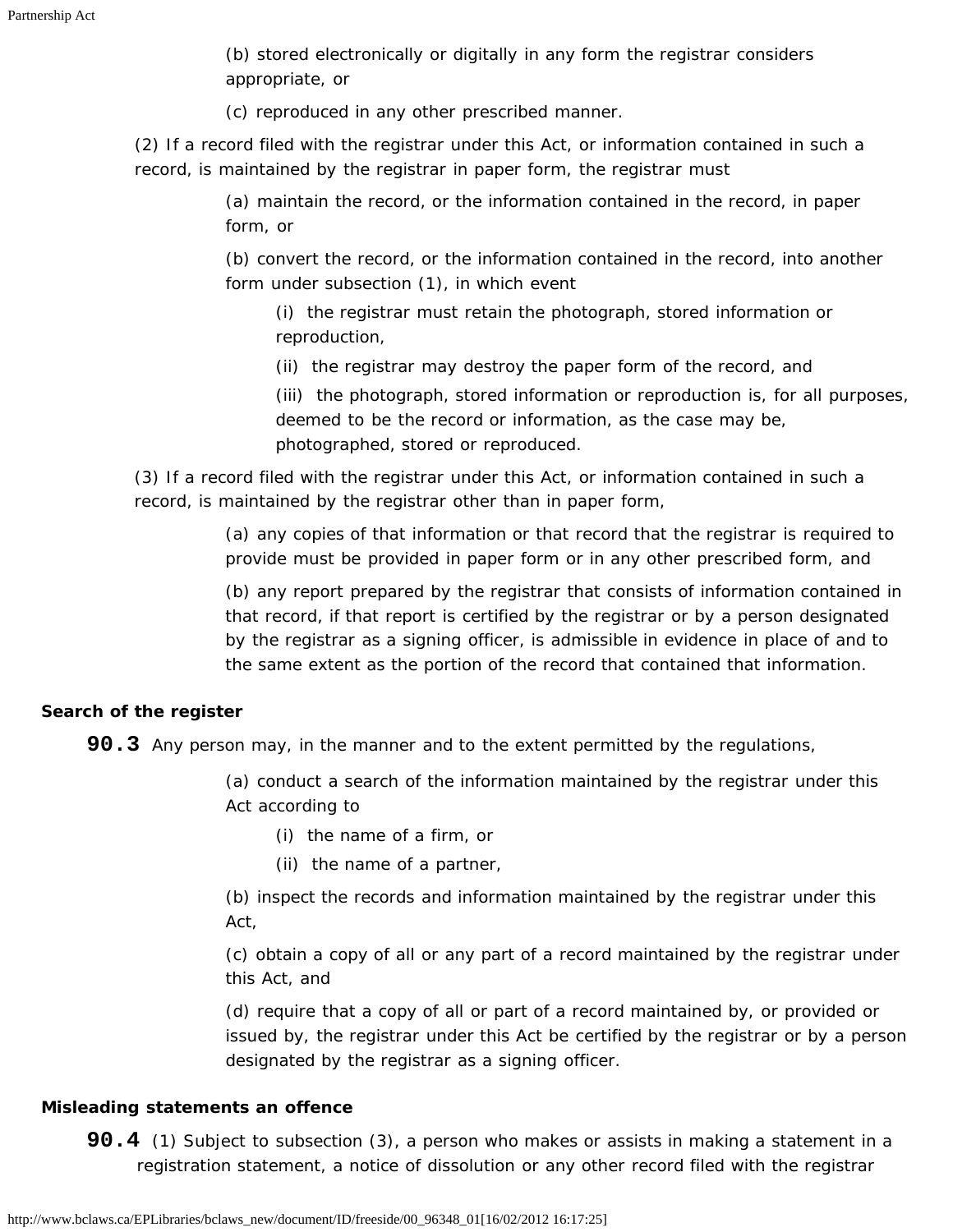(b) stored electronically or digitally in any form the registrar considers appropriate, or

(c) reproduced in any other prescribed manner.

(2) If a record filed with the registrar under this Act, or information contained in such a record, is maintained by the registrar in paper form, the registrar must

(a) maintain the record, or the information contained in the record, in paper form, or

(b) convert the record, or the information contained in the record, into another form under subsection (1), in which event

(i) the registrar must retain the photograph, stored information or reproduction,

(ii) the registrar may destroy the paper form of the record, and

(iii) the photograph, stored information or reproduction is, for all purposes, deemed to be the record or information, as the case may be, photographed, stored or reproduced.

(3) If a record filed with the registrar under this Act, or information contained in such a record, is maintained by the registrar other than in paper form,

(a) any copies of that information or that record that the registrar is required to provide must be provided in paper form or in any other prescribed form, and

(b) any report prepared by the registrar that consists of information contained in that record, if that report is certified by the registrar or by a person designated by the registrar as a signing officer, is admissible in evidence in place of and to the same extent as the portion of the record that contained that information.

### Search of the register

**90.3** Any person may, in the manner and to the extent permitted by the regulations,

(a) conduct a search of the information maintained by the registrar under this Act according to

(i) the name of a firm, or

(ii) the name of a partner,

(b) inspect the records and information maintained by the registrar under this Act,

(c) obtain a copy of all or any part of a record maintained by the registrar under this Act, and

(d) require that a copy of all or part of a record maintained by, or provided or issued by, the registrar under this Act be certified by the registrar or by a person designated by the registrar as a signing officer.

### Misleading statements an offence

**90.4** (1) Subject to subsection (3), a person who makes or assists in making a statement in a registration statement, a notice of dissolution or any other record filed with the registrar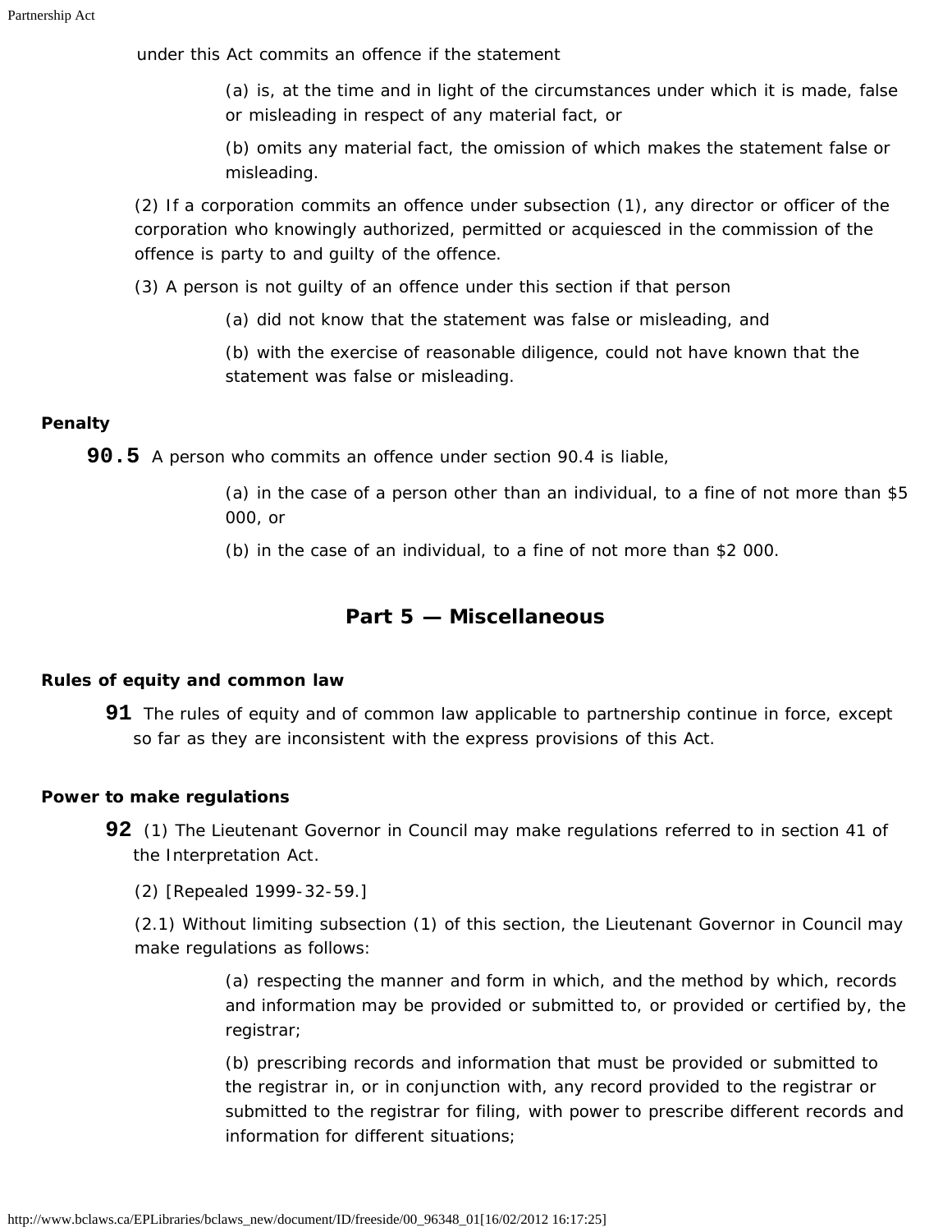under this Act commits an offence if the statement

(a) is, at the time and in light of the circumstances under which it is made, false or misleading in respect of any material fact, or

(b) omits any material fact, the omission of which makes the statement false or misleading.

(2) If a corporation commits an offence under subsection (1), any director or officer of the corporation who knowingly authorized, permitted or acquiesced in the commission of the offence is party to and guilty of the offence.

(3) A person is not guilty of an offence under this section if that person

(a) did not know that the statement was false or misleading, and

(b) with the exercise of reasonable diligence, could not have known that the statement was false or misleading.

**Penalty**

**90.5** A person who commits an offence under section 90.4 is liable,

(a) in the case of a person other than an individual, to a fine of not more than $5 000, or

(b) in the case of an individual, to a fine of not more than $2 000.

## Part 5 — Miscellaneous

**Rules of equity and common law**

**91** The rules of equity and of common law applicable to partnership continue in force, except so far as they are inconsistent with the express provisions of this Act.

**Power to make regulations**

**92** (1) The Lieutenant Governor in Council may make regulations referred to in section 41 of the Interpretation Act.

(2) [Repealed 1999-32-59.]

(2.1) Without limiting subsection (1) of this section, the Lieutenant Governor in Council may make regulations as follows:

(a) respecting the manner and form in which, and the method by which, records and information may be provided or submitted to, or provided or certified by, the registrar;

(b) prescribing records and information that must be provided or submitted to the registrar in, or in conjunction with, any record provided to the registrar or submitted to the registrar for filing, with power to prescribe different records and information for different situations;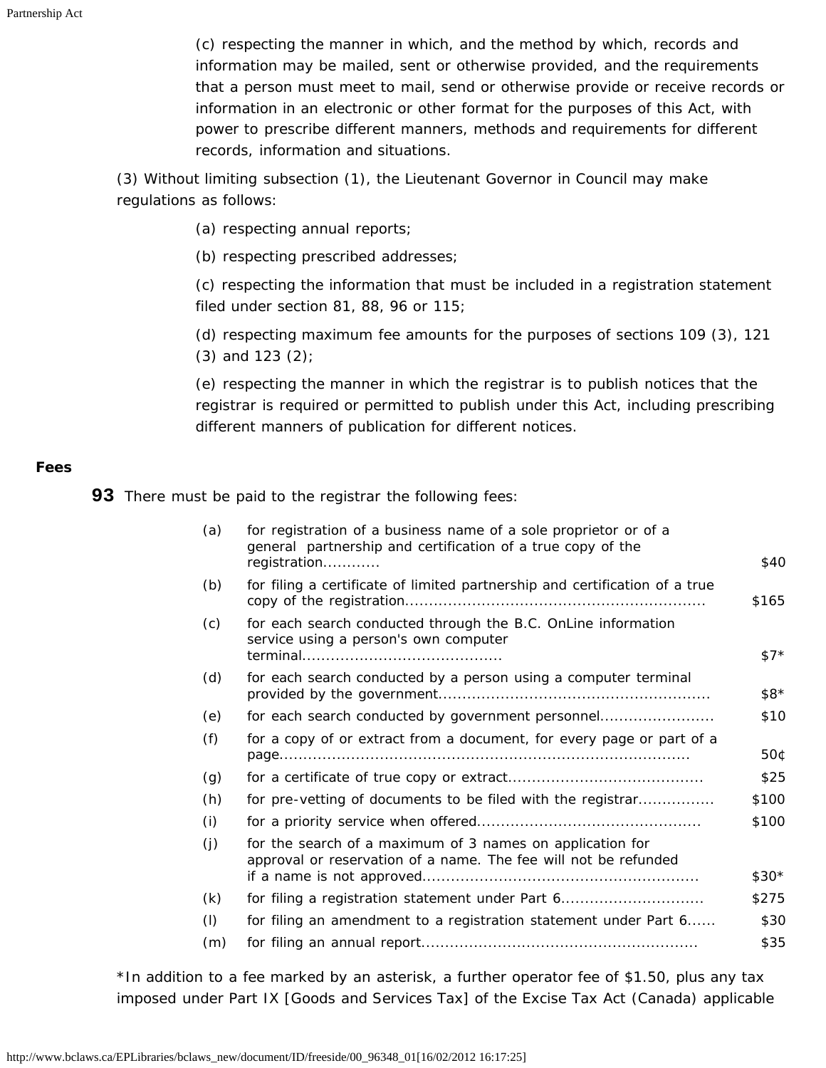(c) respecting the manner in which, and the method by which, records and information may be mailed, sent or otherwise provided, and the requirements that a person must meet to mail, send or otherwise provide or receive records or information in an electronic or other format for the purposes of this Act, with power to prescribe different manners, methods and requirements for different records, information and situations.

(3) Without limiting subsection (1), the Lieutenant Governor in Council may make regulations as follows:

(a) respecting annual reports;

(b) respecting prescribed addresses;

(c) respecting the information that must be included in a registration statement filed under section 81, 88, 96 or 115;

(d) respecting maximum fee amounts for the purposes of sections 109 (3), 121 (3) and 123 (2);

(e) respecting the manner in which the registrar is to publish notices that the registrar is required or permitted to publish under this Act, including prescribing different manners of publication for different notices.

**Fees**

**93** There must be paid to the registrar the following fees:

| | | |
|---|---|---|
| (a) | for registration of a business name of a sole proprietor or of a general partnership and certification of a true copy of the registration............ | $40 |
| (b) | for filing a certificate of limited partnership and certification of a true copy of the registration............................................................ | $165 |
| (c) | for each search conducted through the B.C. OnLine information service using a person's own computer terminal......................................... | $7* |
| (d) | for each search conducted by a person using a computer terminal provided by the government........................................................ | $8* |
| (e) | for each search conducted by government personnel........................ | $10 |
| (f) | for a copy of or extract from a document, for every page or part of a page.................................................................................... | 50¢ |
| (g) | for a certificate of true copy or extract........................................ | $25 |
| (h) | for pre-vetting of documents to be filed with the registrar................ | $100 |
| (i) | for a priority service when offered.............................................. | $100 |
| (j) | for the search of a maximum of 3 names on application for approval or reservation of a name. The fee will not be refunded if a name is not approved......................................................... | $30* |
| (k) | for filing a registration statement under Part 6............................. | $275 |
| (l) | for filing an amendment to a registration statement under Part 6...... | $30 |
| (m) | for filing an annual report......................................................... | $35 |

*In addition to a fee marked by an asterisk, a further operator fee of $1.50, plus any tax imposed under Part IX [Goods and Services Tax] of the Excise Tax Act (Canada) applicable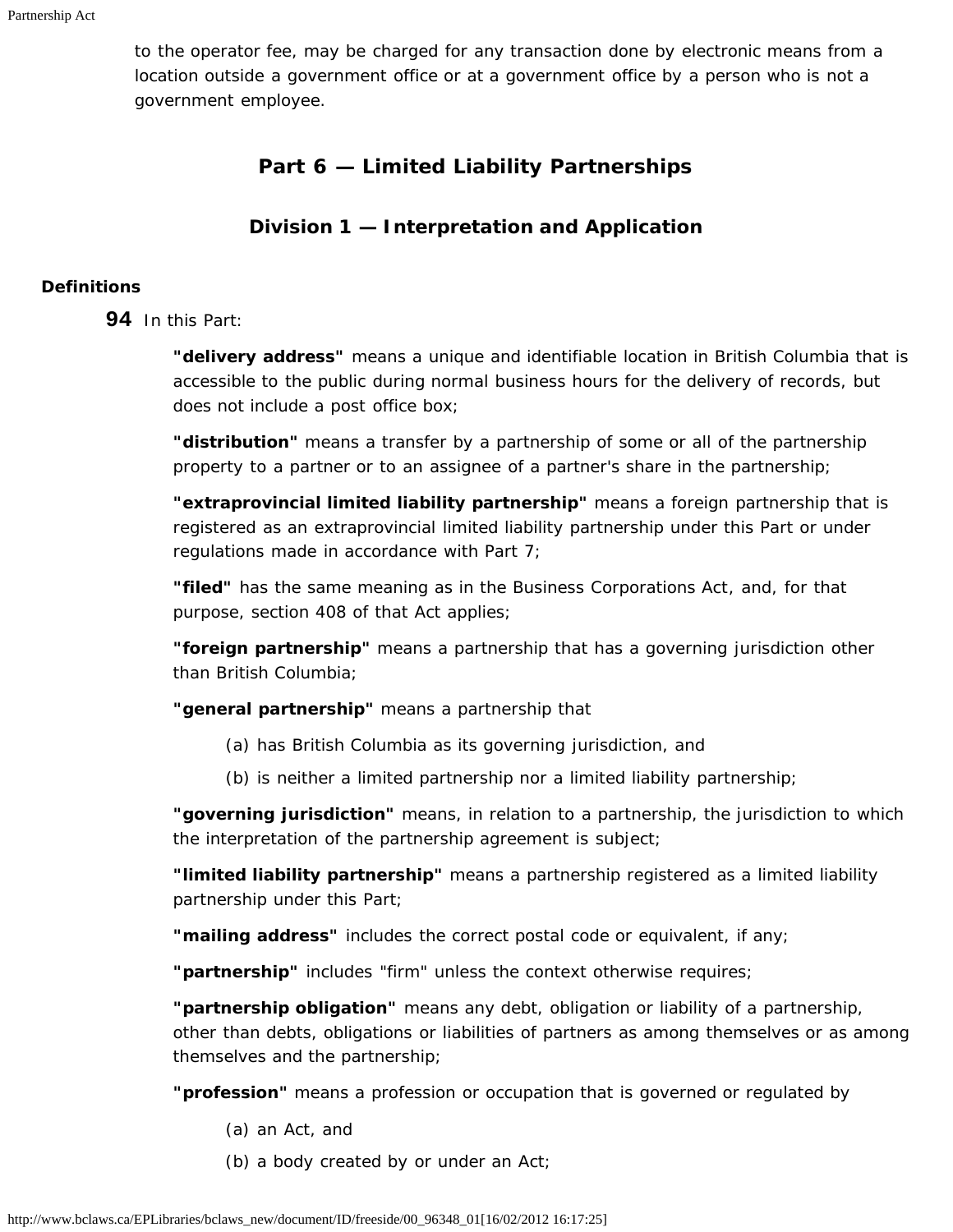to the operator fee, may be charged for any transaction done by electronic means from a location outside a government office or at a government office by a person who is not a government employee.

## Part 6 — Limited Liability Partnerships

### Division 1 — Interpretation and Application

**Definitions**

**94** In this Part:

**"delivery address"** means a unique and identifiable location in British Columbia that is accessible to the public during normal business hours for the delivery of records, but does not include a post office box;

**"distribution"** means a transfer by a partnership of some or all of the partnership property to a partner or to an assignee of a partner's share in the partnership;

**"extraprovincial limited liability partnership"** means a foreign partnership that is registered as an extraprovincial limited liability partnership under this Part or under regulations made in accordance with Part 7;

**"filed"** has the same meaning as in the Business Corporations Act, and, for that purpose, section 408 of that Act applies;

**"foreign partnership"** means a partnership that has a governing jurisdiction other than British Columbia;

**"general partnership"** means a partnership that

(a) has British Columbia as its governing jurisdiction, and

(b) is neither a limited partnership nor a limited liability partnership;

**"governing jurisdiction"** means, in relation to a partnership, the jurisdiction to which the interpretation of the partnership agreement is subject;

**"limited liability partnership"** means a partnership registered as a limited liability partnership under this Part;

**"mailing address"** includes the correct postal code or equivalent, if any;

**"partnership"** includes "firm" unless the context otherwise requires;

**"partnership obligation"** means any debt, obligation or liability of a partnership, other than debts, obligations or liabilities of partners as among themselves or as among themselves and the partnership;

**"profession"** means a profession or occupation that is governed or regulated by

(a) an Act, and

(b) a body created by or under an Act;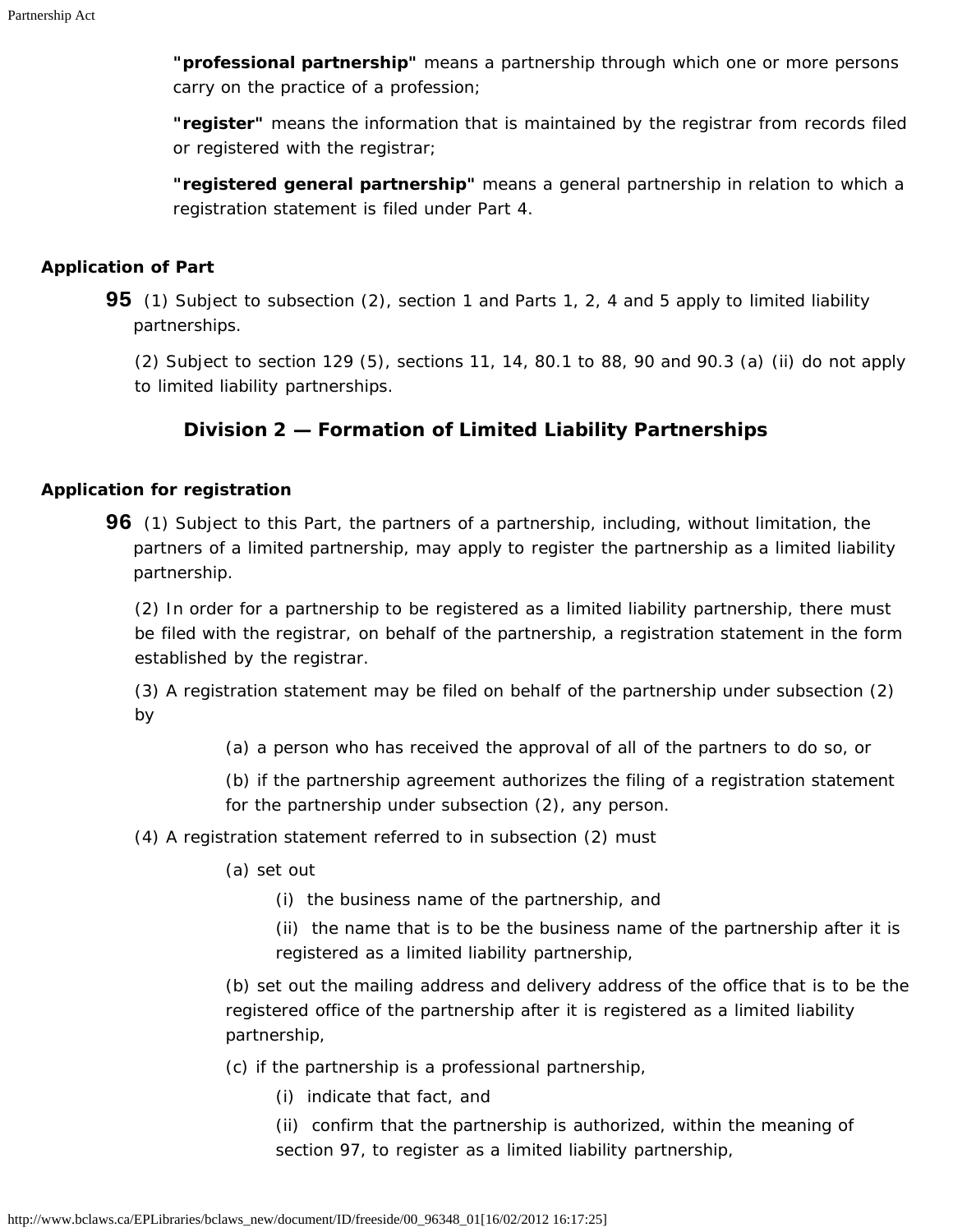**"professional partnership"** means a partnership through which one or more persons carry on the practice of a profession;

**"register"** means the information that is maintained by the registrar from records filed or registered with the registrar;

**"registered general partnership"** means a general partnership in relation to which a registration statement is filed under Part 4.

**Application of Part**

**95** (1) Subject to subsection (2), section 1 and Parts 1, 2, 4 and 5 apply to limited liability partnerships.

(2) Subject to section 129 (5), sections 11, 14, 80.1 to 88, 90 and 90.3 (a) (ii) do not apply to limited liability partnerships.

## Division 2 — Formation of Limited Liability Partnerships

**Application for registration**

**96** (1) Subject to this Part, the partners of a partnership, including, without limitation, the partners of a limited partnership, may apply to register the partnership as a limited liability partnership.

(2) In order for a partnership to be registered as a limited liability partnership, there must be filed with the registrar, on behalf of the partnership, a registration statement in the form established by the registrar.

(3) A registration statement may be filed on behalf of the partnership under subsection (2) by

(a) a person who has received the approval of all of the partners to do so, or

(b) if the partnership agreement authorizes the filing of a registration statement for the partnership under subsection (2), any person.

(4) A registration statement referred to in subsection (2) must

(a) set out

(i) the business name of the partnership, and

(ii) the name that is to be the business name of the partnership after it is registered as a limited liability partnership,

(b) set out the mailing address and delivery address of the office that is to be the registered office of the partnership after it is registered as a limited liability partnership,

(c) if the partnership is a professional partnership,

(i) indicate that fact, and

(ii) confirm that the partnership is authorized, within the meaning of section 97, to register as a limited liability partnership,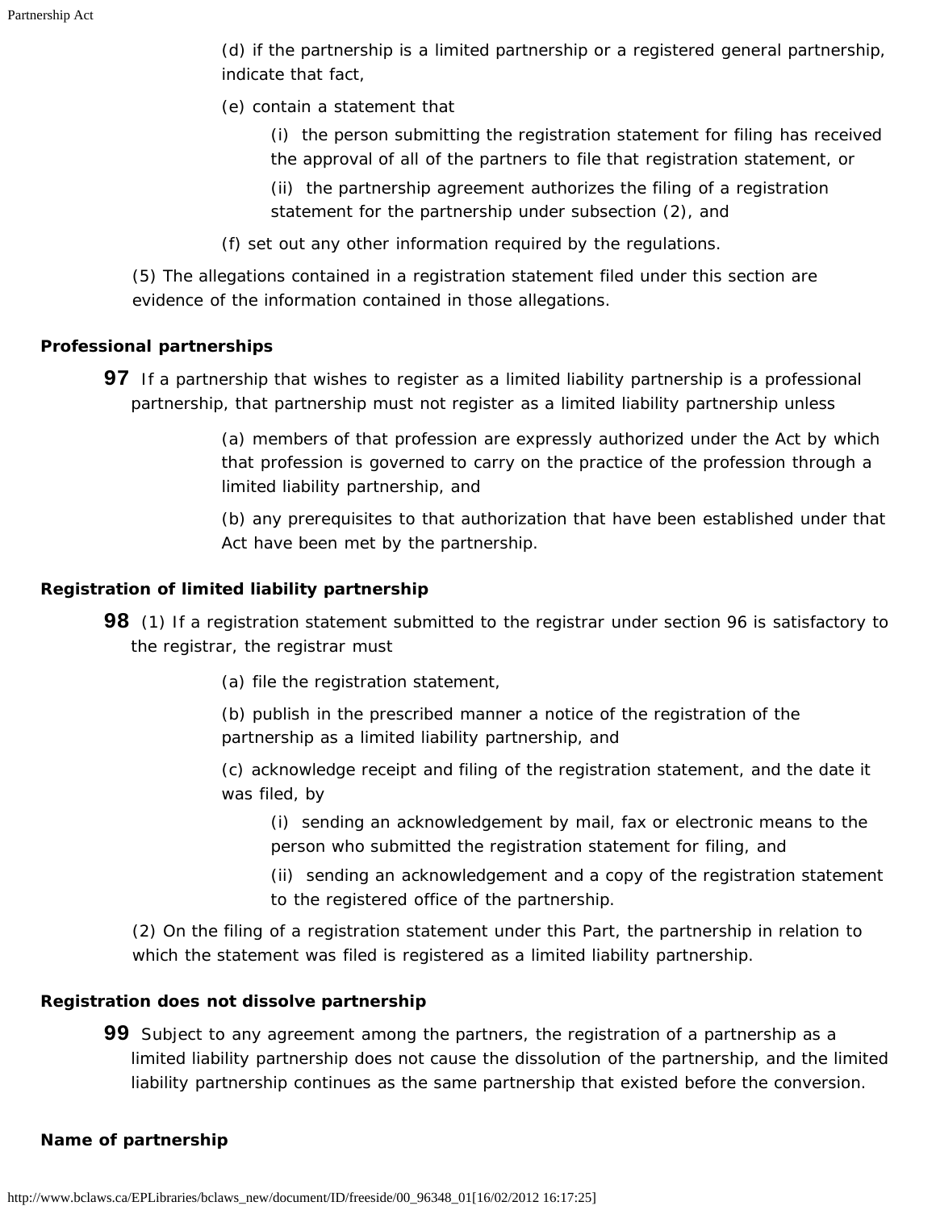(d) if the partnership is a limited partnership or a registered general partnership, indicate that fact,

(e) contain a statement that

(i) the person submitting the registration statement for filing has received the approval of all of the partners to file that registration statement, or

(ii) the partnership agreement authorizes the filing of a registration statement for the partnership under subsection (2), and

(f) set out any other information required by the regulations.

(5) The allegations contained in a registration statement filed under this section are evidence of the information contained in those allegations.

**Professional partnerships**

**97** If a partnership that wishes to register as a limited liability partnership is a professional partnership, that partnership must not register as a limited liability partnership unless

(a) members of that profession are expressly authorized under the Act by which that profession is governed to carry on the practice of the profession through a limited liability partnership, and

(b) any prerequisites to that authorization that have been established under that Act have been met by the partnership.

**Registration of limited liability partnership**

**98** (1) If a registration statement submitted to the registrar under section 96 is satisfactory to the registrar, the registrar must

(a) file the registration statement,

(b) publish in the prescribed manner a notice of the registration of the partnership as a limited liability partnership, and

(c) acknowledge receipt and filing of the registration statement, and the date it was filed, by

(i) sending an acknowledgement by mail, fax or electronic means to the person who submitted the registration statement for filing, and

(ii) sending an acknowledgement and a copy of the registration statement to the registered office of the partnership.

(2) On the filing of a registration statement under this Part, the partnership in relation to which the statement was filed is registered as a limited liability partnership.

**Registration does not dissolve partnership**

**99** Subject to any agreement among the partners, the registration of a partnership as a limited liability partnership does not cause the dissolution of the partnership, and the limited liability partnership continues as the same partnership that existed before the conversion.

**Name of partnership**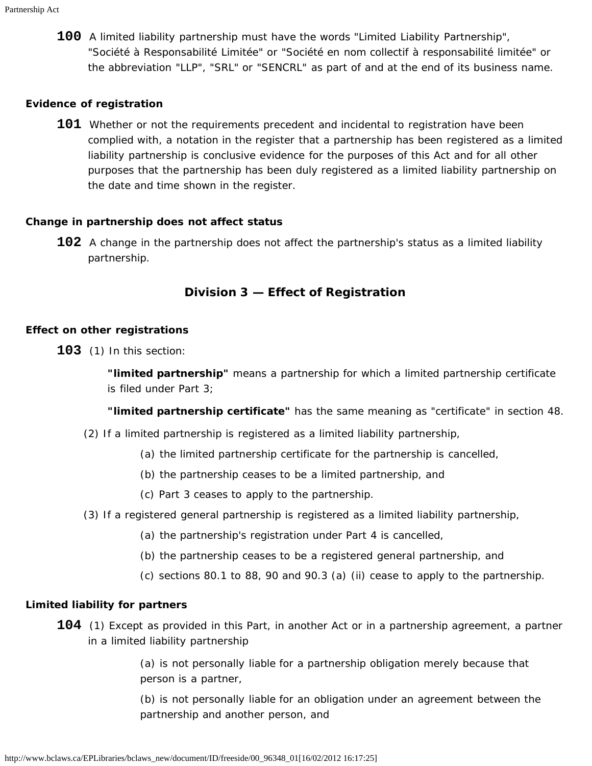**100** A limited liability partnership must have the words "Limited Liability Partnership", "Société à Responsabilité Limitée" or "Société en nom collectif à responsabilité limitée" or the abbreviation "LLP", "SRL" or "SENCRL" as part of and at the end of its business name.

**Evidence of registration**

**101** Whether or not the requirements precedent and incidental to registration have been complied with, a notation in the register that a partnership has been registered as a limited liability partnership is conclusive evidence for the purposes of this Act and for all other purposes that the partnership has been duly registered as a limited liability partnership on the date and time shown in the register.

**Change in partnership does not affect status**

**102** A change in the partnership does not affect the partnership's status as a limited liability partnership.

## Division 3 — Effect of Registration

**Effect on other registrations**

**103** (1) In this section:

**"limited partnership"** means a partnership for which a limited partnership certificate is filed under Part 3;

**"limited partnership certificate"** has the same meaning as "certificate" in section 48.

(2) If a limited partnership is registered as a limited liability partnership,

(a) the limited partnership certificate for the partnership is cancelled,

(b) the partnership ceases to be a limited partnership, and

(c) Part 3 ceases to apply to the partnership.

(3) If a registered general partnership is registered as a limited liability partnership,

(a) the partnership's registration under Part 4 is cancelled,

(b) the partnership ceases to be a registered general partnership, and

(c) sections 80.1 to 88, 90 and 90.3 (a) (ii) cease to apply to the partnership.

**Limited liability for partners**

**104** (1) Except as provided in this Part, in another Act or in a partnership agreement, a partner in a limited liability partnership

(a) is not personally liable for a partnership obligation merely because that person is a partner,

(b) is not personally liable for an obligation under an agreement between the partnership and another person, and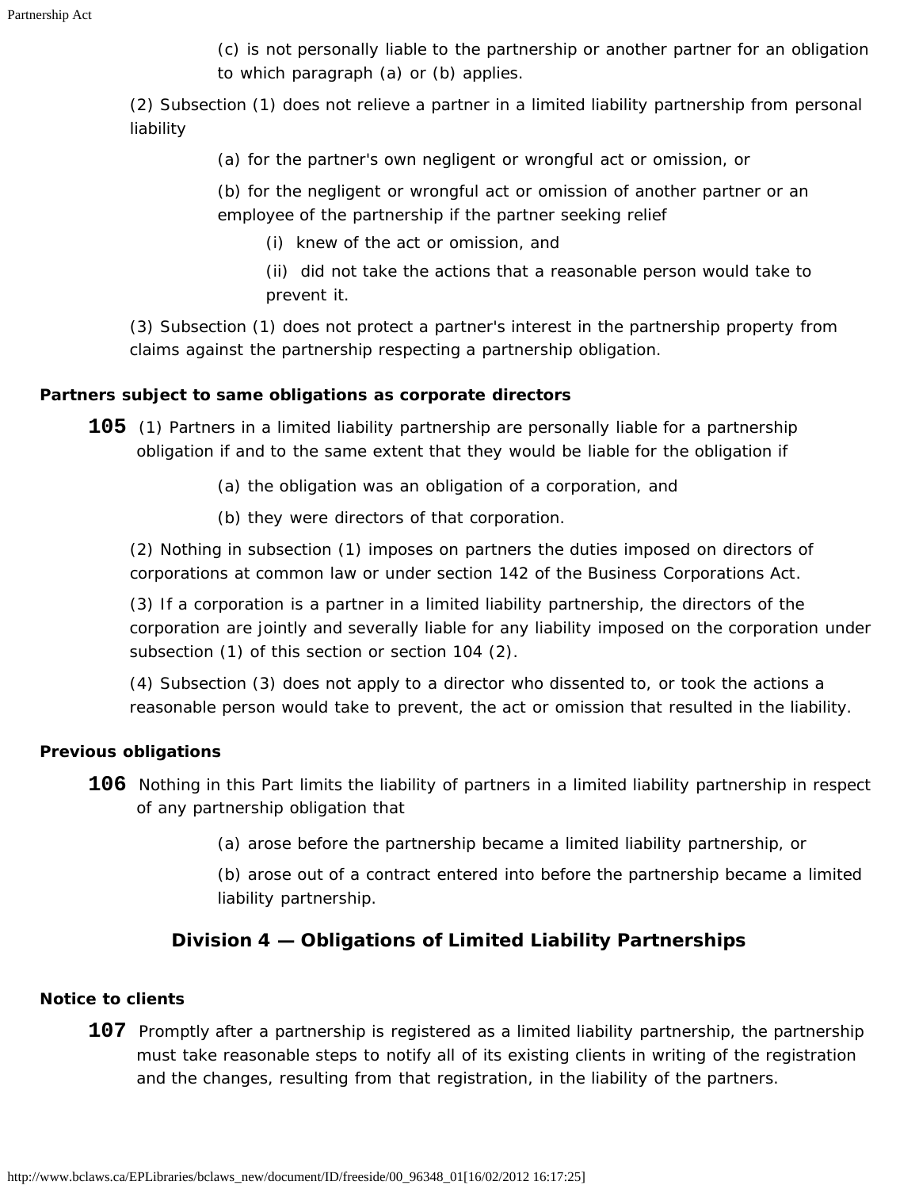(c) is not personally liable to the partnership or another partner for an obligation to which paragraph (a) or (b) applies.

(2) Subsection (1) does not relieve a partner in a limited liability partnership from personal liability

(a) for the partner's own negligent or wrongful act or omission, or

(b) for the negligent or wrongful act or omission of another partner or an employee of the partnership if the partner seeking relief

(i) knew of the act or omission, and

(ii) did not take the actions that a reasonable person would take to prevent it.

(3) Subsection (1) does not protect a partner's interest in the partnership property from claims against the partnership respecting a partnership obligation.

**Partners subject to same obligations as corporate directors**

**105** (1) Partners in a limited liability partnership are personally liable for a partnership obligation if and to the same extent that they would be liable for the obligation if

(a) the obligation was an obligation of a corporation, and

(b) they were directors of that corporation.

(2) Nothing in subsection (1) imposes on partners the duties imposed on directors of corporations at common law or under section 142 of the Business Corporations Act.

(3) If a corporation is a partner in a limited liability partnership, the directors of the corporation are jointly and severally liable for any liability imposed on the corporation under subsection (1) of this section or section 104 (2).

(4) Subsection (3) does not apply to a director who dissented to, or took the actions a reasonable person would take to prevent, the act or omission that resulted in the liability.

**Previous obligations**

**106** Nothing in this Part limits the liability of partners in a limited liability partnership in respect of any partnership obligation that

(a) arose before the partnership became a limited liability partnership, or

(b) arose out of a contract entered into before the partnership became a limited liability partnership.

## Division 4 — Obligations of Limited Liability Partnerships

**Notice to clients**

**107** Promptly after a partnership is registered as a limited liability partnership, the partnership must take reasonable steps to notify all of its existing clients in writing of the registration and the changes, resulting from that registration, in the liability of the partners.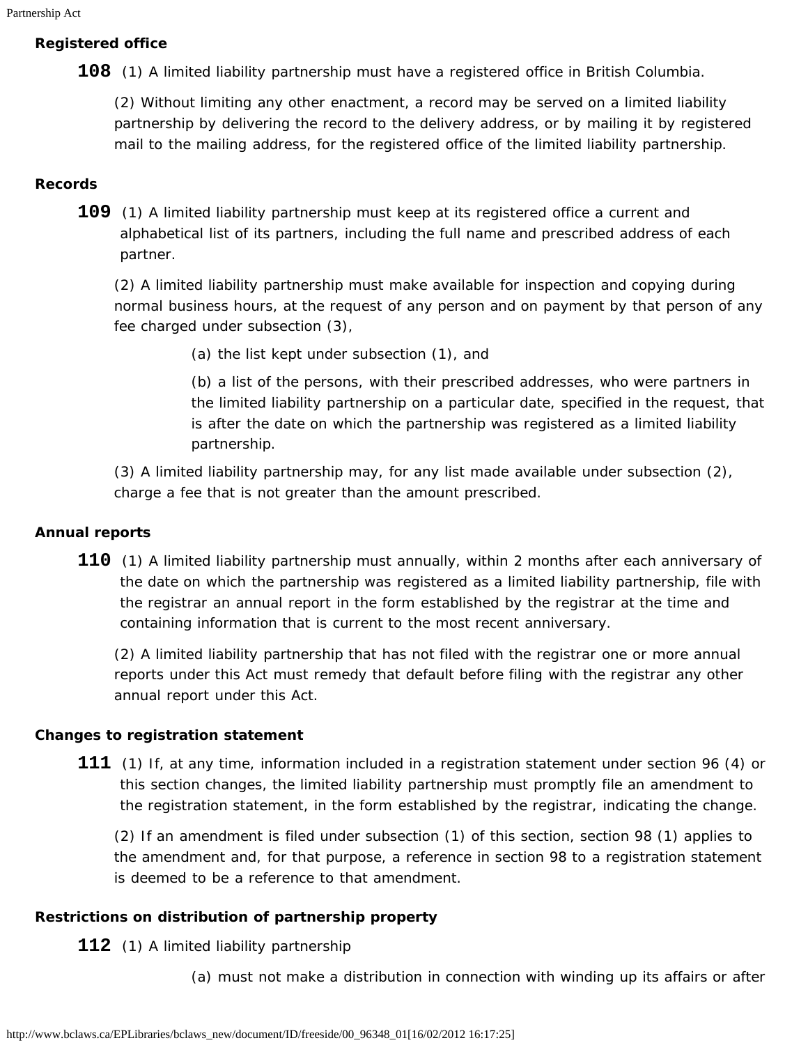**Registered office**

**108** (1) A limited liability partnership must have a registered office in British Columbia.

(2) Without limiting any other enactment, a record may be served on a limited liability partnership by delivering the record to the delivery address, or by mailing it by registered mail to the mailing address, for the registered office of the limited liability partnership.

**Records**

**109** (1) A limited liability partnership must keep at its registered office a current and alphabetical list of its partners, including the full name and prescribed address of each partner.

(2) A limited liability partnership must make available for inspection and copying during normal business hours, at the request of any person and on payment by that person of any fee charged under subsection (3),

(a) the list kept under subsection (1), and

(b) a list of the persons, with their prescribed addresses, who were partners in the limited liability partnership on a particular date, specified in the request, that is after the date on which the partnership was registered as a limited liability partnership.

(3) A limited liability partnership may, for any list made available under subsection (2), charge a fee that is not greater than the amount prescribed.

**Annual reports**

**110** (1) A limited liability partnership must annually, within 2 months after each anniversary of the date on which the partnership was registered as a limited liability partnership, file with the registrar an annual report in the form established by the registrar at the time and containing information that is current to the most recent anniversary.

(2) A limited liability partnership that has not filed with the registrar one or more annual reports under this Act must remedy that default before filing with the registrar any other annual report under this Act.

**Changes to registration statement**

**111** (1) If, at any time, information included in a registration statement under section 96 (4) or this section changes, the limited liability partnership must promptly file an amendment to the registration statement, in the form established by the registrar, indicating the change.

(2) If an amendment is filed under subsection (1) of this section, section 98 (1) applies to the amendment and, for that purpose, a reference in section 98 to a registration statement is deemed to be a reference to that amendment.

**Restrictions on distribution of partnership property**

**112** (1) A limited liability partnership

(a) must not make a distribution in connection with winding up its affairs or after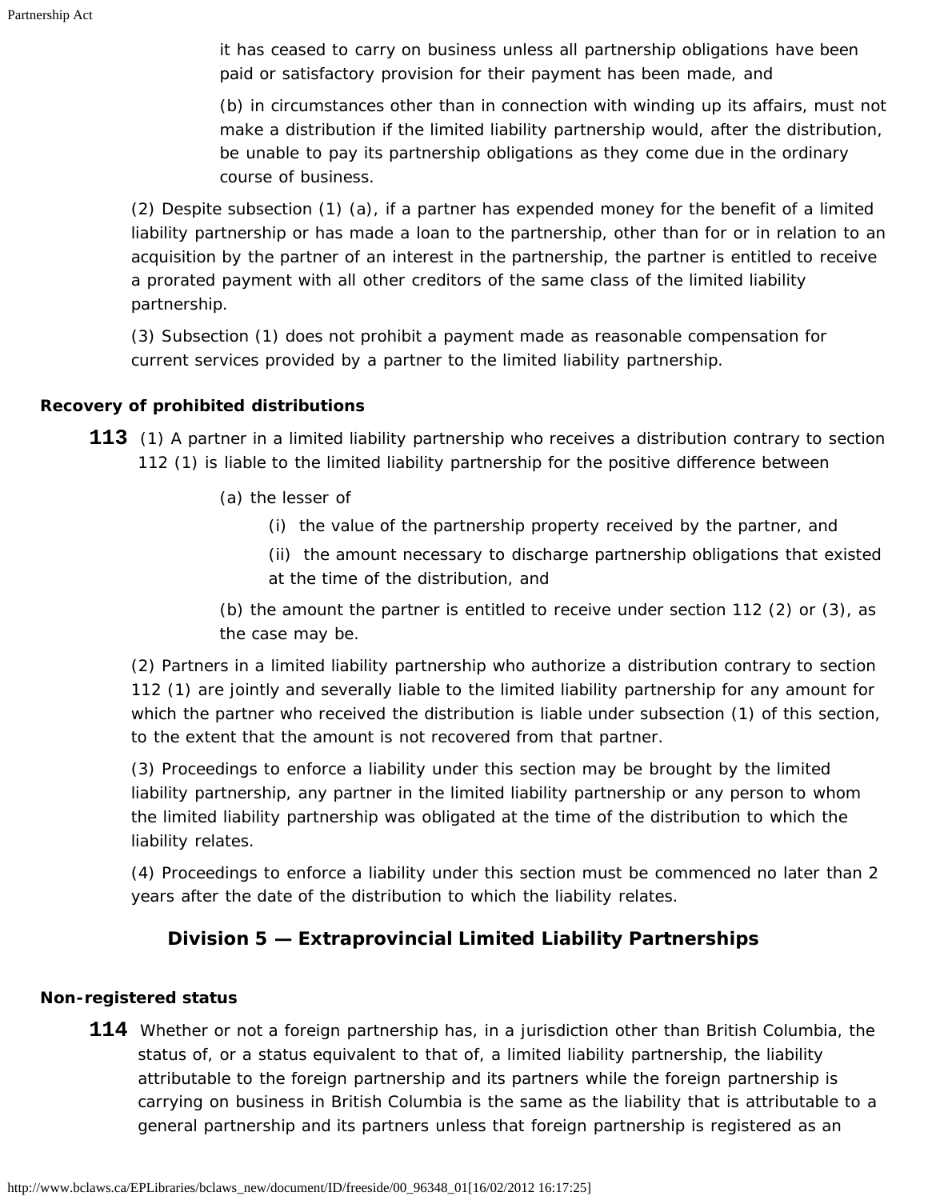it has ceased to carry on business unless all partnership obligations have been paid or satisfactory provision for their payment has been made, and

(b) in circumstances other than in connection with winding up its affairs, must not make a distribution if the limited liability partnership would, after the distribution, be unable to pay its partnership obligations as they come due in the ordinary course of business.

(2) Despite subsection (1) (a), if a partner has expended money for the benefit of a limited liability partnership or has made a loan to the partnership, other than for or in relation to an acquisition by the partner of an interest in the partnership, the partner is entitled to receive a prorated payment with all other creditors of the same class of the limited liability partnership.

(3) Subsection (1) does not prohibit a payment made as reasonable compensation for current services provided by a partner to the limited liability partnership.

**Recovery of prohibited distributions**

**113** (1) A partner in a limited liability partnership who receives a distribution contrary to section 112 (1) is liable to the limited liability partnership for the positive difference between

(a) the lesser of

(i) the value of the partnership property received by the partner, and

(ii) the amount necessary to discharge partnership obligations that existed at the time of the distribution, and

(b) the amount the partner is entitled to receive under section 112 (2) or (3), as the case may be.

(2) Partners in a limited liability partnership who authorize a distribution contrary to section 112 (1) are jointly and severally liable to the limited liability partnership for any amount for which the partner who received the distribution is liable under subsection (1) of this section, to the extent that the amount is not recovered from that partner.

(3) Proceedings to enforce a liability under this section may be brought by the limited liability partnership, any partner in the limited liability partnership or any person to whom the limited liability partnership was obligated at the time of the distribution to which the liability relates.

(4) Proceedings to enforce a liability under this section must be commenced no later than 2 years after the date of the distribution to which the liability relates.

## Division 5 — Extraprovincial Limited Liability Partnerships

**Non-registered status**

**114** Whether or not a foreign partnership has, in a jurisdiction other than British Columbia, the status of, or a status equivalent to that of, a limited liability partnership, the liability attributable to the foreign partnership and its partners while the foreign partnership is carrying on business in British Columbia is the same as the liability that is attributable to a general partnership and its partners unless that foreign partnership is registered as an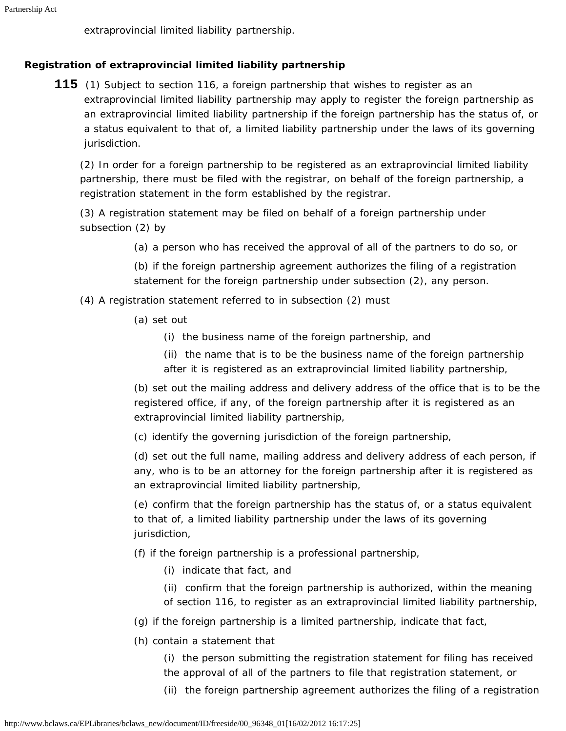extraprovincial limited liability partnership.

### Registration of extraprovincial limited liability partnership

**115** (1) Subject to section 116, a foreign partnership that wishes to register as an extraprovincial limited liability partnership may apply to register the foreign partnership as an extraprovincial limited liability partnership if the foreign partnership has the status of, or a status equivalent to that of, a limited liability partnership under the laws of its governing jurisdiction.

(2) In order for a foreign partnership to be registered as an extraprovincial limited liability partnership, there must be filed with the registrar, on behalf of the foreign partnership, a registration statement in the form established by the registrar.

(3) A registration statement may be filed on behalf of a foreign partnership under subsection (2) by

(a) a person who has received the approval of all of the partners to do so, or

(b) if the foreign partnership agreement authorizes the filing of a registration statement for the foreign partnership under subsection (2), any person.

(4) A registration statement referred to in subsection (2) must

(a) set out

(i) the business name of the foreign partnership, and

(ii) the name that is to be the business name of the foreign partnership after it is registered as an extraprovincial limited liability partnership,

(b) set out the mailing address and delivery address of the office that is to be the registered office, if any, of the foreign partnership after it is registered as an extraprovincial limited liability partnership,

(c) identify the governing jurisdiction of the foreign partnership,

(d) set out the full name, mailing address and delivery address of each person, if any, who is to be an attorney for the foreign partnership after it is registered as an extraprovincial limited liability partnership,

(e) confirm that the foreign partnership has the status of, or a status equivalent to that of, a limited liability partnership under the laws of its governing jurisdiction,

(f) if the foreign partnership is a professional partnership,

(i) indicate that fact, and

(ii) confirm that the foreign partnership is authorized, within the meaning of section 116, to register as an extraprovincial limited liability partnership,

(g) if the foreign partnership is a limited partnership, indicate that fact,

(h) contain a statement that

(i) the person submitting the registration statement for filing has received the approval of all of the partners to file that registration statement, or

(ii) the foreign partnership agreement authorizes the filing of a registration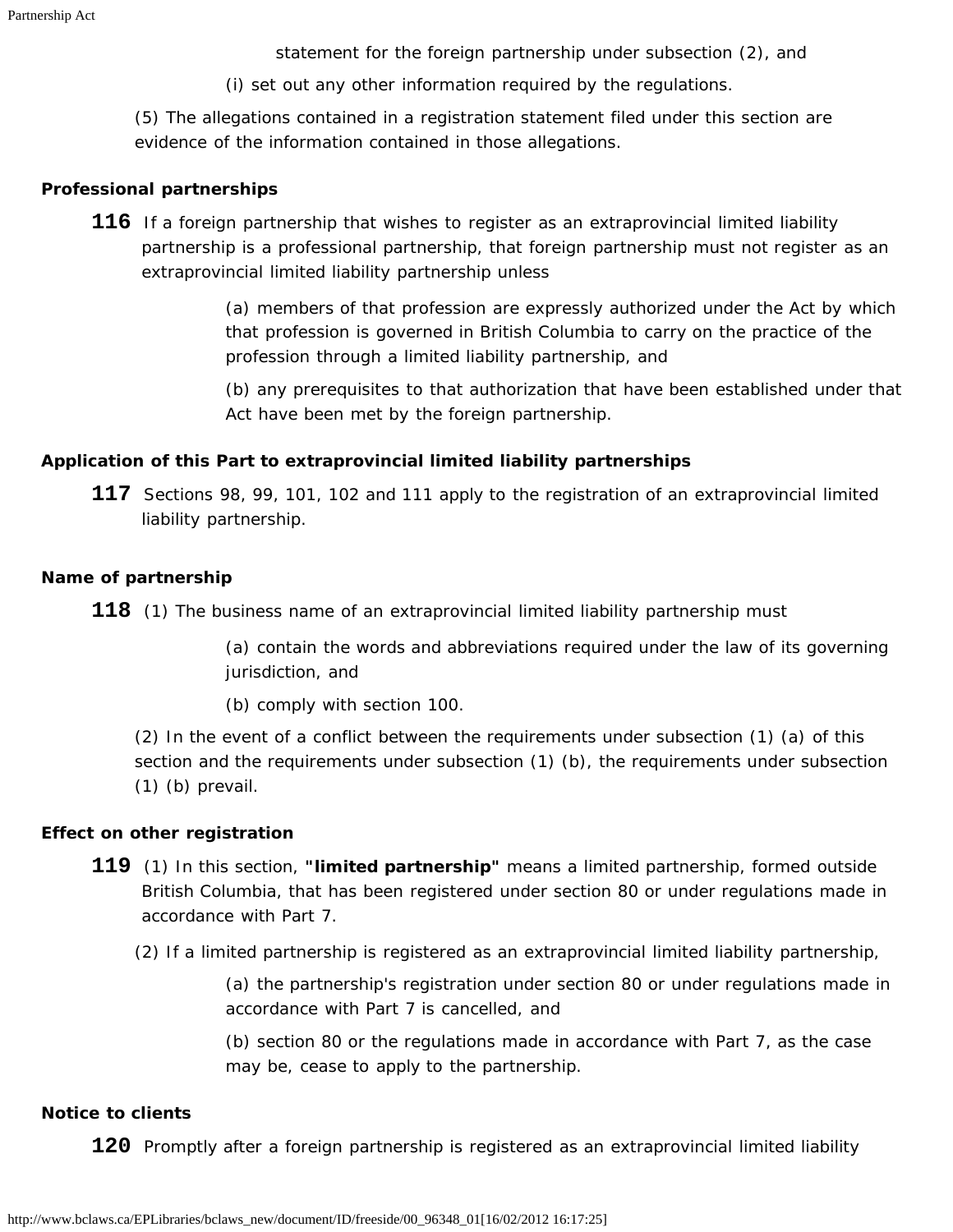statement for the foreign partnership under subsection (2), and

(i) set out any other information required by the regulations.

(5) The allegations contained in a registration statement filed under this section are evidence of the information contained in those allegations.

**Professional partnerships**

**116** If a foreign partnership that wishes to register as an extraprovincial limited liability partnership is a professional partnership, that foreign partnership must not register as an extraprovincial limited liability partnership unless

(a) members of that profession are expressly authorized under the Act by which that profession is governed in British Columbia to carry on the practice of the profession through a limited liability partnership, and

(b) any prerequisites to that authorization that have been established under that Act have been met by the foreign partnership.

**Application of this Part to extraprovincial limited liability partnerships**

**117** Sections 98, 99, 101, 102 and 111 apply to the registration of an extraprovincial limited liability partnership.

**Name of partnership**

**118** (1) The business name of an extraprovincial limited liability partnership must

(a) contain the words and abbreviations required under the law of its governing jurisdiction, and

(b) comply with section 100.

(2) In the event of a conflict between the requirements under subsection (1) (a) of this section and the requirements under subsection (1) (b), the requirements under subsection (1) (b) prevail.

**Effect on other registration**

**119** (1) In this section, **"limited partnership"** means a limited partnership, formed outside British Columbia, that has been registered under section 80 or under regulations made in accordance with Part 7.

(2) If a limited partnership is registered as an extraprovincial limited liability partnership,

(a) the partnership's registration under section 80 or under regulations made in accordance with Part 7 is cancelled, and

(b) section 80 or the regulations made in accordance with Part 7, as the case may be, cease to apply to the partnership.

**Notice to clients**

**120** Promptly after a foreign partnership is registered as an extraprovincial limited liability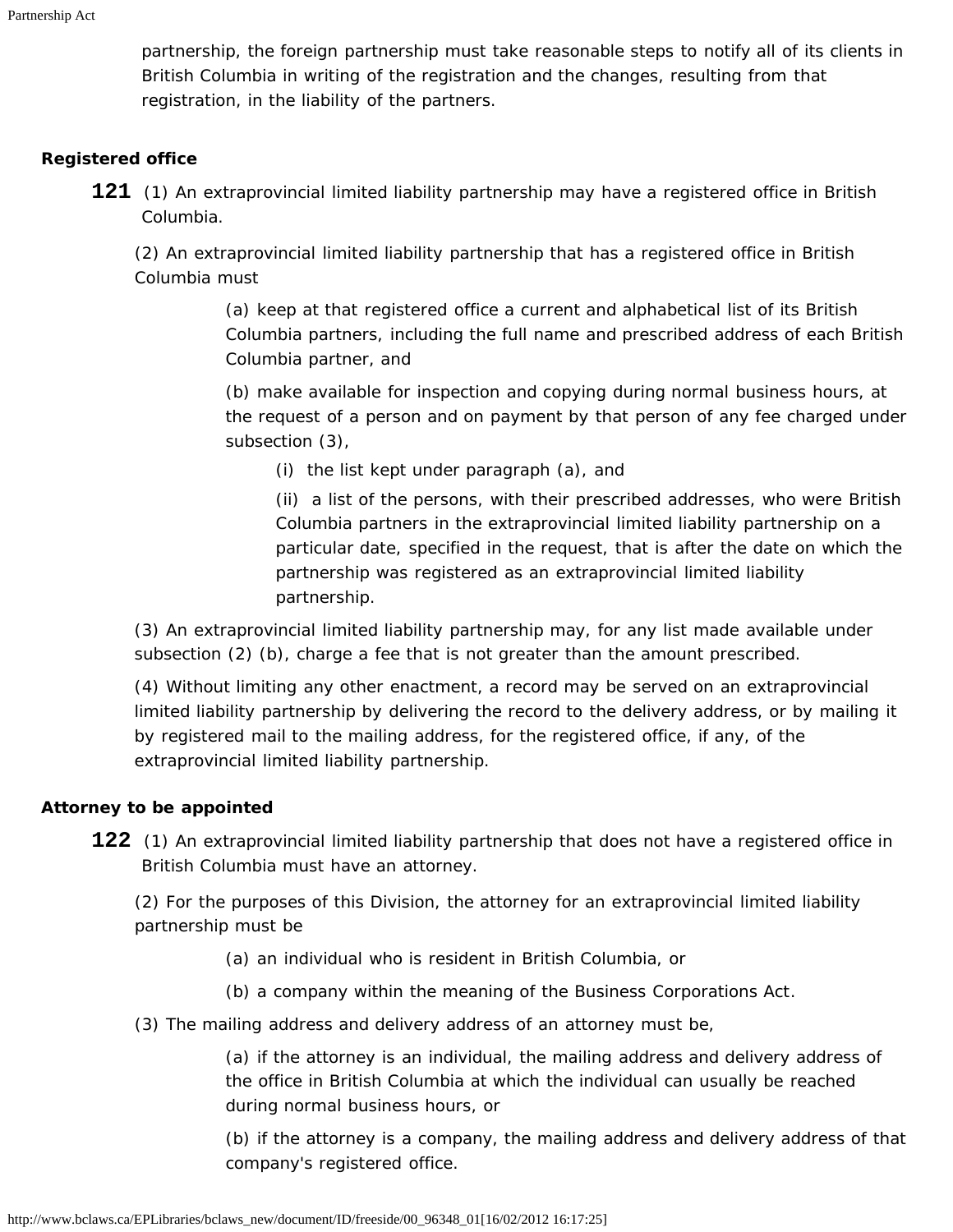partnership, the foreign partnership must take reasonable steps to notify all of its clients in British Columbia in writing of the registration and the changes, resulting from that registration, in the liability of the partners.

**Registered office**

**121** (1) An extraprovincial limited liability partnership may have a registered office in British Columbia.

(2) An extraprovincial limited liability partnership that has a registered office in British Columbia must

(a) keep at that registered office a current and alphabetical list of its British Columbia partners, including the full name and prescribed address of each British Columbia partner, and

(b) make available for inspection and copying during normal business hours, at the request of a person and on payment by that person of any fee charged under subsection (3),

(i) the list kept under paragraph (a), and

(ii) a list of the persons, with their prescribed addresses, who were British Columbia partners in the extraprovincial limited liability partnership on a particular date, specified in the request, that is after the date on which the partnership was registered as an extraprovincial limited liability partnership.

(3) An extraprovincial limited liability partnership may, for any list made available under subsection (2) (b), charge a fee that is not greater than the amount prescribed.

(4) Without limiting any other enactment, a record may be served on an extraprovincial limited liability partnership by delivering the record to the delivery address, or by mailing it by registered mail to the mailing address, for the registered office, if any, of the extraprovincial limited liability partnership.

**Attorney to be appointed**

**122** (1) An extraprovincial limited liability partnership that does not have a registered office in British Columbia must have an attorney.

(2) For the purposes of this Division, the attorney for an extraprovincial limited liability partnership must be

(a) an individual who is resident in British Columbia, or

(b) a company within the meaning of the Business Corporations Act.

(3) The mailing address and delivery address of an attorney must be,

(a) if the attorney is an individual, the mailing address and delivery address of the office in British Columbia at which the individual can usually be reached during normal business hours, or

(b) if the attorney is a company, the mailing address and delivery address of that company's registered office.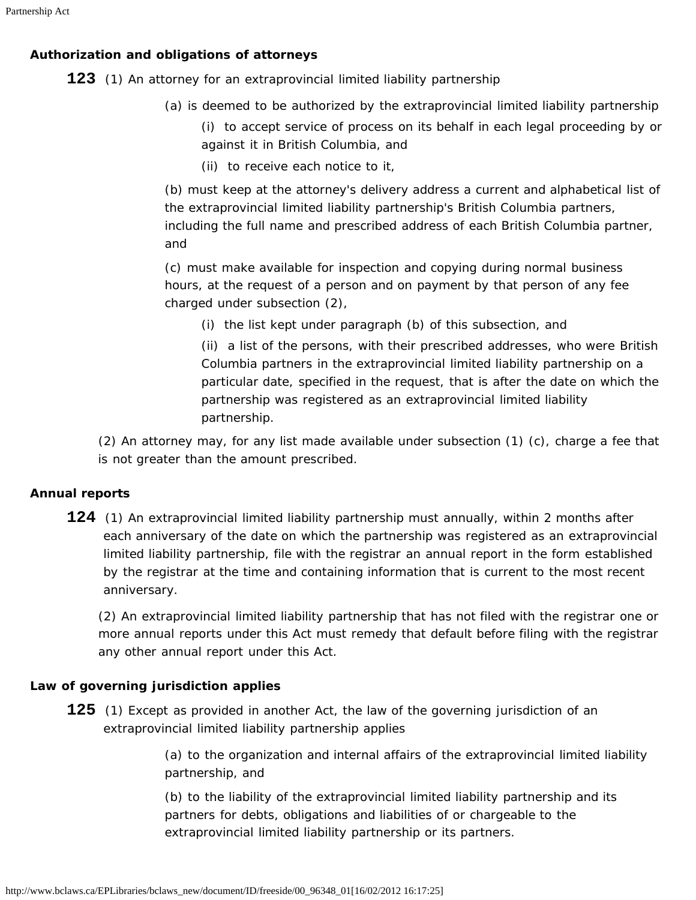**Authorization and obligations of attorneys**

**123** (1) An attorney for an extraprovincial limited liability partnership

(a) is deemed to be authorized by the extraprovincial limited liability partnership

(i) to accept service of process on its behalf in each legal proceeding by or against it in British Columbia, and

(ii) to receive each notice to it,

(b) must keep at the attorney's delivery address a current and alphabetical list of the extraprovincial limited liability partnership's British Columbia partners, including the full name and prescribed address of each British Columbia partner, and

(c) must make available for inspection and copying during normal business hours, at the request of a person and on payment by that person of any fee charged under subsection (2),

(i) the list kept under paragraph (b) of this subsection, and

(ii) a list of the persons, with their prescribed addresses, who were British Columbia partners in the extraprovincial limited liability partnership on a particular date, specified in the request, that is after the date on which the partnership was registered as an extraprovincial limited liability partnership.

(2) An attorney may, for any list made available under subsection (1) (c), charge a fee that is not greater than the amount prescribed.

**Annual reports**

**124** (1) An extraprovincial limited liability partnership must annually, within 2 months after each anniversary of the date on which the partnership was registered as an extraprovincial limited liability partnership, file with the registrar an annual report in the form established by the registrar at the time and containing information that is current to the most recent anniversary.

(2) An extraprovincial limited liability partnership that has not filed with the registrar one or more annual reports under this Act must remedy that default before filing with the registrar any other annual report under this Act.

**Law of governing jurisdiction applies**

**125** (1) Except as provided in another Act, the law of the governing jurisdiction of an extraprovincial limited liability partnership applies

(a) to the organization and internal affairs of the extraprovincial limited liability partnership, and

(b) to the liability of the extraprovincial limited liability partnership and its partners for debts, obligations and liabilities of or chargeable to the extraprovincial limited liability partnership or its partners.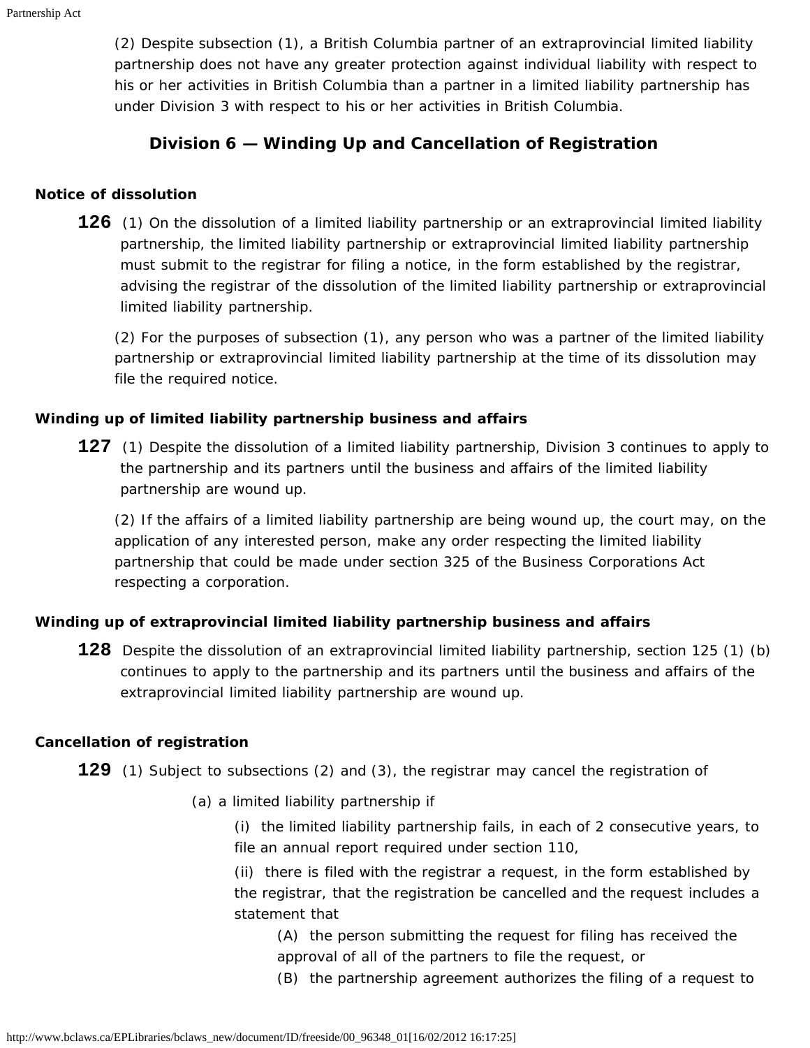(2) Despite subsection (1), a British Columbia partner of an extraprovincial limited liability partnership does not have any greater protection against individual liability with respect to his or her activities in British Columbia than a partner in a limited liability partnership has under Division 3 with respect to his or her activities in British Columbia.

## Division 6 — Winding Up and Cancellation of Registration

**Notice of dissolution**

**126** (1) On the dissolution of a limited liability partnership or an extraprovincial limited liability partnership, the limited liability partnership or extraprovincial limited liability partnership must submit to the registrar for filing a notice, in the form established by the registrar, advising the registrar of the dissolution of the limited liability partnership or extraprovincial limited liability partnership.

(2) For the purposes of subsection (1), any person who was a partner of the limited liability partnership or extraprovincial limited liability partnership at the time of its dissolution may file the required notice.

**Winding up of limited liability partnership business and affairs**

**127** (1) Despite the dissolution of a limited liability partnership, Division 3 continues to apply to the partnership and its partners until the business and affairs of the limited liability partnership are wound up.

(2) If the affairs of a limited liability partnership are being wound up, the court may, on the application of any interested person, make any order respecting the limited liability partnership that could be made under section 325 of the Business Corporations Act respecting a corporation.

**Winding up of extraprovincial limited liability partnership business and affairs**

**128** Despite the dissolution of an extraprovincial limited liability partnership, section 125 (1) (b) continues to apply to the partnership and its partners until the business and affairs of the extraprovincial limited liability partnership are wound up.

**Cancellation of registration**

**129** (1) Subject to subsections (2) and (3), the registrar may cancel the registration of

(a) a limited liability partnership if

(i) the limited liability partnership fails, in each of 2 consecutive years, to file an annual report required under section 110,

(ii) there is filed with the registrar a request, in the form established by the registrar, that the registration be cancelled and the request includes a statement that

(A) the person submitting the request for filing has received the approval of all of the partners to file the request, or

(B) the partnership agreement authorizes the filing of a request to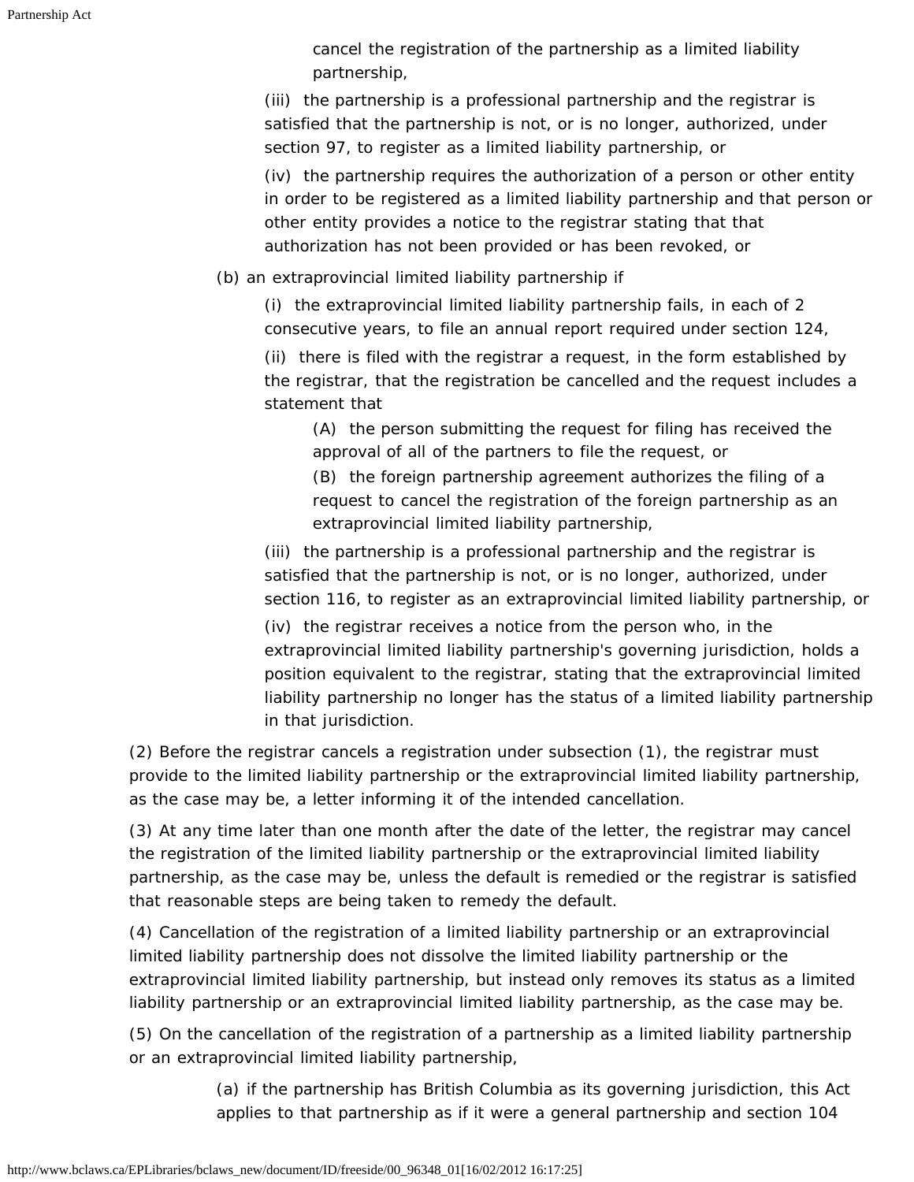cancel the registration of the partnership as a limited liability partnership,

(iii) the partnership is a professional partnership and the registrar is satisfied that the partnership is not, or is no longer, authorized, under section 97, to register as a limited liability partnership, or

(iv) the partnership requires the authorization of a person or other entity in order to be registered as a limited liability partnership and that person or other entity provides a notice to the registrar stating that that authorization has not been provided or has been revoked, or

(b) an extraprovincial limited liability partnership if

(i) the extraprovincial limited liability partnership fails, in each of 2 consecutive years, to file an annual report required under section 124,

(ii) there is filed with the registrar a request, in the form established by the registrar, that the registration be cancelled and the request includes a statement that

(A) the person submitting the request for filing has received the approval of all of the partners to file the request, or

(B) the foreign partnership agreement authorizes the filing of a request to cancel the registration of the foreign partnership as an extraprovincial limited liability partnership,

(iii) the partnership is a professional partnership and the registrar is satisfied that the partnership is not, or is no longer, authorized, under section 116, to register as an extraprovincial limited liability partnership, or

(iv) the registrar receives a notice from the person who, in the extraprovincial limited liability partnership's governing jurisdiction, holds a position equivalent to the registrar, stating that the extraprovincial limited liability partnership no longer has the status of a limited liability partnership in that jurisdiction.

(2) Before the registrar cancels a registration under subsection (1), the registrar must provide to the limited liability partnership or the extraprovincial limited liability partnership, as the case may be, a letter informing it of the intended cancellation.

(3) At any time later than one month after the date of the letter, the registrar may cancel the registration of the limited liability partnership or the extraprovincial limited liability partnership, as the case may be, unless the default is remedied or the registrar is satisfied that reasonable steps are being taken to remedy the default.

(4) Cancellation of the registration of a limited liability partnership or an extraprovincial limited liability partnership does not dissolve the limited liability partnership or the extraprovincial limited liability partnership, but instead only removes its status as a limited liability partnership or an extraprovincial limited liability partnership, as the case may be.

(5) On the cancellation of the registration of a partnership as a limited liability partnership or an extraprovincial limited liability partnership,

(a) if the partnership has British Columbia as its governing jurisdiction, this Act applies to that partnership as if it were a general partnership and section 104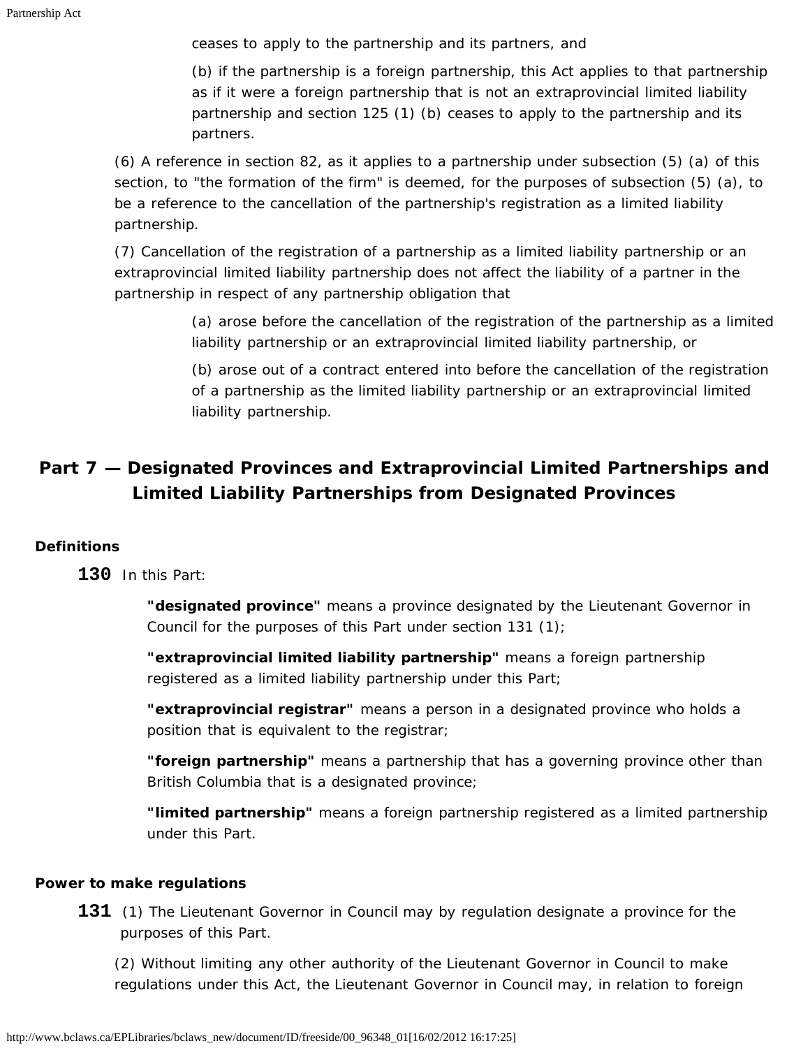ceases to apply to the partnership and its partners, and

(b) if the partnership is a foreign partnership, this Act applies to that partnership as if it were a foreign partnership that is not an extraprovincial limited liability partnership and section 125 (1) (b) ceases to apply to the partnership and its partners.

(6) A reference in section 82, as it applies to a partnership under subsection (5) (a) of this section, to "the formation of the firm" is deemed, for the purposes of subsection (5) (a), to be a reference to the cancellation of the partnership's registration as a limited liability partnership.

(7) Cancellation of the registration of a partnership as a limited liability partnership or an extraprovincial limited liability partnership does not affect the liability of a partner in the partnership in respect of any partnership obligation that

(a) arose before the cancellation of the registration of the partnership as a limited liability partnership or an extraprovincial limited liability partnership, or

(b) arose out of a contract entered into before the cancellation of the registration of a partnership as the limited liability partnership or an extraprovincial limited liability partnership.

## Part 7 — Designated Provinces and Extraprovincial Limited Partnerships and Limited Liability Partnerships from Designated Provinces

**Definitions**

**130** In this Part:

**"designated province"** means a province designated by the Lieutenant Governor in Council for the purposes of this Part under section 131 (1);

**"extraprovincial limited liability partnership"** means a foreign partnership registered as a limited liability partnership under this Part;

**"extraprovincial registrar"** means a person in a designated province who holds a position that is equivalent to the registrar;

**"foreign partnership"** means a partnership that has a governing province other than British Columbia that is a designated province;

**"limited partnership"** means a foreign partnership registered as a limited partnership under this Part.

**Power to make regulations**

**131** (1) The Lieutenant Governor in Council may by regulation designate a province for the purposes of this Part.

(2) Without limiting any other authority of the Lieutenant Governor in Council to make regulations under this Act, the Lieutenant Governor in Council may, in relation to foreign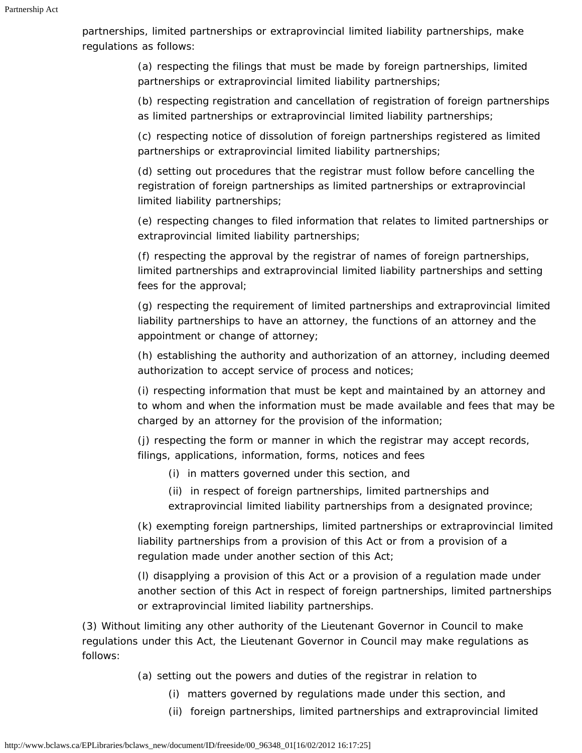partnerships, limited partnerships or extraprovincial limited liability partnerships, make regulations as follows:

(a) respecting the filings that must be made by foreign partnerships, limited partnerships or extraprovincial limited liability partnerships;

(b) respecting registration and cancellation of registration of foreign partnerships as limited partnerships or extraprovincial limited liability partnerships;

(c) respecting notice of dissolution of foreign partnerships registered as limited partnerships or extraprovincial limited liability partnerships;

(d) setting out procedures that the registrar must follow before cancelling the registration of foreign partnerships as limited partnerships or extraprovincial limited liability partnerships;

(e) respecting changes to filed information that relates to limited partnerships or extraprovincial limited liability partnerships;

(f) respecting the approval by the registrar of names of foreign partnerships, limited partnerships and extraprovincial limited liability partnerships and setting fees for the approval;

(g) respecting the requirement of limited partnerships and extraprovincial limited liability partnerships to have an attorney, the functions of an attorney and the appointment or change of attorney;

(h) establishing the authority and authorization of an attorney, including deemed authorization to accept service of process and notices;

(i) respecting information that must be kept and maintained by an attorney and to whom and when the information must be made available and fees that may be charged by an attorney for the provision of the information;

(j) respecting the form or manner in which the registrar may accept records, filings, applications, information, forms, notices and fees

(i) in matters governed under this section, and

(ii) in respect of foreign partnerships, limited partnerships and extraprovincial limited liability partnerships from a designated province;

(k) exempting foreign partnerships, limited partnerships or extraprovincial limited liability partnerships from a provision of this Act or from a provision of a regulation made under another section of this Act;

(l) disapplying a provision of this Act or a provision of a regulation made under another section of this Act in respect of foreign partnerships, limited partnerships or extraprovincial limited liability partnerships.

(3) Without limiting any other authority of the Lieutenant Governor in Council to make regulations under this Act, the Lieutenant Governor in Council may make regulations as follows:

(a) setting out the powers and duties of the registrar in relation to

(i) matters governed by regulations made under this section, and

(ii) foreign partnerships, limited partnerships and extraprovincial limited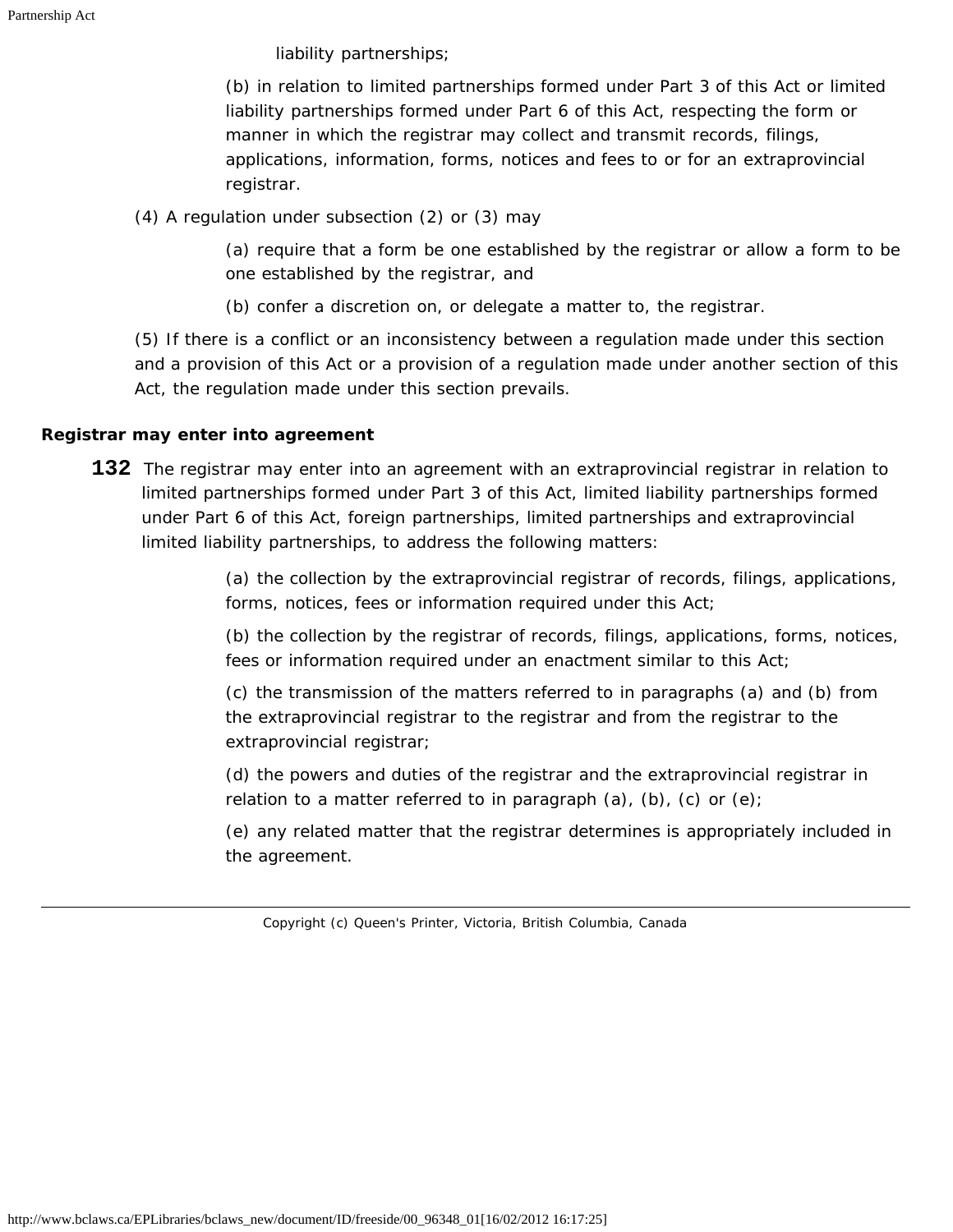liability partnerships;

(b) in relation to limited partnerships formed under Part 3 of this Act or limited liability partnerships formed under Part 6 of this Act, respecting the form or manner in which the registrar may collect and transmit records, filings, applications, information, forms, notices and fees to or for an extraprovincial registrar.

(4) A regulation under subsection (2) or (3) may

(a) require that a form be one established by the registrar or allow a form to be one established by the registrar, and

(b) confer a discretion on, or delegate a matter to, the registrar.

(5) If there is a conflict or an inconsistency between a regulation made under this section and a provision of this Act or a provision of a regulation made under another section of this Act, the regulation made under this section prevails.

**Registrar may enter into agreement**

**132** The registrar may enter into an agreement with an extraprovincial registrar in relation to limited partnerships formed under Part 3 of this Act, limited liability partnerships formed under Part 6 of this Act, foreign partnerships, limited partnerships and extraprovincial limited liability partnerships, to address the following matters:

(a) the collection by the extraprovincial registrar of records, filings, applications, forms, notices, fees or information required under this Act;

(b) the collection by the registrar of records, filings, applications, forms, notices, fees or information required under an enactment similar to this Act;

(c) the transmission of the matters referred to in paragraphs (a) and (b) from the extraprovincial registrar to the registrar and from the registrar to the extraprovincial registrar;

(d) the powers and duties of the registrar and the extraprovincial registrar in relation to a matter referred to in paragraph (a), (b), (c) or (e);

(e) any related matter that the registrar determines is appropriately included in the agreement.

Copyright (c) Queen's Printer, Victoria, British Columbia, Canada